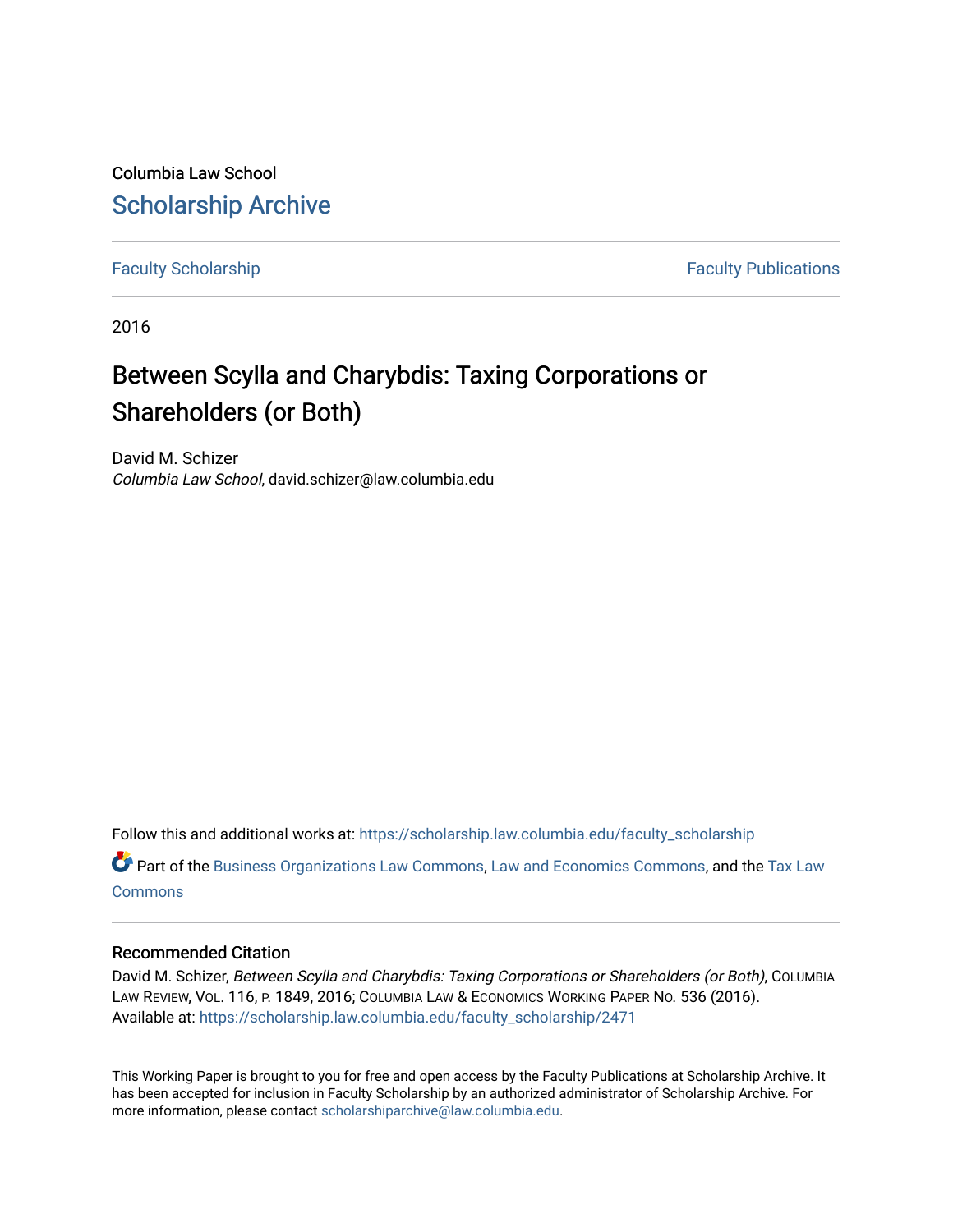Columbia Law School

Scholarship Archive

Faculty Scholarship

Faculty Publications

2016

# Between Scylla and Charybdis: Taxing Corporations or Shareholders (or Both)

David M. Schizer
*Columbia Law School*, david.schizer@law.columbia.edu

Follow this and additional works at: https://scholarship.law.columbia.edu/faculty_scholarship

Part of the Business Organizations Law Commons, Law and Economics Commons, and the Tax Law Commons

## Recommended Citation

David M. Schizer, *Between Scylla and Charybdis: Taxing Corporations or Shareholders (or Both)*, COLUMBIA LAW REVIEW, VOL. 116, P. 1849, 2016; COLUMBIA LAW & ECONOMICS WORKING PAPER NO. 536 (2016).
Available at: https://scholarship.law.columbia.edu/faculty_scholarship/2471

This Working Paper is brought to you for free and open access by the Faculty Publications at Scholarship Archive. It has been accepted for inclusion in Faculty Scholarship by an authorized administrator of Scholarship Archive. For more information, please contact scholarshiparchive@law.columbia.edu.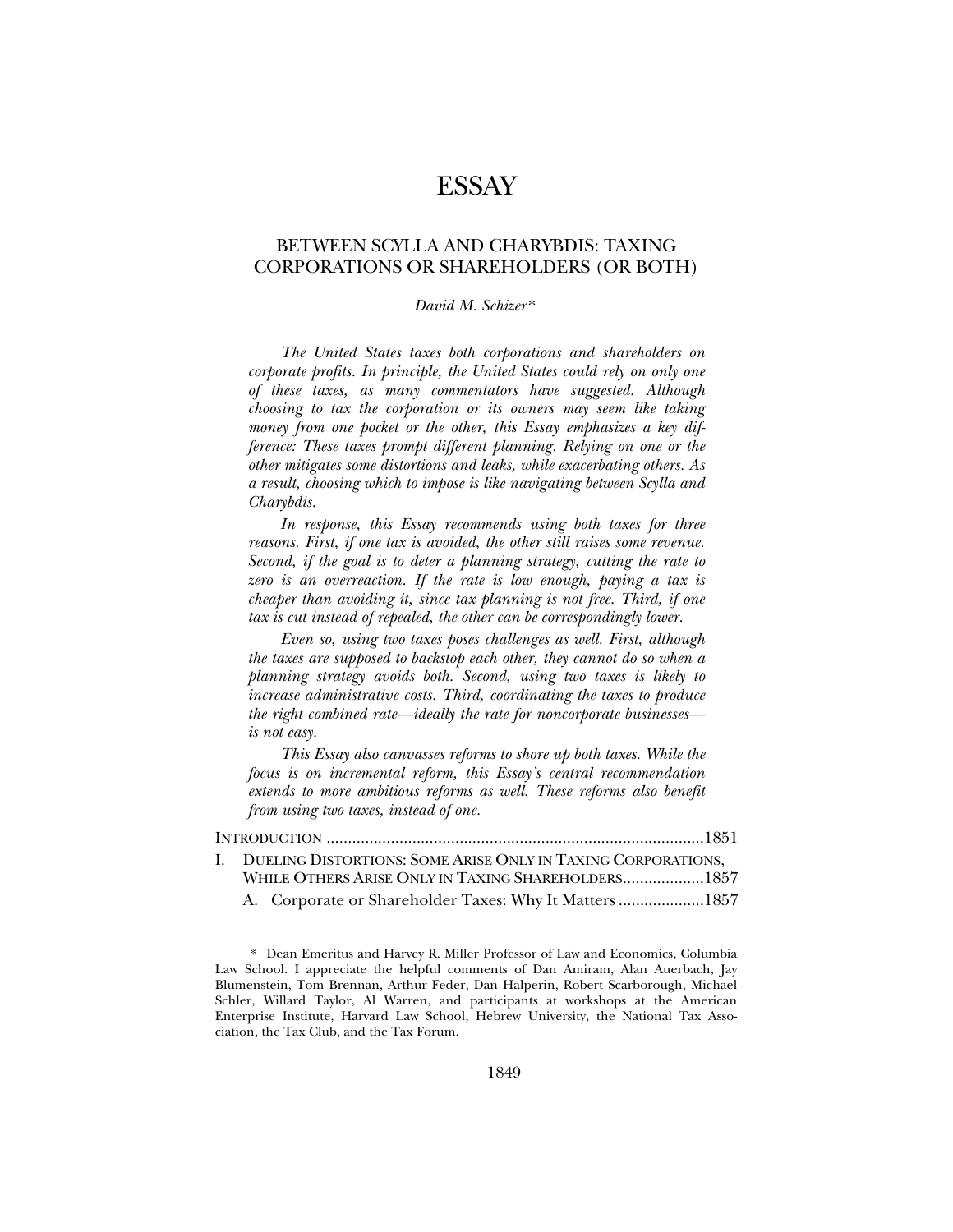# ESSAY

## BETWEEN SCYLLA AND CHARYBDIS: TAXING CORPORATIONS OR SHAREHOLDERS (OR BOTH)

*David M. Schizer\**

*The United States taxes both corporations and shareholders on corporate profits. In principle, the United States could rely on only one of these taxes, as many commentators have suggested. Although choosing to tax the corporation or its owners may seem like taking money from one pocket or the other, this Essay emphasizes a key difference: These taxes prompt different planning. Relying on one or the other mitigates some distortions and leaks, while exacerbating others. As a result, choosing which to impose is like navigating between Scylla and Charybdis.*

*In response, this Essay recommends using both taxes for three reasons. First, if one tax is avoided, the other still raises some revenue. Second, if the goal is to deter a planning strategy, cutting the rate to zero is an overreaction. If the rate is low enough, paying a tax is cheaper than avoiding it, since tax planning is not free. Third, if one tax is cut instead of repealed, the other can be correspondingly lower.*

*Even so, using two taxes poses challenges as well. First, although the taxes are supposed to backstop each other, they cannot do so when a planning strategy avoids both. Second, using two taxes is likely to increase administrative costs. Third, coordinating the taxes to produce the right combined rate—ideally the rate for noncorporate businesses—is not easy.*

*This Essay also canvasses reforms to shore up both taxes. While the focus is on incremental reform, this Essay's central recommendation extends to more ambitious reforms as well. These reforms also benefit from using two taxes, instead of one.*

INTRODUCTION ....................................................................................1851

I. DUELING DISTORTIONS: SOME ARISE ONLY IN TAXING CORPORATIONS, WHILE OTHERS ARISE ONLY IN TAXING SHAREHOLDERS...................1857

&nbsp;&nbsp;&nbsp;&nbsp;A. Corporate or Shareholder Taxes: Why It Matters ....................1857

---

\* Dean Emeritus and Harvey R. Miller Professor of Law and Economics, Columbia Law School. I appreciate the helpful comments of Dan Amiram, Alan Auerbach, Jay Blumenstein, Tom Brennan, Arthur Feder, Dan Halperin, Robert Scarborough, Michael Schler, Willard Taylor, Al Warren, and participants at workshops at the American Enterprise Institute, Harvard Law School, Hebrew University, the National Tax Association, the Tax Club, and the Tax Forum.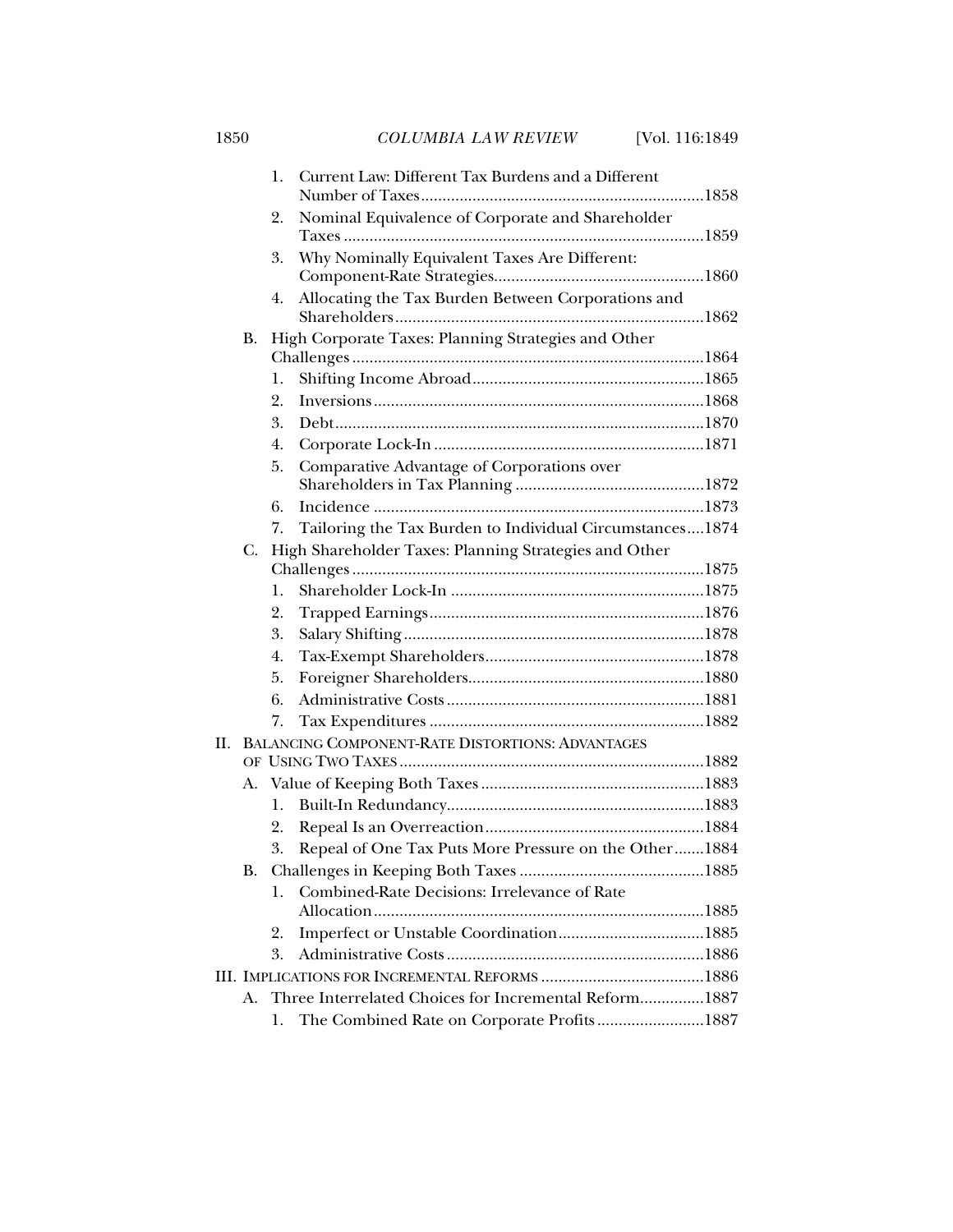1. Current Law: Different Tax Burdens and a Different Number of Taxes ....................1858
2. Nominal Equivalence of Corporate and Shareholder Taxes ....................1859
3. Why Nominally Equivalent Taxes Are Different: Component-Rate Strategies ....................1860
4. Allocating the Tax Burden Between Corporations and Shareholders ....................1862

B. High Corporate Taxes: Planning Strategies and Other Challenges ....................1864
1. Shifting Income Abroad ....................1865
2. Inversions ....................1868
3. Debt ....................1870
4. Corporate Lock-In ....................1871
5. Comparative Advantage of Corporations over Shareholders in Tax Planning ....................1872
6. Incidence ....................1873
7. Tailoring the Tax Burden to Individual Circumstances ....................1874

C. High Shareholder Taxes: Planning Strategies and Other Challenges ....................1875
1. Shareholder Lock-In ....................1875
2. Trapped Earnings ....................1876
3. Salary Shifting ....................1878
4. Tax-Exempt Shareholders ....................1878
5. Foreigner Shareholders ....................1880
6. Administrative Costs ....................1881
7. Tax Expenditures ....................1882

II. BALANCING COMPONENT-RATE DISTORTIONS: ADVANTAGES OF USING TWO TAXES ....................1882

A. Value of Keeping Both Taxes ....................1883
1. Built-In Redundancy ....................1883
2. Repeal Is an Overreaction ....................1884
3. Repeal of One Tax Puts More Pressure on the Other ....................1884

B. Challenges in Keeping Both Taxes ....................1885
1. Combined-Rate Decisions: Irrelevance of Rate Allocation ....................1885
2. Imperfect or Unstable Coordination ....................1885
3. Administrative Costs ....................1886

III. IMPLICATIONS FOR INCREMENTAL REFORMS ....................1886

A. Three Interrelated Choices for Incremental Reform ....................1887
1. The Combined Rate on Corporate Profits ....................1887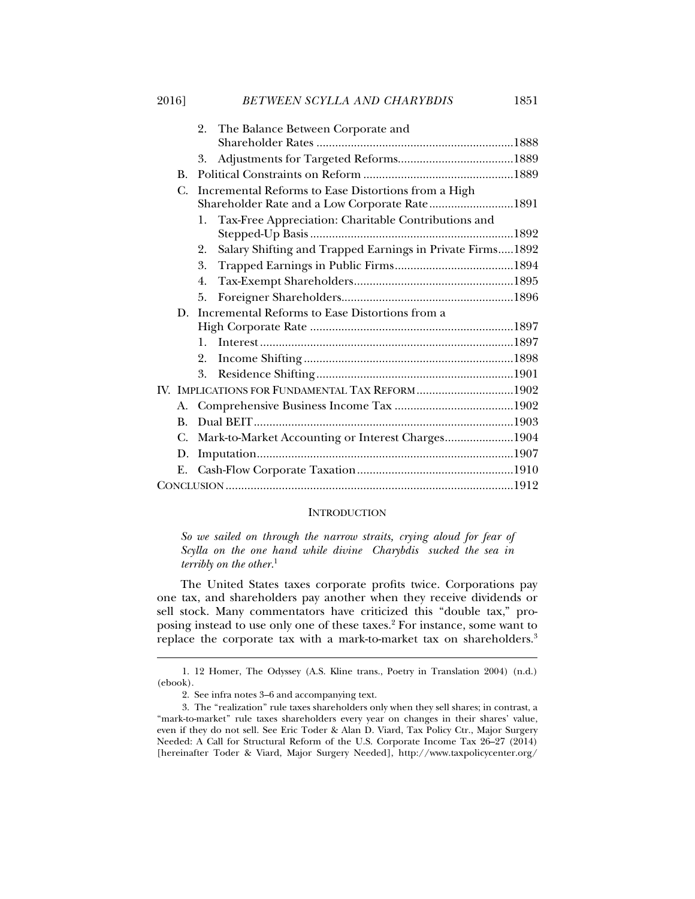2. The Balance Between Corporate and Shareholder Rates ....1888
3. Adjustments for Targeted Reforms....1889

B. Political Constraints on Reform ....1889

C. Incremental Reforms to Ease Distortions from a High Shareholder Rate and a Low Corporate Rate....1891

1. Tax-Free Appreciation: Charitable Contributions and Stepped-Up Basis....1892
2. Salary Shifting and Trapped Earnings in Private Firms....1892
3. Trapped Earnings in Public Firms....1894
4. Tax-Exempt Shareholders....1895
5. Foreigner Shareholders....1896

D. Incremental Reforms to Ease Distortions from a High Corporate Rate ....1897

1. Interest....1897
2. Income Shifting....1898
3. Residence Shifting....1901

IV. Implications for Fundamental Tax Reform....1902

A. Comprehensive Business Income Tax ....1902

B. Dual BEIT....1903

C. Mark-to-Market Accounting or Interest Charges....1904

D. Imputation....1907

E. Cash-Flow Corporate Taxation....1910

Conclusion....1912

## Introduction

*So we sailed on through the narrow straits, crying aloud for fear of Scylla on the one hand while divine Charybdis sucked the sea in terribly on the other.*[1]

The United States taxes corporate profits twice. Corporations pay one tax, and shareholders pay another when they receive dividends or sell stock. Many commentators have criticized this "double tax," proposing instead to use only one of these taxes.[2] For instance, some want to replace the corporate tax with a mark-to-market tax on shareholders.[3]

---

1. 12 Homer, The Odyssey (A.S. Kline trans., Poetry in Translation 2004) (n.d.) (ebook).

2. See infra notes 3–6 and accompanying text.

3. The "realization" rule taxes shareholders only when they sell shares; in contrast, a "mark-to-market" rule taxes shareholders every year on changes in their shares' value, even if they do not sell. See Eric Toder & Alan D. Viard, Tax Policy Ctr., Major Surgery Needed: A Call for Structural Reform of the U.S. Corporate Income Tax 26–27 (2014) [hereinafter Toder & Viard, Major Surgery Needed], http://www.taxpolicycenter.org/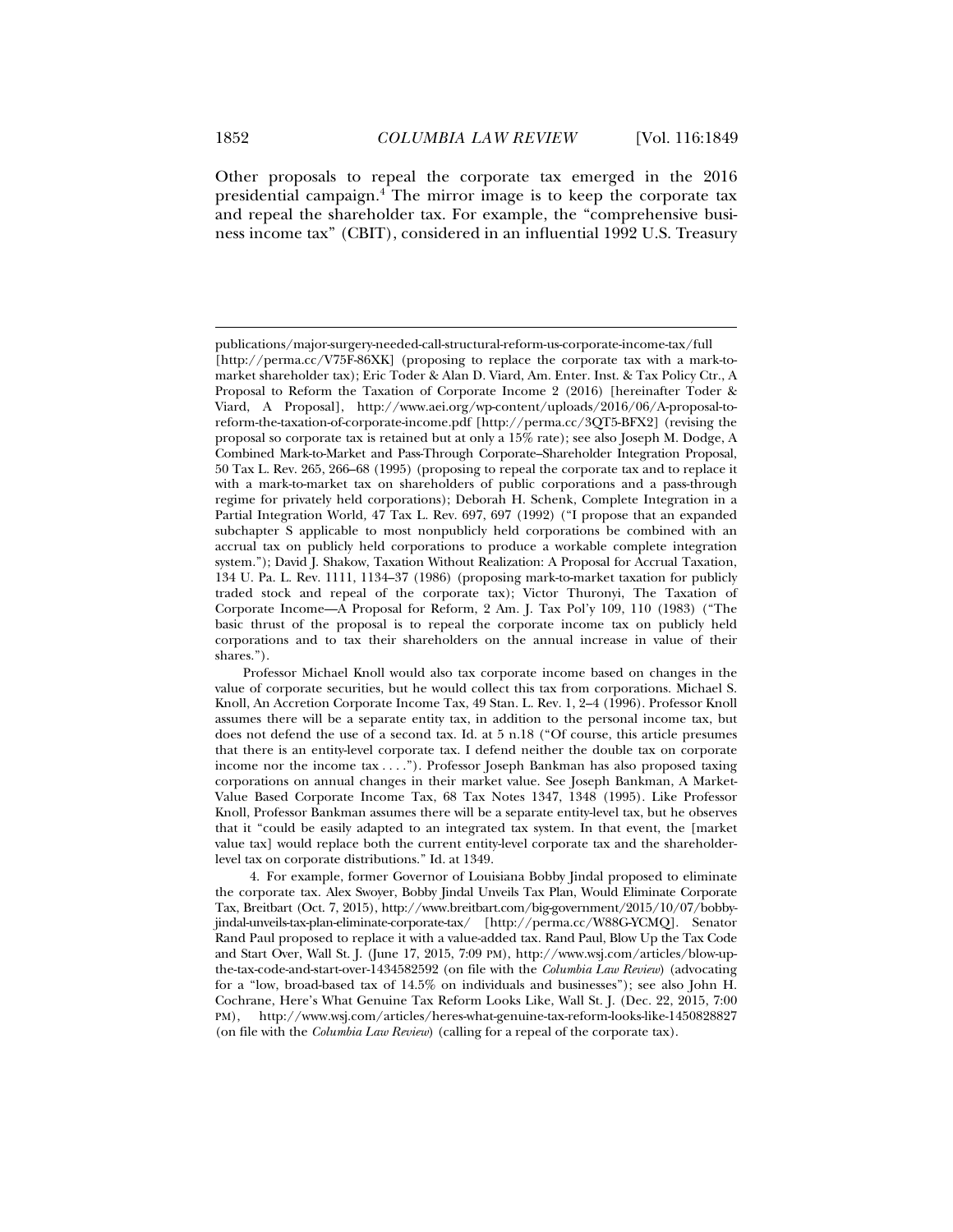Other proposals to repeal the corporate tax emerged in the 2016 presidential campaign.[4] The mirror image is to keep the corporate tax and repeal the shareholder tax. For example, the "comprehensive business income tax" (CBIT), considered in an influential 1992 U.S. Treasury

---

publications/major-surgery-needed-call-structural-reform-us-corporate-income-tax/full [http://perma.cc/V75F-86XK] (proposing to replace the corporate tax with a mark-to-market shareholder tax); Eric Toder & Alan D. Viard, Am. Enter. Inst. & Tax Policy Ctr., A Proposal to Reform the Taxation of Corporate Income 2 (2016) [hereinafter Toder & Viard, A Proposal], http://www.aei.org/wp-content/uploads/2016/06/A-proposal-to-reform-the-taxation-of-corporate-income.pdf [http://perma.cc/3QT5-BFX2] (revising the proposal so corporate tax is retained but at only a 15% rate); see also Joseph M. Dodge, A Combined Mark-to-Market and Pass-Through Corporate–Shareholder Integration Proposal, 50 Tax L. Rev. 265, 266–68 (1995) (proposing to repeal the corporate tax and to replace it with a mark-to-market tax on shareholders of public corporations and a pass-through regime for privately held corporations); Deborah H. Schenk, Complete Integration in a Partial Integration World, 47 Tax L. Rev. 697, 697 (1992) ("I propose that an expanded subchapter S applicable to most nonpublicly held corporations be combined with an accrual tax on publicly held corporations to produce a workable complete integration system."); David J. Shakow, Taxation Without Realization: A Proposal for Accrual Taxation, 134 U. Pa. L. Rev. 1111, 1134–37 (1986) (proposing mark-to-market taxation for publicly traded stock and repeal of the corporate tax); Victor Thuronyi, The Taxation of Corporate Income—A Proposal for Reform, 2 Am. J. Tax Pol'y 109, 110 (1983) ("The basic thrust of the proposal is to repeal the corporate income tax on publicly held corporations and to tax their shareholders on the annual increase in value of their shares.").

Professor Michael Knoll would also tax corporate income based on changes in the value of corporate securities, but he would collect this tax from corporations. Michael S. Knoll, An Accretion Corporate Income Tax, 49 Stan. L. Rev. 1, 2–4 (1996). Professor Knoll assumes there will be a separate entity tax, in addition to the personal income tax, but does not defend the use of a second tax. Id. at 5 n.18 ("Of course, this article presumes that there is an entity-level corporate tax. I defend neither the double tax on corporate income nor the income tax . . . ."). Professor Joseph Bankman has also proposed taxing corporations on annual changes in their market value. See Joseph Bankman, A Market-Value Based Corporate Income Tax, 68 Tax Notes 1347, 1348 (1995). Like Professor Knoll, Professor Bankman assumes there will be a separate entity-level tax, but he observes that it "could be easily adapted to an integrated tax system. In that event, the [market value tax] would replace both the current entity-level corporate tax and the shareholder-level tax on corporate distributions." Id. at 1349.

4. For example, former Governor of Louisiana Bobby Jindal proposed to eliminate the corporate tax. Alex Swoyer, Bobby Jindal Unveils Tax Plan, Would Eliminate Corporate Tax, Breitbart (Oct. 7, 2015), http://www.breitbart.com/big-government/2015/10/07/bobby-jindal-unveils-tax-plan-eliminate-corporate-tax/ [http://perma.cc/W88G-YCMQ]. Senator Rand Paul proposed to replace it with a value-added tax. Rand Paul, Blow Up the Tax Code and Start Over, Wall St. J. (June 17, 2015, 7:09 PM), http://www.wsj.com/articles/blow-up-the-tax-code-and-start-over-1434582592 (on file with the *Columbia Law Review*) (advocating for a "low, broad-based tax of 14.5% on individuals and businesses"); see also John H. Cochrane, Here's What Genuine Tax Reform Looks Like, Wall St. J. (Dec. 22, 2015, 7:00 PM), http://www.wsj.com/articles/heres-what-genuine-tax-reform-looks-like-1450828827 (on file with the *Columbia Law Review*) (calling for a repeal of the corporate tax).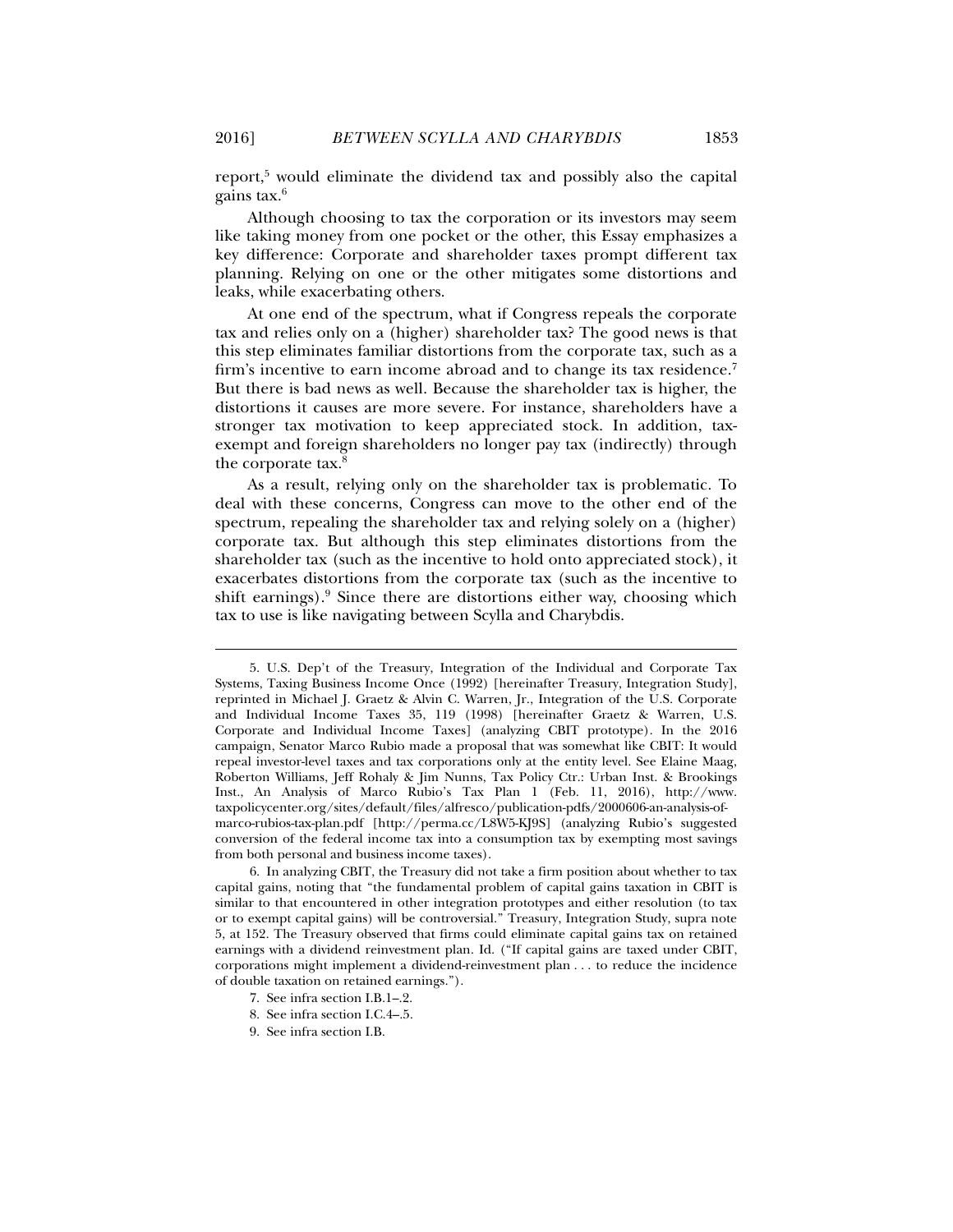report,[5] would eliminate the dividend tax and possibly also the capital gains tax.[6]

Although choosing to tax the corporation or its investors may seem like taking money from one pocket or the other, this Essay emphasizes a key difference: Corporate and shareholder taxes prompt different tax planning. Relying on one or the other mitigates some distortions and leaks, while exacerbating others.

At one end of the spectrum, what if Congress repeals the corporate tax and relies only on a (higher) shareholder tax? The good news is that this step eliminates familiar distortions from the corporate tax, such as a firm's incentive to earn income abroad and to change its tax residence.[7] But there is bad news as well. Because the shareholder tax is higher, the distortions it causes are more severe. For instance, shareholders have a stronger tax motivation to keep appreciated stock. In addition, tax-exempt and foreign shareholders no longer pay tax (indirectly) through the corporate tax.[8]

As a result, relying only on the shareholder tax is problematic. To deal with these concerns, Congress can move to the other end of the spectrum, repealing the shareholder tax and relying solely on a (higher) corporate tax. But although this step eliminates distortions from the shareholder tax (such as the incentive to hold onto appreciated stock), it exacerbates distortions from the corporate tax (such as the incentive to shift earnings).[9] Since there are distortions either way, choosing which tax to use is like navigating between Scylla and Charybdis.

---

5. U.S. Dep't of the Treasury, Integration of the Individual and Corporate Tax Systems, Taxing Business Income Once (1992) [hereinafter Treasury, Integration Study], reprinted in Michael J. Graetz & Alvin C. Warren, Jr., Integration of the U.S. Corporate and Individual Income Taxes 35, 119 (1998) [hereinafter Graetz & Warren, U.S. Corporate and Individual Income Taxes] (analyzing CBIT prototype). In the 2016 campaign, Senator Marco Rubio made a proposal that was somewhat like CBIT: It would repeal investor-level taxes and tax corporations only at the entity level. See Elaine Maag, Roberton Williams, Jeff Rohaly & Jim Nunns, Tax Policy Ctr.: Urban Inst. & Brookings Inst., An Analysis of Marco Rubio's Tax Plan 1 (Feb. 11, 2016), http://www.taxpolicycenter.org/sites/default/files/alfresco/publication-pdfs/2000606-an-analysis-of-marco-rubios-tax-plan.pdf [http://perma.cc/L8W5-KJ9S] (analyzing Rubio's suggested conversion of the federal income tax into a consumption tax by exempting most savings from both personal and business income taxes).

6. In analyzing CBIT, the Treasury did not take a firm position about whether to tax capital gains, noting that "the fundamental problem of capital gains taxation in CBIT is similar to that encountered in other integration prototypes and either resolution (to tax or to exempt capital gains) will be controversial." Treasury, Integration Study, supra note 5, at 152. The Treasury observed that firms could eliminate capital gains tax on retained earnings with a dividend reinvestment plan. Id. ("If capital gains are taxed under CBIT, corporations might implement a dividend-reinvestment plan . . . to reduce the incidence of double taxation on retained earnings.").

7. See infra section I.B.1–.2.

8. See infra section I.C.4–.5.

9. See infra section I.B.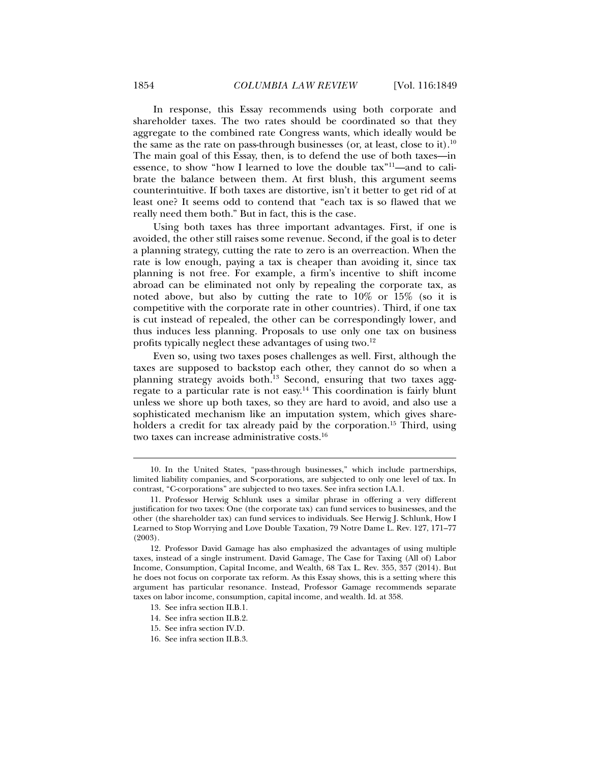In response, this Essay recommends using both corporate and shareholder taxes. The two rates should be coordinated so that they aggregate to the combined rate Congress wants, which ideally would be the same as the rate on pass-through businesses (or, at least, close to it).[10] The main goal of this Essay, then, is to defend the use of both taxes—in essence, to show "how I learned to love the double tax"[11]—and to calibrate the balance between them. At first blush, this argument seems counterintuitive. If both taxes are distortive, isn't it better to get rid of at least one? It seems odd to contend that "each tax is so flawed that we really need them both." But in fact, this is the case.

Using both taxes has three important advantages. First, if one is avoided, the other still raises some revenue. Second, if the goal is to deter a planning strategy, cutting the rate to zero is an overreaction. When the rate is low enough, paying a tax is cheaper than avoiding it, since tax planning is not free. For example, a firm's incentive to shift income abroad can be eliminated not only by repealing the corporate tax, as noted above, but also by cutting the rate to 10% or 15% (so it is competitive with the corporate rate in other countries). Third, if one tax is cut instead of repealed, the other can be correspondingly lower, and thus induces less planning. Proposals to use only one tax on business profits typically neglect these advantages of using two.[12]

Even so, using two taxes poses challenges as well. First, although the taxes are supposed to backstop each other, they cannot do so when a planning strategy avoids both.[13] Second, ensuring that two taxes aggregate to a particular rate is not easy.[14] This coordination is fairly blunt unless we shore up both taxes, so they are hard to avoid, and also use a sophisticated mechanism like an imputation system, which gives shareholders a credit for tax already paid by the corporation.[15] Third, using two taxes can increase administrative costs.[16]

---

10. In the United States, "pass-through businesses," which include partnerships, limited liability companies, and S-corporations, are subjected to only one level of tax. In contrast, "C-corporations" are subjected to two taxes. See infra section I.A.1.

11. Professor Herwig Schlunk uses a similar phrase in offering a very different justification for two taxes: One (the corporate tax) can fund services to businesses, and the other (the shareholder tax) can fund services to individuals. See Herwig J. Schlunk, How I Learned to Stop Worrying and Love Double Taxation, 79 Notre Dame L. Rev. 127, 171–77 (2003).

12. Professor David Gamage has also emphasized the advantages of using multiple taxes, instead of a single instrument. David Gamage, The Case for Taxing (All of) Labor Income, Consumption, Capital Income, and Wealth, 68 Tax L. Rev. 355, 357 (2014). But he does not focus on corporate tax reform. As this Essay shows, this is a setting where this argument has particular resonance. Instead, Professor Gamage recommends separate taxes on labor income, consumption, capital income, and wealth. Id. at 358.

13. See infra section II.B.1.

14. See infra section II.B.2.

15. See infra section IV.D.

16. See infra section II.B.3.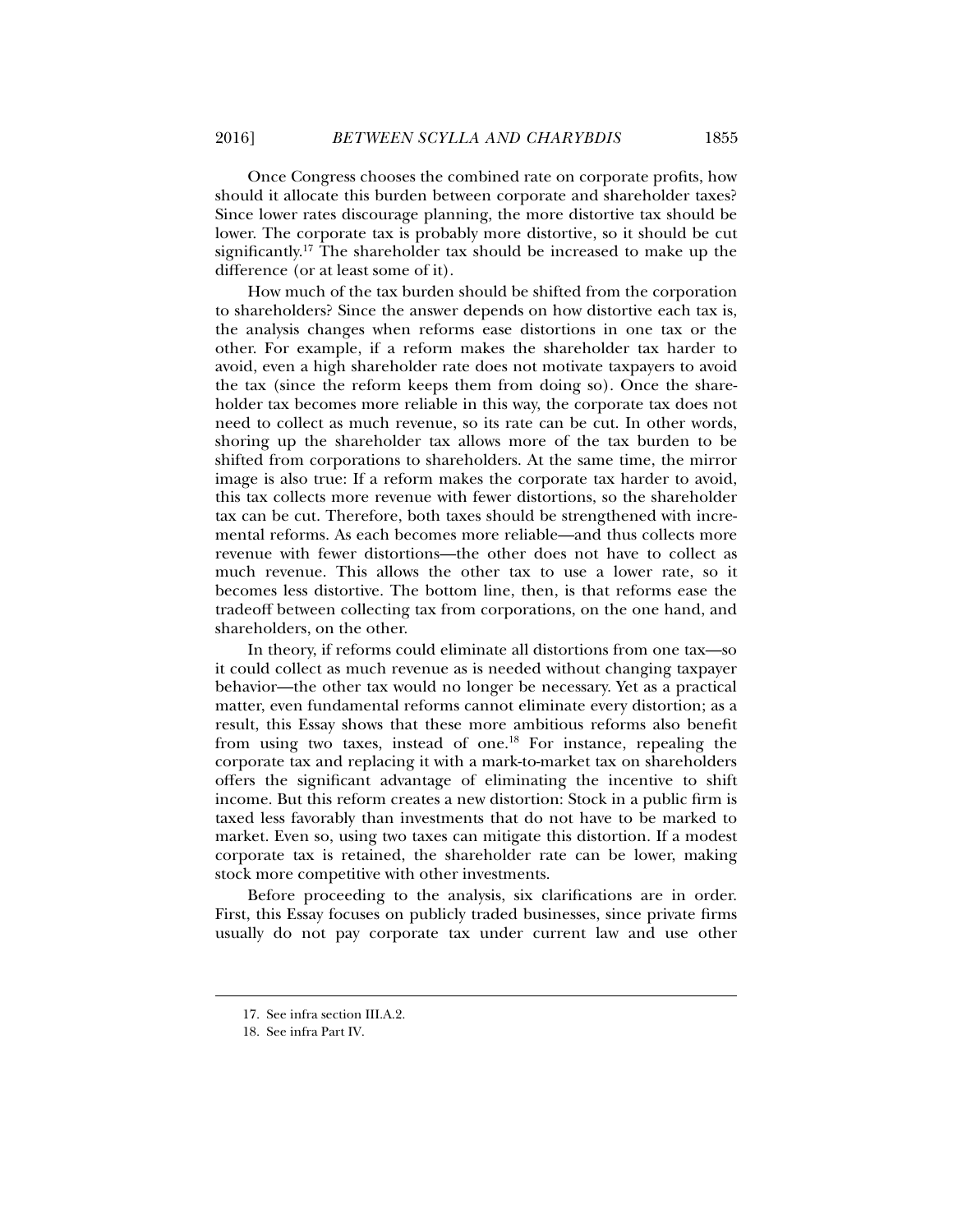Once Congress chooses the combined rate on corporate profits, how should it allocate this burden between corporate and shareholder taxes? Since lower rates discourage planning, the more distortive tax should be lower. The corporate tax is probably more distortive, so it should be cut significantly.[17] The shareholder tax should be increased to make up the difference (or at least some of it).

How much of the tax burden should be shifted from the corporation to shareholders? Since the answer depends on how distortive each tax is, the analysis changes when reforms ease distortions in one tax or the other. For example, if a reform makes the shareholder tax harder to avoid, even a high shareholder rate does not motivate taxpayers to avoid the tax (since the reform keeps them from doing so). Once the shareholder tax becomes more reliable in this way, the corporate tax does not need to collect as much revenue, so its rate can be cut. In other words, shoring up the shareholder tax allows more of the tax burden to be shifted from corporations to shareholders. At the same time, the mirror image is also true: If a reform makes the corporate tax harder to avoid, this tax collects more revenue with fewer distortions, so the shareholder tax can be cut. Therefore, both taxes should be strengthened with incremental reforms. As each becomes more reliable—and thus collects more revenue with fewer distortions—the other does not have to collect as much revenue. This allows the other tax to use a lower rate, so it becomes less distortive. The bottom line, then, is that reforms ease the tradeoff between collecting tax from corporations, on the one hand, and shareholders, on the other.

In theory, if reforms could eliminate all distortions from one tax—so it could collect as much revenue as is needed without changing taxpayer behavior—the other tax would no longer be necessary. Yet as a practical matter, even fundamental reforms cannot eliminate every distortion; as a result, this Essay shows that these more ambitious reforms also benefit from using two taxes, instead of one.[18] For instance, repealing the corporate tax and replacing it with a mark-to-market tax on shareholders offers the significant advantage of eliminating the incentive to shift income. But this reform creates a new distortion: Stock in a public firm is taxed less favorably than investments that do not have to be marked to market. Even so, using two taxes can mitigate this distortion. If a modest corporate tax is retained, the shareholder rate can be lower, making stock more competitive with other investments.

Before proceeding to the analysis, six clarifications are in order. First, this Essay focuses on publicly traded businesses, since private firms usually do not pay corporate tax under current law and use other

---

17. See infra section III.A.2.

18. See infra Part IV.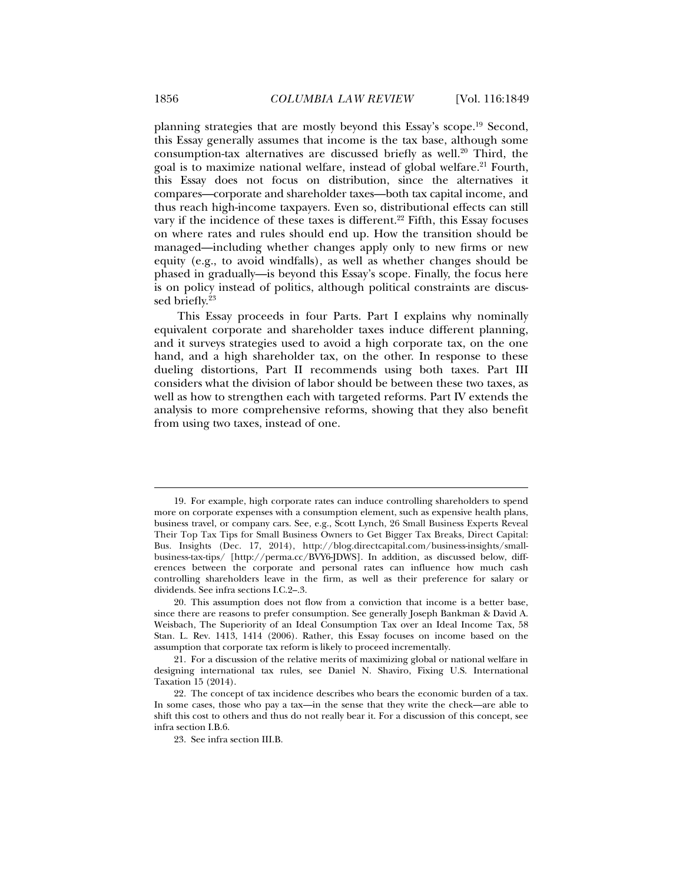planning strategies that are mostly beyond this Essay's scope.[19] Second, this Essay generally assumes that income is the tax base, although some consumption-tax alternatives are discussed briefly as well.[20] Third, the goal is to maximize national welfare, instead of global welfare.[21] Fourth, this Essay does not focus on distribution, since the alternatives it compares—corporate and shareholder taxes—both tax capital income, and thus reach high-income taxpayers. Even so, distributional effects can still vary if the incidence of these taxes is different.[22] Fifth, this Essay focuses on where rates and rules should end up. How the transition should be managed—including whether changes apply only to new firms or new equity (e.g., to avoid windfalls), as well as whether changes should be phased in gradually—is beyond this Essay's scope. Finally, the focus here is on policy instead of politics, although political constraints are discussed briefly.[23]

This Essay proceeds in four Parts. Part I explains why nominally equivalent corporate and shareholder taxes induce different planning, and it surveys strategies used to avoid a high corporate tax, on the one hand, and a high shareholder tax, on the other. In response to these dueling distortions, Part II recommends using both taxes. Part III considers what the division of labor should be between these two taxes, as well as how to strengthen each with targeted reforms. Part IV extends the analysis to more comprehensive reforms, showing that they also benefit from using two taxes, instead of one.

---

19. For example, high corporate rates can induce controlling shareholders to spend more on corporate expenses with a consumption element, such as expensive health plans, business travel, or company cars. See, e.g., Scott Lynch, 26 Small Business Experts Reveal Their Top Tax Tips for Small Business Owners to Get Bigger Tax Breaks, Direct Capital: Bus. Insights (Dec. 17, 2014), http://blog.directcapital.com/business-insights/small-business-tax-tips/ [http://perma.cc/BVY6-JDWS]. In addition, as discussed below, differences between the corporate and personal rates can influence how much cash controlling shareholders leave in the firm, as well as their preference for salary or dividends. See infra sections I.C.2–.3.

20. This assumption does not flow from a conviction that income is a better base, since there are reasons to prefer consumption. See generally Joseph Bankman & David A. Weisbach, The Superiority of an Ideal Consumption Tax over an Ideal Income Tax, 58 Stan. L. Rev. 1413, 1414 (2006). Rather, this Essay focuses on income based on the assumption that corporate tax reform is likely to proceed incrementally.

21. For a discussion of the relative merits of maximizing global or national welfare in designing international tax rules, see Daniel N. Shaviro, Fixing U.S. International Taxation 15 (2014).

22. The concept of tax incidence describes who bears the economic burden of a tax. In some cases, those who pay a tax—in the sense that they write the check—are able to shift this cost to others and thus do not really bear it. For a discussion of this concept, see infra section I.B.6.

23. See infra section III.B.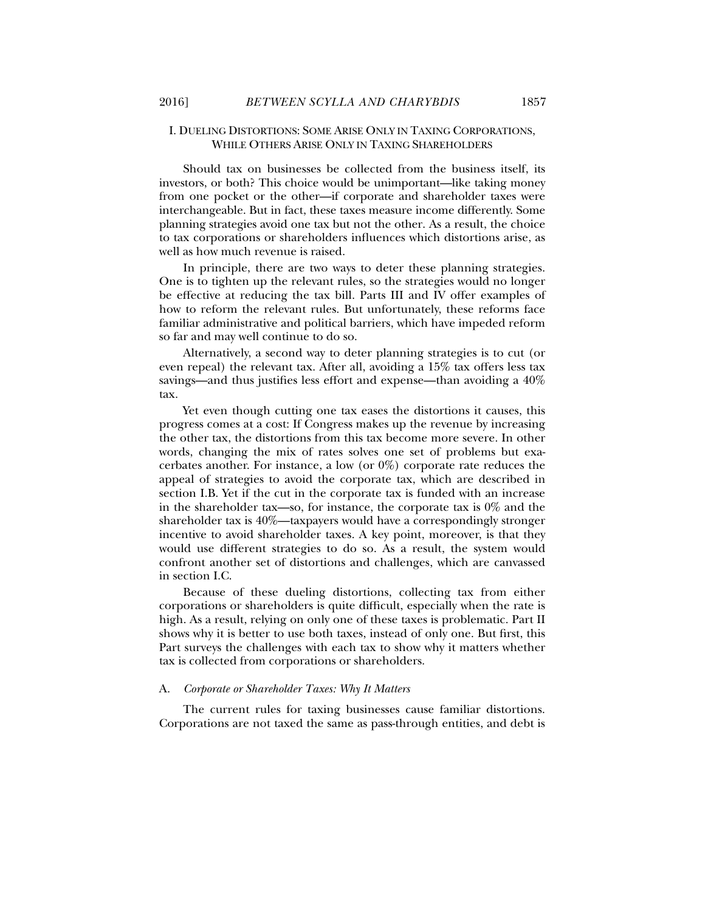## I. Dueling Distortions: Some Arise Only in Taxing Corporations, While Others Arise Only in Taxing Shareholders

Should tax on businesses be collected from the business itself, its investors, or both? This choice would be unimportant—like taking money from one pocket or the other—if corporate and shareholder taxes were interchangeable. But in fact, these taxes measure income differently. Some planning strategies avoid one tax but not the other. As a result, the choice to tax corporations or shareholders influences which distortions arise, as well as how much revenue is raised.

In principle, there are two ways to deter these planning strategies. One is to tighten up the relevant rules, so the strategies would no longer be effective at reducing the tax bill. Parts III and IV offer examples of how to reform the relevant rules. But unfortunately, these reforms face familiar administrative and political barriers, which have impeded reform so far and may well continue to do so.

Alternatively, a second way to deter planning strategies is to cut (or even repeal) the relevant tax. After all, avoiding a 15% tax offers less tax savings—and thus justifies less effort and expense—than avoiding a 40% tax.

Yet even though cutting one tax eases the distortions it causes, this progress comes at a cost: If Congress makes up the revenue by increasing the other tax, the distortions from this tax become more severe. In other words, changing the mix of rates solves one set of problems but exacerbates another. For instance, a low (or 0%) corporate rate reduces the appeal of strategies to avoid the corporate tax, which are described in section I.B. Yet if the cut in the corporate tax is funded with an increase in the shareholder tax—so, for instance, the corporate tax is 0% and the shareholder tax is 40%—taxpayers would have a correspondingly stronger incentive to avoid shareholder taxes. A key point, moreover, is that they would use different strategies to do so. As a result, the system would confront another set of distortions and challenges, which are canvassed in section I.C.

Because of these dueling distortions, collecting tax from either corporations or shareholders is quite difficult, especially when the rate is high. As a result, relying on only one of these taxes is problematic. Part II shows why it is better to use both taxes, instead of only one. But first, this Part surveys the challenges with each tax to show why it matters whether tax is collected from corporations or shareholders.

### A. *Corporate or Shareholder Taxes: Why It Matters*

The current rules for taxing businesses cause familiar distortions. Corporations are not taxed the same as pass-through entities, and debt is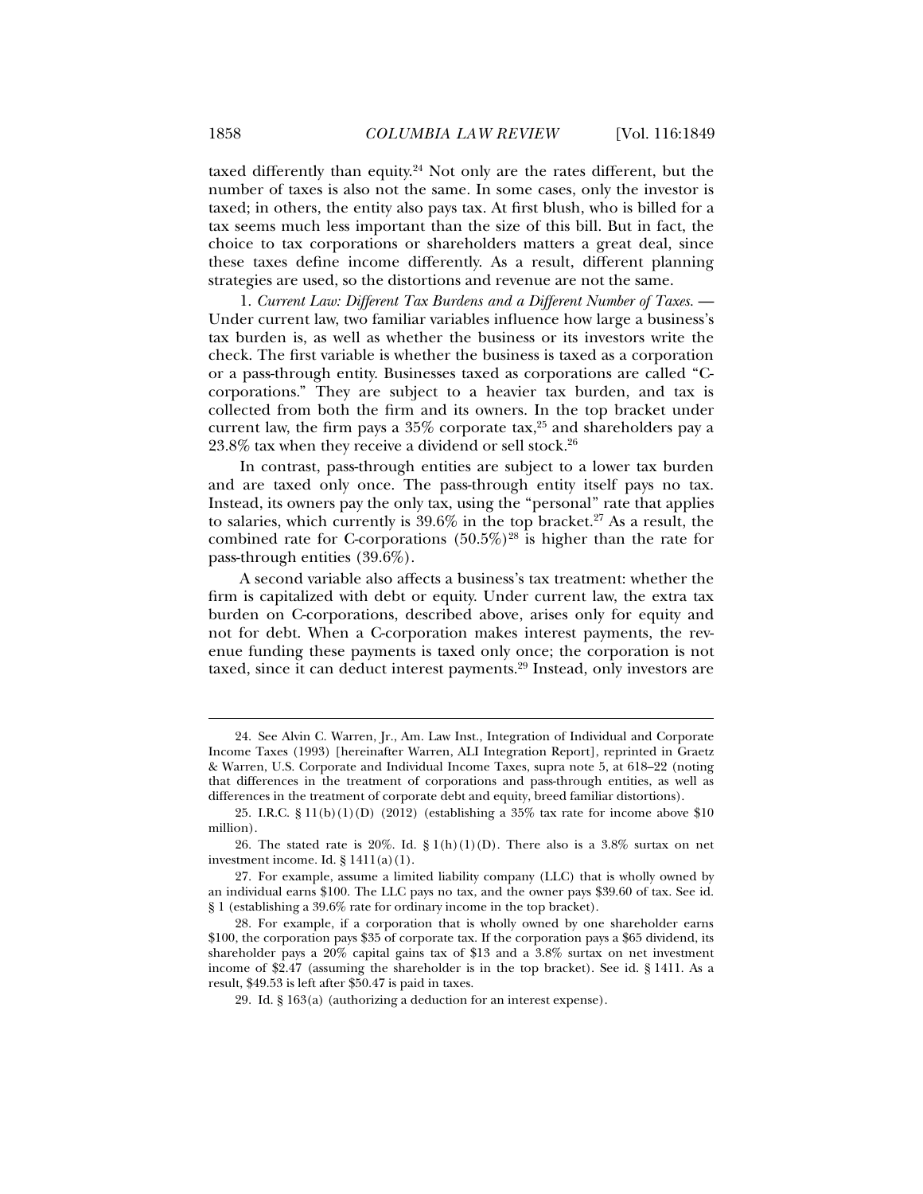taxed differently than equity.[24] Not only are the rates different, but the number of taxes is also not the same. In some cases, only the investor is taxed; in others, the entity also pays tax. At first blush, who is billed for a tax seems much less important than the size of this bill. But in fact, the choice to tax corporations or shareholders matters a great deal, since these taxes define income differently. As a result, different planning strategies are used, so the distortions and revenue are not the same.

1. *Current Law: Different Tax Burdens and a Different Number of Taxes.* — Under current law, two familiar variables influence how large a business's tax burden is, as well as whether the business or its investors write the check. The first variable is whether the business is taxed as a corporation or a pass-through entity. Businesses taxed as corporations are called "C-corporations." They are subject to a heavier tax burden, and tax is collected from both the firm and its owners. In the top bracket under current law, the firm pays a 35% corporate tax,[25] and shareholders pay a 23.8% tax when they receive a dividend or sell stock.[26]

In contrast, pass-through entities are subject to a lower tax burden and are taxed only once. The pass-through entity itself pays no tax. Instead, its owners pay the only tax, using the "personal" rate that applies to salaries, which currently is 39.6% in the top bracket.[27] As a result, the combined rate for C-corporations (50.5%)[28] is higher than the rate for pass-through entities (39.6%).

A second variable also affects a business's tax treatment: whether the firm is capitalized with debt or equity. Under current law, the extra tax burden on C-corporations, described above, arises only for equity and not for debt. When a C-corporation makes interest payments, the revenue funding these payments is taxed only once; the corporation is not taxed, since it can deduct interest payments.[29] Instead, only investors are

---

24. See Alvin C. Warren, Jr., Am. Law Inst., Integration of Individual and Corporate Income Taxes (1993) [hereinafter Warren, ALI Integration Report], reprinted in Graetz & Warren, U.S. Corporate and Individual Income Taxes, supra note 5, at 618–22 (noting that differences in the treatment of corporations and pass-through entities, as well as differences in the treatment of corporate debt and equity, breed familiar distortions).

25. I.R.C. § 11(b)(1)(D) (2012) (establishing a 35% tax rate for income above $10 million).

26. The stated rate is 20%. Id. § 1(h)(1)(D). There also is a 3.8% surtax on net investment income. Id. § 1411(a)(1).

27. For example, assume a limited liability company (LLC) that is wholly owned by an individual earns $100. The LLC pays no tax, and the owner pays $39.60 of tax. See id. § 1 (establishing a 39.6% rate for ordinary income in the top bracket).

28. For example, if a corporation that is wholly owned by one shareholder earns $100, the corporation pays $35 of corporate tax. If the corporation pays a $65 dividend, its shareholder pays a 20% capital gains tax of $13 and a 3.8% surtax on net investment income of $2.47 (assuming the shareholder is in the top bracket). See id. § 1411. As a result, $49.53 is left after $50.47 is paid in taxes.

29. Id. § 163(a) (authorizing a deduction for an interest expense).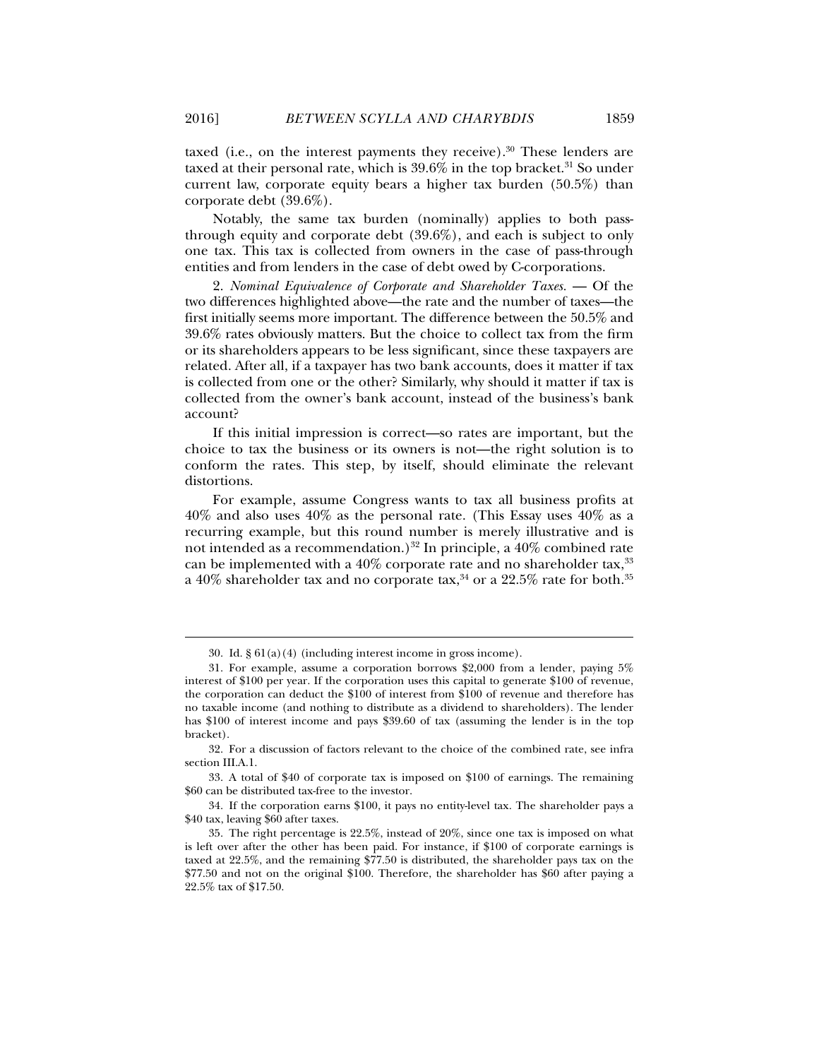taxed (i.e., on the interest payments they receive).[30] These lenders are taxed at their personal rate, which is 39.6% in the top bracket.[31] So under current law, corporate equity bears a higher tax burden (50.5%) than corporate debt (39.6%).

Notably, the same tax burden (nominally) applies to both pass-through equity and corporate debt (39.6%), and each is subject to only one tax. This tax is collected from owners in the case of pass-through entities and from lenders in the case of debt owed by C-corporations.

2. *Nominal Equivalence of Corporate and Shareholder Taxes.* — Of the two differences highlighted above—the rate and the number of taxes—the first initially seems more important. The difference between the 50.5% and 39.6% rates obviously matters. But the choice to collect tax from the firm or its shareholders appears to be less significant, since these taxpayers are related. After all, if a taxpayer has two bank accounts, does it matter if tax is collected from one or the other? Similarly, why should it matter if tax is collected from the owner's bank account, instead of the business's bank account?

If this initial impression is correct—so rates are important, but the choice to tax the business or its owners is not—the right solution is to conform the rates. This step, by itself, should eliminate the relevant distortions.

For example, assume Congress wants to tax all business profits at 40% and also uses 40% as the personal rate. (This Essay uses 40% as a recurring example, but this round number is merely illustrative and is not intended as a recommendation.)[32] In principle, a 40% combined rate can be implemented with a 40% corporate rate and no shareholder tax,[33] a 40% shareholder tax and no corporate tax,[34] or a 22.5% rate for both.[35]

---

30. Id. § 61(a)(4) (including interest income in gross income).

31. For example, assume a corporation borrows $2,000 from a lender, paying 5% interest of $100 per year. If the corporation uses this capital to generate $100 of revenue, the corporation can deduct the $100 of interest from $100 of revenue and therefore has no taxable income (and nothing to distribute as a dividend to shareholders). The lender has $100 of interest income and pays $39.60 of tax (assuming the lender is in the top bracket).

32. For a discussion of factors relevant to the choice of the combined rate, see infra section III.A.1.

33. A total of $40 of corporate tax is imposed on $100 of earnings. The remaining $60 can be distributed tax-free to the investor.

34. If the corporation earns $100, it pays no entity-level tax. The shareholder pays a $40 tax, leaving $60 after taxes.

35. The right percentage is 22.5%, instead of 20%, since one tax is imposed on what is left over after the other has been paid. For instance, if $100 of corporate earnings is taxed at 22.5%, and the remaining $77.50 is distributed, the shareholder pays tax on the $77.50 and not on the original $100. Therefore, the shareholder has $60 after paying a 22.5% tax of $17.50.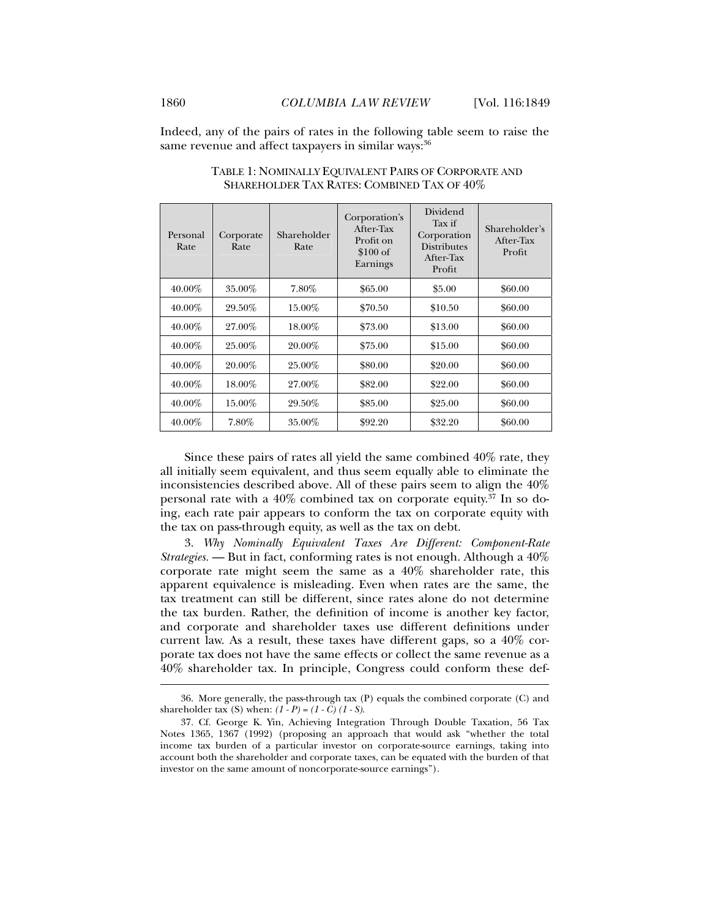Indeed, any of the pairs of rates in the following table seem to raise the same revenue and affect taxpayers in similar ways:[36]

TABLE 1: NOMINALLY EQUIVALENT PAIRS OF CORPORATE AND SHAREHOLDER TAX RATES: COMBINED TAX OF 40%

| Personal Rate | Corporate Rate | Shareholder Rate | Corporation's After-Tax Profit on \$100 of Earnings | Dividend Tax if Corporation Distributes After-Tax Profit | Shareholder's After-Tax Profit |
|---|---|---|---|---|---|
| 40.00% | 35.00% | 7.80% | \$65.00 | \$5.00 | \$60.00 |
| 40.00% | 29.50% | 15.00% | \$70.50 | \$10.50 | \$60.00 |
| 40.00% | 27.00% | 18.00% | \$73.00 | \$13.00 | \$60.00 |
| 40.00% | 25.00% | 20.00% | \$75.00 | \$15.00 | \$60.00 |
| 40.00% | 20.00% | 25.00% | \$80.00 | \$20.00 | \$60.00 |
| 40.00% | 18.00% | 27.00% | \$82.00 | \$22.00 | \$60.00 |
| 40.00% | 15.00% | 29.50% | \$85.00 | \$25.00 | \$60.00 |
| 40.00% | 7.80% | 35.00% | \$92.20 | \$32.20 | \$60.00 |

Since these pairs of rates all yield the same combined 40% rate, they all initially seem equivalent, and thus seem equally able to eliminate the inconsistencies described above. All of these pairs seem to align the 40% personal rate with a 40% combined tax on corporate equity.[37] In so doing, each rate pair appears to conform the tax on corporate equity with the tax on pass-through equity, as well as the tax on debt.

3. *Why Nominally Equivalent Taxes Are Different: Component-Rate Strategies.* — But in fact, conforming rates is not enough. Although a 40% corporate rate might seem the same as a 40% shareholder rate, this apparent equivalence is misleading. Even when rates are the same, the tax treatment can still be different, since rates alone do not determine the tax burden. Rather, the definition of income is another key factor, and corporate and shareholder taxes use different definitions under current law. As a result, these taxes have different gaps, so a 40% corporate tax does not have the same effects or collect the same revenue as a 40% shareholder tax. In principle, Congress could conform these def-

36. More generally, the pass-through tax (P) equals the combined corporate (C) and shareholder tax (S) when: $(1 - P) = (1 - C)(1 - S)$.

37. Cf. George K. Yin, Achieving Integration Through Double Taxation, 56 Tax Notes 1365, 1367 (1992) (proposing an approach that would ask "whether the total income tax burden of a particular investor on corporate-source earnings, taking into account both the shareholder and corporate taxes, can be equated with the burden of that investor on the same amount of noncorporate-source earnings").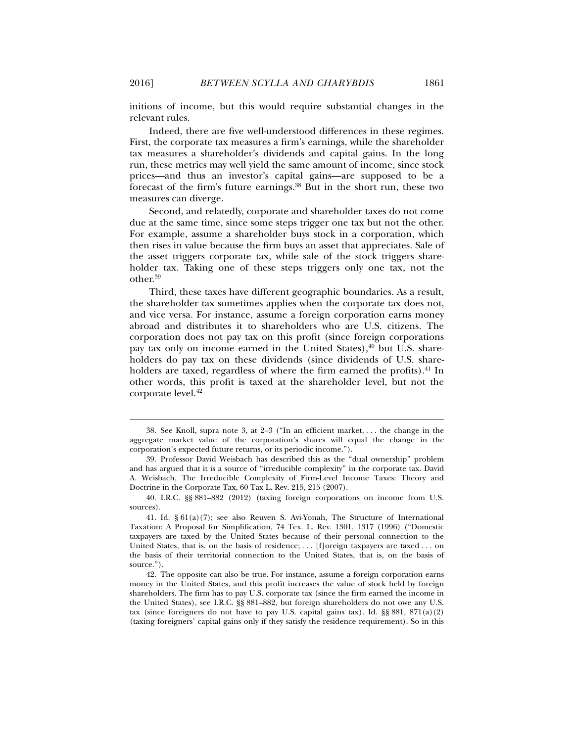initions of income, but this would require substantial changes in the relevant rules.

Indeed, there are five well-understood differences in these regimes. First, the corporate tax measures a firm's earnings, while the shareholder tax measures a shareholder's dividends and capital gains. In the long run, these metrics may well yield the same amount of income, since stock prices—and thus an investor's capital gains—are supposed to be a forecast of the firm's future earnings.[38] But in the short run, these two measures can diverge.

Second, and relatedly, corporate and shareholder taxes do not come due at the same time, since some steps trigger one tax but not the other. For example, assume a shareholder buys stock in a corporation, which then rises in value because the firm buys an asset that appreciates. Sale of the asset triggers corporate tax, while sale of the stock triggers shareholder tax. Taking one of these steps triggers only one tax, not the other.[39]

Third, these taxes have different geographic boundaries. As a result, the shareholder tax sometimes applies when the corporate tax does not, and vice versa. For instance, assume a foreign corporation earns money abroad and distributes it to shareholders who are U.S. citizens. The corporation does not pay tax on this profit (since foreign corporations pay tax only on income earned in the United States),[40] but U.S. shareholders do pay tax on these dividends (since dividends of U.S. shareholders are taxed, regardless of where the firm earned the profits).[41] In other words, this profit is taxed at the shareholder level, but not the corporate level.[42]

---

38. See Knoll, supra note 3, at 2–3 ("In an efficient market, . . . the change in the aggregate market value of the corporation's shares will equal the change in the corporation's expected future returns, or its periodic income.").

39. Professor David Weisbach has described this as the "dual ownership" problem and has argued that it is a source of "irreducible complexity" in the corporate tax. David A. Weisbach, The Irreducible Complexity of Firm-Level Income Taxes: Theory and Doctrine in the Corporate Tax, 60 Tax L. Rev. 215, 215 (2007).

40. I.R.C. §§ 881–882 (2012) (taxing foreign corporations on income from U.S. sources).

41. Id. § 61(a)(7); see also Reuven S. Avi-Yonah, The Structure of International Taxation: A Proposal for Simplification, 74 Tex. L. Rev. 1301, 1317 (1996) ("Domestic taxpayers are taxed by the United States because of their personal connection to the United States, that is, on the basis of residence; . . . [f]oreign taxpayers are taxed . . . on the basis of their territorial connection to the United States, that is, on the basis of source.").

42. The opposite can also be true. For instance, assume a foreign corporation earns money in the United States, and this profit increases the value of stock held by foreign shareholders. The firm has to pay U.S. corporate tax (since the firm earned the income in the United States), see I.R.C. §§ 881–882, but foreign shareholders do not owe any U.S. tax (since foreigners do not have to pay U.S. capital gains tax). Id. §§ 881, 871(a)(2) (taxing foreigners' capital gains only if they satisfy the residence requirement). So in this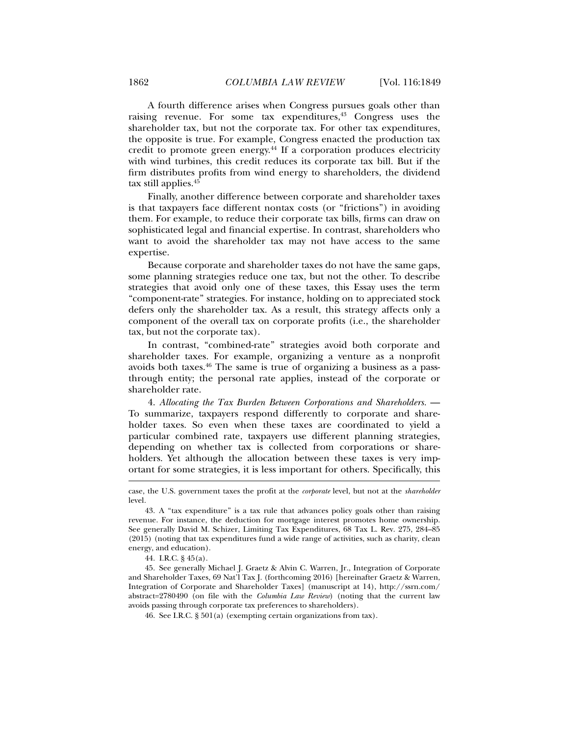A fourth difference arises when Congress pursues goals other than raising revenue. For some tax expenditures,[43] Congress uses the shareholder tax, but not the corporate tax. For other tax expenditures, the opposite is true. For example, Congress enacted the production tax credit to promote green energy.[44] If a corporation produces electricity with wind turbines, this credit reduces its corporate tax bill. But if the firm distributes profits from wind energy to shareholders, the dividend tax still applies.[45]

Finally, another difference between corporate and shareholder taxes is that taxpayers face different nontax costs (or "frictions") in avoiding them. For example, to reduce their corporate tax bills, firms can draw on sophisticated legal and financial expertise. In contrast, shareholders who want to avoid the shareholder tax may not have access to the same expertise.

Because corporate and shareholder taxes do not have the same gaps, some planning strategies reduce one tax, but not the other. To describe strategies that avoid only one of these taxes, this Essay uses the term "component-rate" strategies. For instance, holding on to appreciated stock defers only the shareholder tax. As a result, this strategy affects only a component of the overall tax on corporate profits (i.e., the shareholder tax, but not the corporate tax).

In contrast, "combined-rate" strategies avoid both corporate and shareholder taxes. For example, organizing a venture as a nonprofit avoids both taxes.[46] The same is true of organizing a business as a pass-through entity; the personal rate applies, instead of the corporate or shareholder rate.

4. *Allocating the Tax Burden Between Corporations and Shareholders.* — To summarize, taxpayers respond differently to corporate and shareholder taxes. So even when these taxes are coordinated to yield a particular combined rate, taxpayers use different planning strategies, depending on whether tax is collected from corporations or shareholders. Yet although the allocation between these taxes is very important for some strategies, it is less important for others. Specifically, this

---

case, the U.S. government taxes the profit at the *corporate* level, but not at the *shareholder* level.

43. A "tax expenditure" is a tax rule that advances policy goals other than raising revenue. For instance, the deduction for mortgage interest promotes home ownership. See generally David M. Schizer, Limiting Tax Expenditures, 68 Tax L. Rev. 275, 284–85 (2015) (noting that tax expenditures fund a wide range of activities, such as charity, clean energy, and education).

44. I.R.C. § 45(a).

45. See generally Michael J. Graetz & Alvin C. Warren, Jr., Integration of Corporate and Shareholder Taxes, 69 Nat'l Tax J. (forthcoming 2016) [hereinafter Graetz & Warren, Integration of Corporate and Shareholder Taxes] (manuscript at 14), http://ssrn.com/abstract=2780490 (on file with the *Columbia Law Review*) (noting that the current law avoids passing through corporate tax preferences to shareholders).

46. See I.R.C. § 501(a) (exempting certain organizations from tax).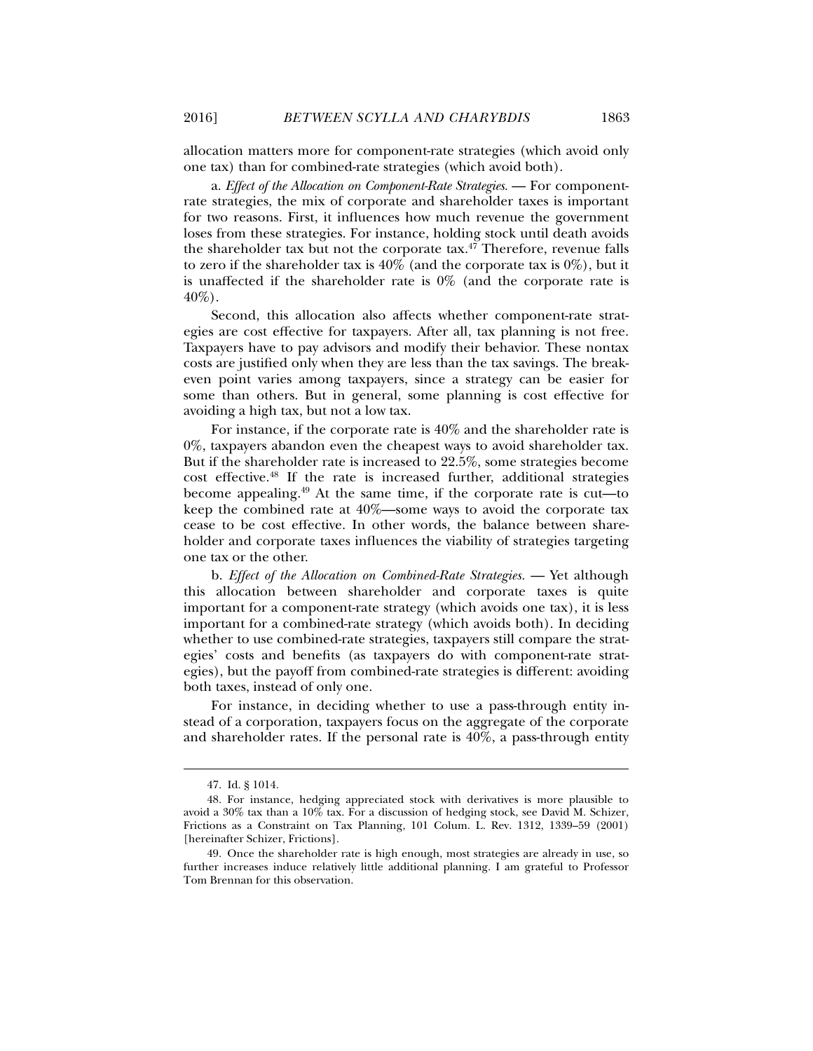allocation matters more for component-rate strategies (which avoid only one tax) than for combined-rate strategies (which avoid both).

a. *Effect of the Allocation on Component-Rate Strategies.* — For component-rate strategies, the mix of corporate and shareholder taxes is important for two reasons. First, it influences how much revenue the government loses from these strategies. For instance, holding stock until death avoids the shareholder tax but not the corporate tax.[47] Therefore, revenue falls to zero if the shareholder tax is 40% (and the corporate tax is 0%), but it is unaffected if the shareholder rate is 0% (and the corporate rate is 40%).

Second, this allocation also affects whether component-rate strategies are cost effective for taxpayers. After all, tax planning is not free. Taxpayers have to pay advisors and modify their behavior. These nontax costs are justified only when they are less than the tax savings. The break-even point varies among taxpayers, since a strategy can be easier for some than others. But in general, some planning is cost effective for avoiding a high tax, but not a low tax.

For instance, if the corporate rate is 40% and the shareholder rate is 0%, taxpayers abandon even the cheapest ways to avoid shareholder tax. But if the shareholder rate is increased to 22.5%, some strategies become cost effective.[48] If the rate is increased further, additional strategies become appealing.[49] At the same time, if the corporate rate is cut—to keep the combined rate at 40%—some ways to avoid the corporate tax cease to be cost effective. In other words, the balance between shareholder and corporate taxes influences the viability of strategies targeting one tax or the other.

b. *Effect of the Allocation on Combined-Rate Strategies.* — Yet although this allocation between shareholder and corporate taxes is quite important for a component-rate strategy (which avoids one tax), it is less important for a combined-rate strategy (which avoids both). In deciding whether to use combined-rate strategies, taxpayers still compare the strategies' costs and benefits (as taxpayers do with component-rate strategies), but the payoff from combined-rate strategies is different: avoiding both taxes, instead of only one.

For instance, in deciding whether to use a pass-through entity instead of a corporation, taxpayers focus on the aggregate of the corporate and shareholder rates. If the personal rate is 40%, a pass-through entity

---

47. Id. § 1014.

48. For instance, hedging appreciated stock with derivatives is more plausible to avoid a 30% tax than a 10% tax. For a discussion of hedging stock, see David M. Schizer, Frictions as a Constraint on Tax Planning, 101 Colum. L. Rev. 1312, 1339–59 (2001) [hereinafter Schizer, Frictions].

49. Once the shareholder rate is high enough, most strategies are already in use, so further increases induce relatively little additional planning. I am grateful to Professor Tom Brennan for this observation.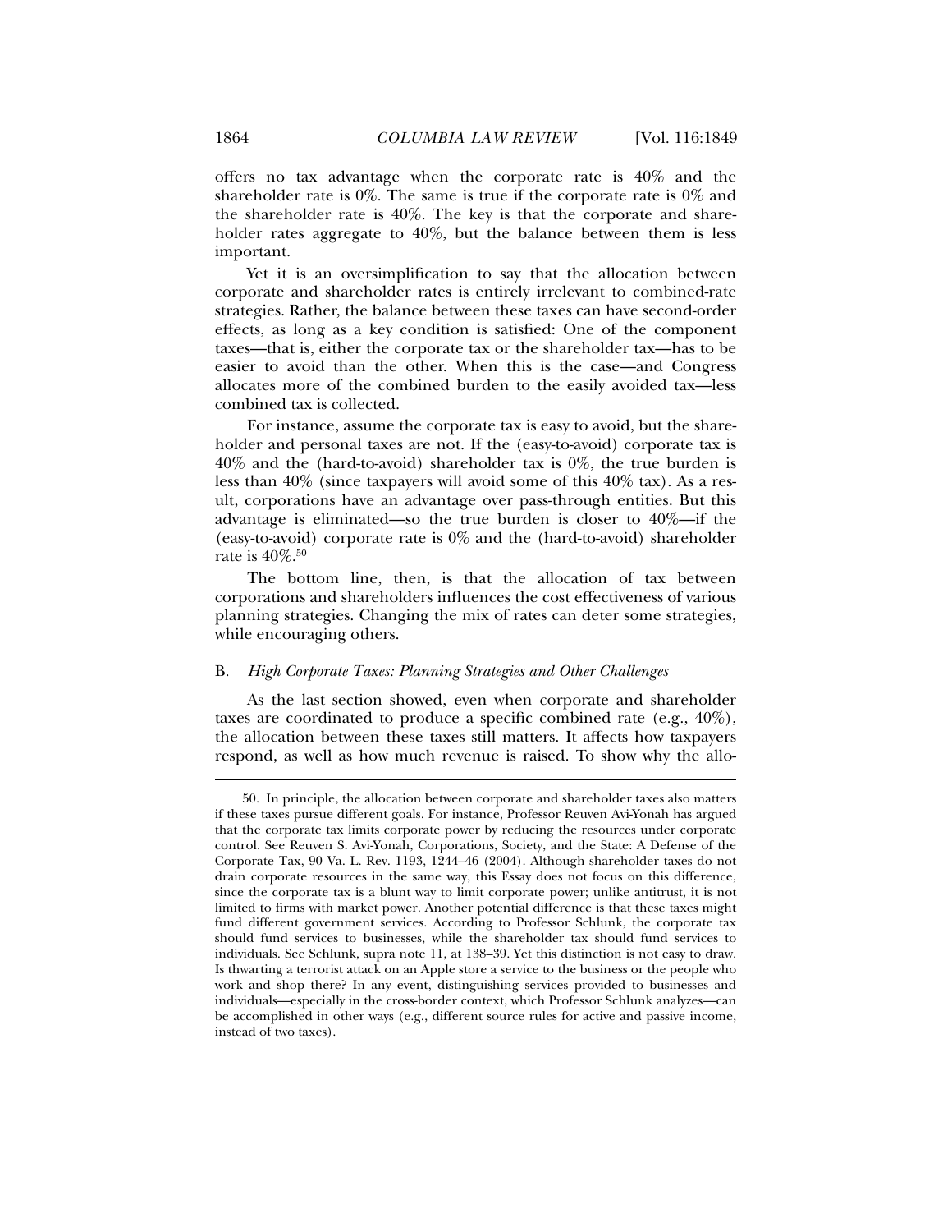offers no tax advantage when the corporate rate is 40% and the shareholder rate is 0%. The same is true if the corporate rate is 0% and the shareholder rate is 40%. The key is that the corporate and shareholder rates aggregate to 40%, but the balance between them is less important.

Yet it is an oversimplification to say that the allocation between corporate and shareholder rates is entirely irrelevant to combined-rate strategies. Rather, the balance between these taxes can have second-order effects, as long as a key condition is satisfied: One of the component taxes—that is, either the corporate tax or the shareholder tax—has to be easier to avoid than the other. When this is the case—and Congress allocates more of the combined burden to the easily avoided tax—less combined tax is collected.

For instance, assume the corporate tax is easy to avoid, but the shareholder and personal taxes are not. If the (easy-to-avoid) corporate tax is 40% and the (hard-to-avoid) shareholder tax is 0%, the true burden is less than 40% (since taxpayers will avoid some of this 40% tax). As a result, corporations have an advantage over pass-through entities. But this advantage is eliminated—so the true burden is closer to 40%—if the (easy-to-avoid) corporate rate is 0% and the (hard-to-avoid) shareholder rate is 40%.[50]

The bottom line, then, is that the allocation of tax between corporations and shareholders influences the cost effectiveness of various planning strategies. Changing the mix of rates can deter some strategies, while encouraging others.

### B. *High Corporate Taxes: Planning Strategies and Other Challenges*

As the last section showed, even when corporate and shareholder taxes are coordinated to produce a specific combined rate (e.g., 40%), the allocation between these taxes still matters. It affects how taxpayers respond, as well as how much revenue is raised. To show why the allo-

---

50. In principle, the allocation between corporate and shareholder taxes also matters if these taxes pursue different goals. For instance, Professor Reuven Avi-Yonah has argued that the corporate tax limits corporate power by reducing the resources under corporate control. See Reuven S. Avi-Yonah, Corporations, Society, and the State: A Defense of the Corporate Tax, 90 Va. L. Rev. 1193, 1244–46 (2004). Although shareholder taxes do not drain corporate resources in the same way, this Essay does not focus on this difference, since the corporate tax is a blunt way to limit corporate power; unlike antitrust, it is not limited to firms with market power. Another potential difference is that these taxes might fund different government services. According to Professor Schlunk, the corporate tax should fund services to businesses, while the shareholder tax should fund services to individuals. See Schlunk, supra note 11, at 138–39. Yet this distinction is not easy to draw. Is thwarting a terrorist attack on an Apple store a service to the business or the people who work and shop there? In any event, distinguishing services provided to businesses and individuals—especially in the cross-border context, which Professor Schlunk analyzes—can be accomplished in other ways (e.g., different source rules for active and passive income, instead of two taxes).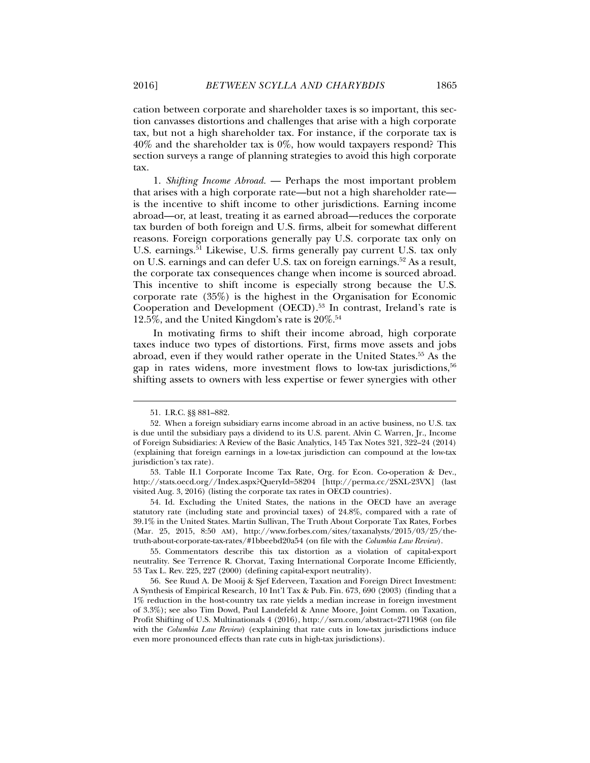cation between corporate and shareholder taxes is so important, this section canvasses distortions and challenges that arise with a high corporate tax, but not a high shareholder tax. For instance, if the corporate tax is 40% and the shareholder tax is 0%, how would taxpayers respond? This section surveys a range of planning strategies to avoid this high corporate tax.

1. *Shifting Income Abroad.* — Perhaps the most important problem that arises with a high corporate rate—but not a high shareholder rate—is the incentive to shift income to other jurisdictions. Earning income abroad—or, at least, treating it as earned abroad—reduces the corporate tax burden of both foreign and U.S. firms, albeit for somewhat different reasons. Foreign corporations generally pay U.S. corporate tax only on U.S. earnings.[51] Likewise, U.S. firms generally pay current U.S. tax only on U.S. earnings and can defer U.S. tax on foreign earnings.[52] As a result, the corporate tax consequences change when income is sourced abroad. This incentive to shift income is especially strong because the U.S. corporate rate (35%) is the highest in the Organisation for Economic Cooperation and Development (OECD).[53] In contrast, Ireland's rate is 12.5%, and the United Kingdom's rate is 20%.[54]

In motivating firms to shift their income abroad, high corporate taxes induce two types of distortions. First, firms move assets and jobs abroad, even if they would rather operate in the United States.[55] As the gap in rates widens, more investment flows to low-tax jurisdictions,[56] shifting assets to owners with less expertise or fewer synergies with other

---

51. I.R.C. §§ 881–882.

52. When a foreign subsidiary earns income abroad in an active business, no U.S. tax is due until the subsidiary pays a dividend to its U.S. parent. Alvin C. Warren, Jr., Income of Foreign Subsidiaries: A Review of the Basic Analytics, 145 Tax Notes 321, 322–24 (2014) (explaining that foreign earnings in a low-tax jurisdiction can compound at the low-tax jurisdiction's tax rate).

53. Table II.1 Corporate Income Tax Rate, Org. for Econ. Co-operation & Dev., http://stats.oecd.org//Index.aspx?QueryId=58204 [http://perma.cc/2SXL-23VX] (last visited Aug. 3, 2016) (listing the corporate tax rates in OECD countries).

54. Id. Excluding the United States, the nations in the OECD have an average statutory rate (including state and provincial taxes) of 24.8%, compared with a rate of 39.1% in the United States. Martin Sullivan, The Truth About Corporate Tax Rates, Forbes (Mar. 25, 2015, 8:50 AM), http://www.forbes.com/sites/taxanalysts/2015/03/25/the-truth-about-corporate-tax-rates/#1bbeebd20a54 (on file with the *Columbia Law Review*).

55. Commentators describe this tax distortion as a violation of capital-export neutrality. See Terrence R. Chorvat, Taxing International Corporate Income Efficiently, 53 Tax L. Rev. 225, 227 (2000) (defining capital-export neutrality).

56. See Ruud A. De Mooij & Sjef Ederveen, Taxation and Foreign Direct Investment: A Synthesis of Empirical Research, 10 Int'l Tax & Pub. Fin. 673, 690 (2003) (finding that a 1% reduction in the host-country tax rate yields a median increase in foreign investment of 3.3%); see also Tim Dowd, Paul Landefeld & Anne Moore, Joint Comm. on Taxation, Profit Shifting of U.S. Multinationals 4 (2016), http://ssrn.com/abstract=2711968 (on file with the *Columbia Law Review*) (explaining that rate cuts in low-tax jurisdictions induce even more pronounced effects than rate cuts in high-tax jurisdictions).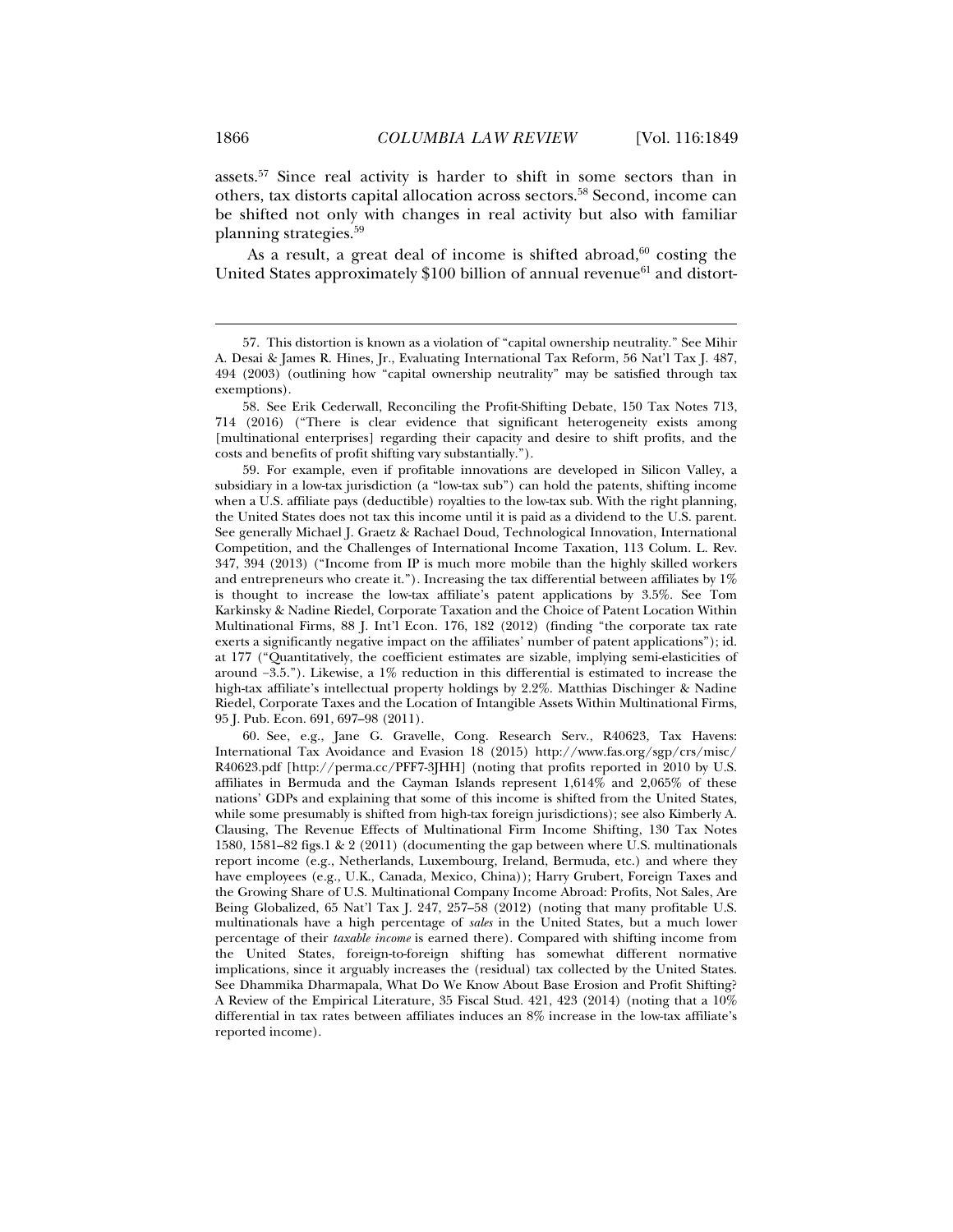assets.[57] Since real activity is harder to shift in some sectors than in others, tax distorts capital allocation across sectors.[58] Second, income can be shifted not only with changes in real activity but also with familiar planning strategies.[59]

As a result, a great deal of income is shifted abroad,[60] costing the United States approximately $100 billion of annual revenue[61] and distort-

---

57. This distortion is known as a violation of "capital ownership neutrality." See Mihir A. Desai & James R. Hines, Jr., Evaluating International Tax Reform, 56 Nat'l Tax J. 487, 494 (2003) (outlining how "capital ownership neutrality" may be satisfied through tax exemptions).

58. See Erik Cederwall, Reconciling the Profit-Shifting Debate, 150 Tax Notes 713, 714 (2016) ("There is clear evidence that significant heterogeneity exists among [multinational enterprises] regarding their capacity and desire to shift profits, and the costs and benefits of profit shifting vary substantially.").

59. For example, even if profitable innovations are developed in Silicon Valley, a subsidiary in a low-tax jurisdiction (a "low-tax sub") can hold the patents, shifting income when a U.S. affiliate pays (deductible) royalties to the low-tax sub. With the right planning, the United States does not tax this income until it is paid as a dividend to the U.S. parent. See generally Michael J. Graetz & Rachael Doud, Technological Innovation, International Competition, and the Challenges of International Income Taxation, 113 Colum. L. Rev. 347, 394 (2013) ("Income from IP is much more mobile than the highly skilled workers and entrepreneurs who create it."). Increasing the tax differential between affiliates by 1% is thought to increase the low-tax affiliate's patent applications by 3.5%. See Tom Karkinsky & Nadine Riedel, Corporate Taxation and the Choice of Patent Location Within Multinational Firms, 88 J. Int'l Econ. 176, 182 (2012) (finding "the corporate tax rate exerts a significantly negative impact on the affiliates' number of patent applications"); id. at 177 ("Quantitatively, the coefficient estimates are sizable, implying semi-elasticities of around –3.5."). Likewise, a 1% reduction in this differential is estimated to increase the high-tax affiliate's intellectual property holdings by 2.2%. Matthias Dischinger & Nadine Riedel, Corporate Taxes and the Location of Intangible Assets Within Multinational Firms, 95 J. Pub. Econ. 691, 697–98 (2011).

60. See, e.g., Jane G. Gravelle, Cong. Research Serv., R40623, Tax Havens: International Tax Avoidance and Evasion 18 (2015) http://www.fas.org/sgp/crs/misc/R40623.pdf [http://perma.cc/PFF7-3JHH] (noting that profits reported in 2010 by U.S. affiliates in Bermuda and the Cayman Islands represent 1,614% and 2,065% of these nations' GDPs and explaining that some of this income is shifted from the United States, while some presumably is shifted from high-tax foreign jurisdictions); see also Kimberly A. Clausing, The Revenue Effects of Multinational Firm Income Shifting, 130 Tax Notes 1580, 1581–82 figs.1 & 2 (2011) (documenting the gap between where U.S. multinationals report income (e.g., Netherlands, Luxembourg, Ireland, Bermuda, etc.) and where they have employees (e.g., U.K., Canada, Mexico, China)); Harry Grubert, Foreign Taxes and the Growing Share of U.S. Multinational Company Income Abroad: Profits, Not Sales, Are Being Globalized, 65 Nat'l Tax J. 247, 257–58 (2012) (noting that many profitable U.S. multinationals have a high percentage of *sales* in the United States, but a much lower percentage of their *taxable income* is earned there). Compared with shifting income from the United States, foreign-to-foreign shifting has somewhat different normative implications, since it arguably increases the (residual) tax collected by the United States. See Dhammika Dharmapala, What Do We Know About Base Erosion and Profit Shifting? A Review of the Empirical Literature, 35 Fiscal Stud. 421, 423 (2014) (noting that a 10% differential in tax rates between affiliates induces an 8% increase in the low-tax affiliate's reported income).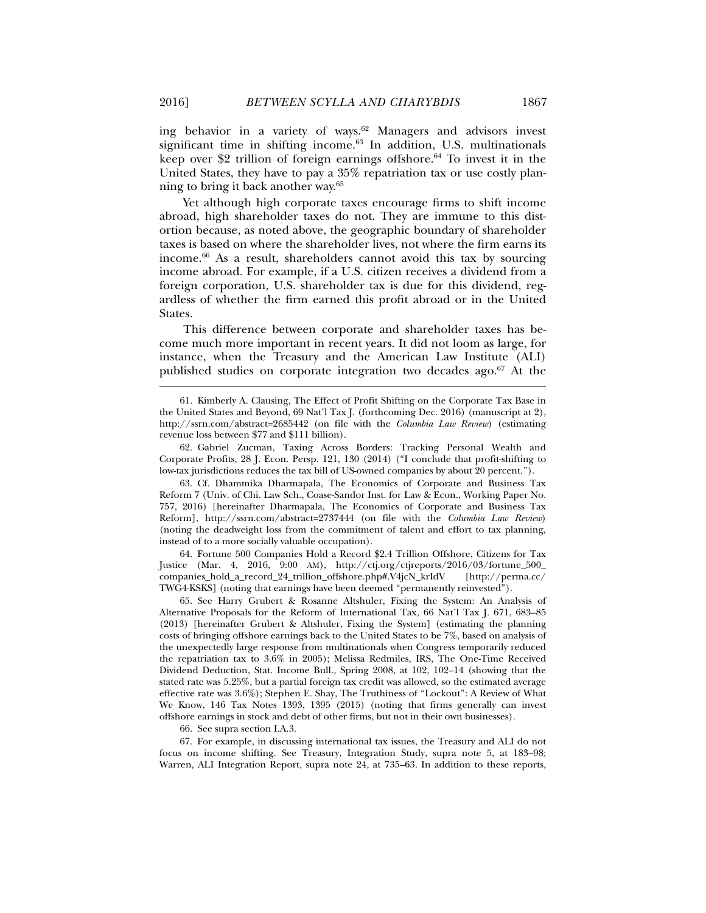ing behavior in a variety of ways.[62] Managers and advisors invest significant time in shifting income.[63] In addition, U.S. multinationals keep over $2 trillion of foreign earnings offshore.[64] To invest it in the United States, they have to pay a 35% repatriation tax or use costly planning to bring it back another way.[65]

Yet although high corporate taxes encourage firms to shift income abroad, high shareholder taxes do not. They are immune to this distortion because, as noted above, the geographic boundary of shareholder taxes is based on where the shareholder lives, not where the firm earns its income.[66] As a result, shareholders cannot avoid this tax by sourcing income abroad. For example, if a U.S. citizen receives a dividend from a foreign corporation, U.S. shareholder tax is due for this dividend, regardless of whether the firm earned this profit abroad or in the United States.

This difference between corporate and shareholder taxes has become much more important in recent years. It did not loom as large, for instance, when the Treasury and the American Law Institute (ALI) published studies on corporate integration two decades ago.[67] At the

---

61. Kimberly A. Clausing, The Effect of Profit Shifting on the Corporate Tax Base in the United States and Beyond, 69 Nat'l Tax J. (forthcoming Dec. 2016) (manuscript at 2), http://ssrn.com/abstract=2685442 (on file with the *Columbia Law Review*) (estimating revenue loss between $77 and $111 billion).

62. Gabriel Zucman, Taxing Across Borders: Tracking Personal Wealth and Corporate Profits, 28 J. Econ. Persp. 121, 130 (2014) ("I conclude that profit-shifting to low-tax jurisdictions reduces the tax bill of US-owned companies by about 20 percent.").

63. Cf. Dhammika Dharmapala, The Economics of Corporate and Business Tax Reform 7 (Univ. of Chi. Law Sch., Coase-Sandor Inst. for Law & Econ., Working Paper No. 757, 2016) [hereinafter Dharmapala, The Economics of Corporate and Business Tax Reform], http://ssrn.com/abstract=2737444 (on file with the *Columbia Law Review*) (noting the deadweight loss from the commitment of talent and effort to tax planning, instead of to a more socially valuable occupation).

64. Fortune 500 Companies Hold a Record $2.4 Trillion Offshore, Citizens for Tax Justice (Mar. 4, 2016, 9:00 AM), http://ctj.org/ctjreports/2016/03/fortune_500_companies_hold_a_record_24_trillion_offshore.php#.V4jcN_krIdV [http://perma.cc/TWG4-KSKS] (noting that earnings have been deemed "permanently reinvested").

65. See Harry Grubert & Rosanne Altshuler, Fixing the System: An Analysis of Alternative Proposals for the Reform of International Tax, 66 Nat'l Tax J. 671, 683–85 (2013) [hereinafter Grubert & Altshuler, Fixing the System] (estimating the planning costs of bringing offshore earnings back to the United States to be 7%, based on analysis of the unexpectedly large response from multinationals when Congress temporarily reduced the repatriation tax to 3.6% in 2005); Melissa Redmiles, IRS, The One-Time Received Dividend Deduction, Stat. Income Bull., Spring 2008, at 102, 102–14 (showing that the stated rate was 5.25%, but a partial foreign tax credit was allowed, so the estimated average effective rate was 3.6%); Stephen E. Shay, The Truthiness of "Lockout": A Review of What We Know, 146 Tax Notes 1393, 1395 (2015) (noting that firms generally can invest offshore earnings in stock and debt of other firms, but not in their own businesses).

66. See supra section I.A.3.

67. For example, in discussing international tax issues, the Treasury and ALI do not focus on income shifting. See Treasury, Integration Study, supra note 5, at 183–98; Warren, ALI Integration Report, supra note 24, at 735–63. In addition to these reports,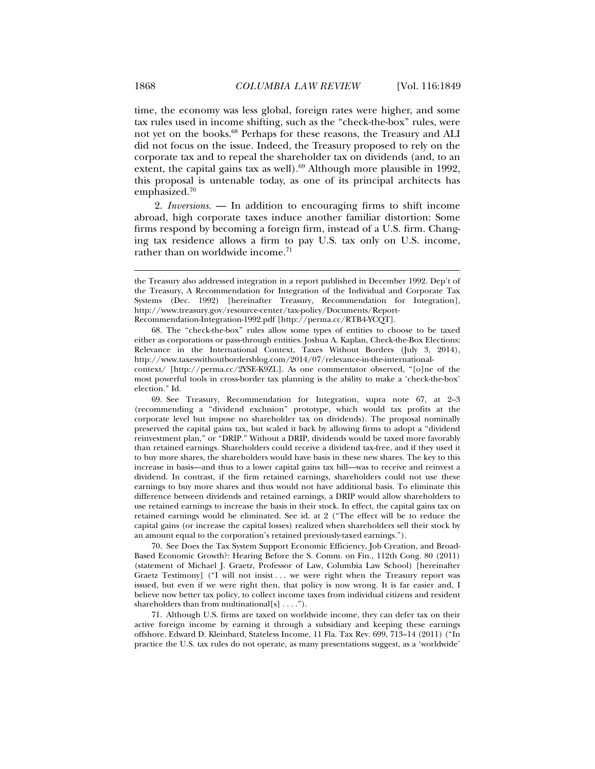time, the economy was less global, foreign rates were higher, and some tax rules used in income shifting, such as the "check-the-box" rules, were not yet on the books.[68] Perhaps for these reasons, the Treasury and ALI did not focus on the issue. Indeed, the Treasury proposed to rely on the corporate tax and to repeal the shareholder tax on dividends (and, to an extent, the capital gains tax as well).[69] Although more plausible in 1992, this proposal is untenable today, as one of its principal architects has emphasized.[70]

2. *Inversions.* — In addition to encouraging firms to shift income abroad, high corporate taxes induce another familiar distortion: Some firms respond by becoming a foreign firm, instead of a U.S. firm. Changing tax residence allows a firm to pay U.S. tax only on U.S. income, rather than on worldwide income.[71]

---

the Treasury also addressed integration in a report published in December 1992. Dep't of the Treasury, A Recommendation for Integration of the Individual and Corporate Tax Systems (Dec. 1992) [hereinafter Treasury, Recommendation for Integration], http://www.treasury.gov/resource-center/tax-policy/Documents/Report-Recommendation-Integration-1992.pdf [http://perma.cc/RTB4-YCQT].

68. The "check-the-box" rules allow some types of entities to choose to be taxed either as corporations or pass-through entities. Joshua A. Kaplan, Check-the-Box Elections: Relevance in the International Context, Taxes Without Borders (July 3, 2014), http://www.taxeswithoutbordersblog.com/2014/07/relevance-in-the-international-context/ [http://perma.cc/2YSE-K9ZL]. As one commentator observed, "[o]ne of the most powerful tools in cross-border tax planning is the ability to make a 'check-the-box' election." Id.

69. See Treasury, Recommendation for Integration, supra note 67, at 2–3 (recommending a "dividend exclusion" prototype, which would tax profits at the corporate level but impose no shareholder tax on dividends). The proposal nominally preserved the capital gains tax, but scaled it back by allowing firms to adopt a "dividend reinvestment plan," or "DRIP." Without a DRIP, dividends would be taxed more favorably than retained earnings. Shareholders could receive a dividend tax-free, and if they used it to buy more shares, the shareholders would have basis in these new shares. The key to this increase in basis—and thus to a lower capital gains tax bill—was to receive and reinvest a dividend. In contrast, if the firm retained earnings, shareholders could not use these earnings to buy more shares and thus would not have additional basis. To eliminate this difference between dividends and retained earnings, a DRIP would allow shareholders to use retained earnings to increase the basis in their stock. In effect, the capital gains tax on retained earnings would be eliminated. See id. at 2 ("The effect will be to reduce the capital gains (or increase the capital losses) realized when shareholders sell their stock by an amount equal to the corporation's retained previously-taxed earnings.").

70. See Does the Tax System Support Economic Efficiency, Job Creation, and Broad-Based Economic Growth?: Hearing Before the S. Comm. on Fin., 112th Cong. 80 (2011) (statement of Michael J. Graetz, Professor of Law, Columbia Law School) [hereinafter Graetz Testimony] ("I will not insist . . . we were right when the Treasury report was issued, but even if we were right then, that policy is now wrong. It is far easier and, I believe now better tax policy, to collect income taxes from individual citizens and resident shareholders than from multinational[s] . . . .").

71. Although U.S. firms are taxed on worldwide income, they can defer tax on their active foreign income by earning it through a subsidiary and keeping these earnings offshore. Edward D. Kleinbard, Stateless Income, 11 Fla. Tax Rev. 699, 713–14 (2011) ("In practice the U.S. tax rules do not operate, as many presentations suggest, as a 'worldwide'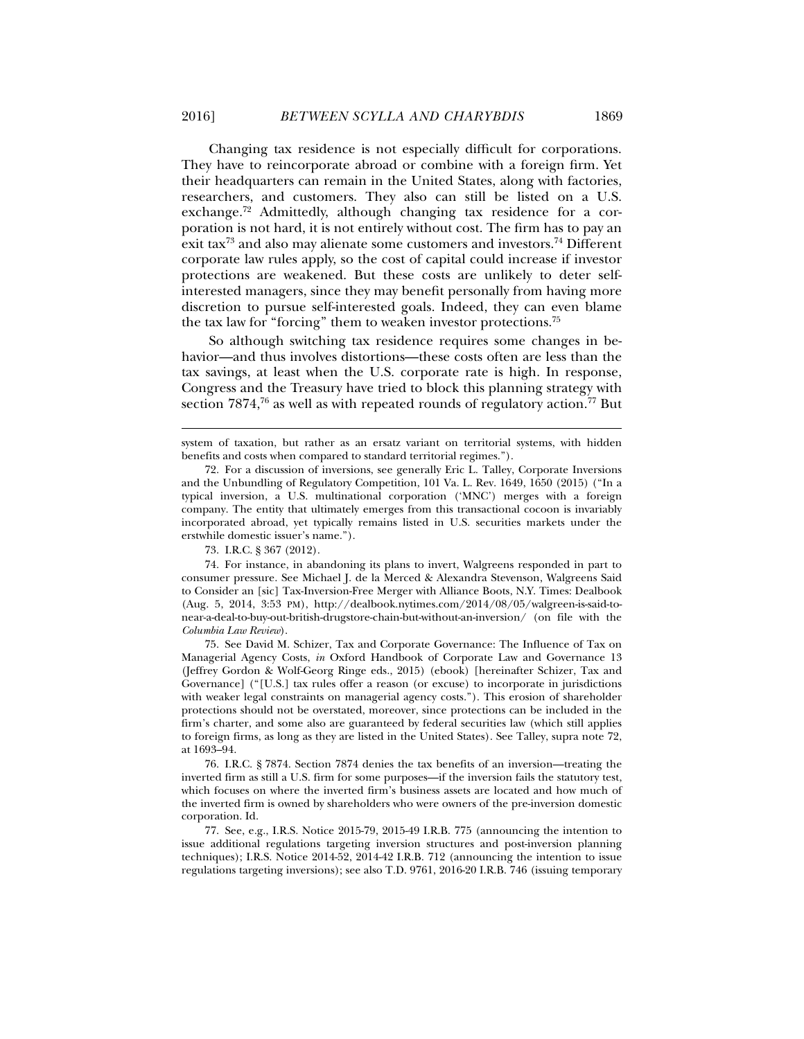Changing tax residence is not especially difficult for corporations. They have to reincorporate abroad or combine with a foreign firm. Yet their headquarters can remain in the United States, along with factories, researchers, and customers. They also can still be listed on a U.S. exchange.[72] Admittedly, although changing tax residence for a corporation is not hard, it is not entirely without cost. The firm has to pay an exit tax[73] and also may alienate some customers and investors.[74] Different corporate law rules apply, so the cost of capital could increase if investor protections are weakened. But these costs are unlikely to deter self-interested managers, since they may benefit personally from having more discretion to pursue self-interested goals. Indeed, they can even blame the tax law for "forcing" them to weaken investor protections.[75]

So although switching tax residence requires some changes in behavior—and thus involves distortions—these costs often are less than the tax savings, at least when the U.S. corporate rate is high. In response, Congress and the Treasury have tried to block this planning strategy with section 7874,[76] as well as with repeated rounds of regulatory action.[77] But

---

system of taxation, but rather as an ersatz variant on territorial systems, with hidden benefits and costs when compared to standard territorial regimes.").

72. For a discussion of inversions, see generally Eric L. Talley, Corporate Inversions and the Unbundling of Regulatory Competition, 101 Va. L. Rev. 1649, 1650 (2015) ("In a typical inversion, a U.S. multinational corporation ('MNC') merges with a foreign company. The entity that ultimately emerges from this transactional cocoon is invariably incorporated abroad, yet typically remains listed in U.S. securities markets under the erstwhile domestic issuer's name.").

73. I.R.C. § 367 (2012).

74. For instance, in abandoning its plans to invert, Walgreens responded in part to consumer pressure. See Michael J. de la Merced & Alexandra Stevenson, Walgreens Said to Consider an [sic] Tax-Inversion-Free Merger with Alliance Boots, N.Y. Times: Dealbook (Aug. 5, 2014, 3:53 PM), http://dealbook.nytimes.com/2014/08/05/walgreen-is-said-to-near-a-deal-to-buy-out-british-drugstore-chain-but-without-an-inversion/ (on file with the *Columbia Law Review*).

75. See David M. Schizer, Tax and Corporate Governance: The Influence of Tax on Managerial Agency Costs, *in* Oxford Handbook of Corporate Law and Governance 13 (Jeffrey Gordon & Wolf-Georg Ringe eds., 2015) (ebook) [hereinafter Schizer, Tax and Governance] ("[U.S.] tax rules offer a reason (or excuse) to incorporate in jurisdictions with weaker legal constraints on managerial agency costs."). This erosion of shareholder protections should not be overstated, moreover, since protections can be included in the firm's charter, and some also are guaranteed by federal securities law (which still applies to foreign firms, as long as they are listed in the United States). See Talley, supra note 72, at 1693–94.

76. I.R.C. § 7874. Section 7874 denies the tax benefits of an inversion—treating the inverted firm as still a U.S. firm for some purposes—if the inversion fails the statutory test, which focuses on where the inverted firm's business assets are located and how much of the inverted firm is owned by shareholders who were owners of the pre-inversion domestic corporation. Id.

77. See, e.g., I.R.S. Notice 2015-79, 2015-49 I.R.B. 775 (announcing the intention to issue additional regulations targeting inversion structures and post-inversion planning techniques); I.R.S. Notice 2014-52, 2014-42 I.R.B. 712 (announcing the intention to issue regulations targeting inversions); see also T.D. 9761, 2016-20 I.R.B. 746 (issuing temporary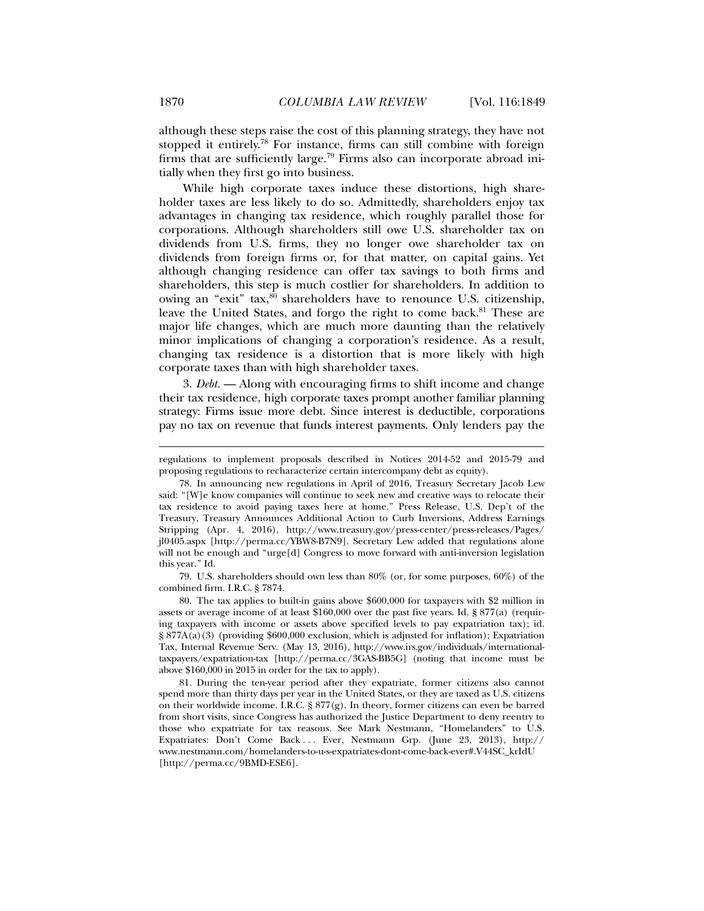although these steps raise the cost of this planning strategy, they have not stopped it entirely.[78] For instance, firms can still combine with foreign firms that are sufficiently large.[79] Firms also can incorporate abroad initially when they first go into business.

While high corporate taxes induce these distortions, high shareholder taxes are less likely to do so. Admittedly, shareholders enjoy tax advantages in changing tax residence, which roughly parallel those for corporations. Although shareholders still owe U.S. shareholder tax on dividends from U.S. firms, they no longer owe shareholder tax on dividends from foreign firms or, for that matter, on capital gains. Yet although changing residence can offer tax savings to both firms and shareholders, this step is much costlier for shareholders. In addition to owing an "exit" tax,[80] shareholders have to renounce U.S. citizenship, leave the United States, and forgo the right to come back.[81] These are major life changes, which are much more daunting than the relatively minor implications of changing a corporation's residence. As a result, changing tax residence is a distortion that is more likely with high corporate taxes than with high shareholder taxes.

3. *Debt.* — Along with encouraging firms to shift income and change their tax residence, high corporate taxes prompt another familiar planning strategy: Firms issue more debt. Since interest is deductible, corporations pay no tax on revenue that funds interest payments. Only lenders pay the

---

regulations to implement proposals described in Notices 2014-52 and 2015-79 and proposing regulations to recharacterize certain intercompany debt as equity).

78. In announcing new regulations in April of 2016, Treasury Secretary Jacob Lew said: "[W]e know companies will continue to seek new and creative ways to relocate their tax residence to avoid paying taxes here at home." Press Release, U.S. Dep't of the Treasury, Treasury Announces Additional Action to Curb Inversions, Address Earnings Stripping (Apr. 4, 2016), http://www.treasury.gov/press-center/press-releases/Pages/jl0405.aspx [http://perma.cc/YBW8-B7N9]. Secretary Lew added that regulations alone will not be enough and "urge[d] Congress to move forward with anti-inversion legislation this year." Id.

79. U.S. shareholders should own less than 80% (or, for some purposes, 60%) of the combined firm. I.R.C. § 7874.

80. The tax applies to built-in gains above $600,000 for taxpayers with $2 million in assets or average income of at least $160,000 over the past five years. Id. § 877(a) (requiring taxpayers with income or assets above specified levels to pay expatriation tax); id. § 877A(a)(3) (providing $600,000 exclusion, which is adjusted for inflation); Expatriation Tax, Internal Revenue Serv. (May 13, 2016), http://www.irs.gov/individuals/international-taxpayers/expatriation-tax [http://perma.cc/3GAS-BB5G] (noting that income must be above $160,000 in 2015 in order for the tax to apply).

81. During the ten-year period after they expatriate, former citizens also cannot spend more than thirty days per year in the United States, or they are taxed as U.S. citizens on their worldwide income. I.R.C. § 877(g). In theory, former citizens can even be barred from short visits, since Congress has authorized the Justice Department to deny reentry to those who expatriate for tax reasons. See Mark Nestmann, "Homelanders" to U.S. Expatriates: Don't Come Back . . . Ever, Nestmann Grp. (June 23, 2013), http://www.nestmann.com/homelanders-to-u-s-expatriates-dont-come-back-ever#.V44SC_krIdU [http://perma.cc/9BMD-ESE6].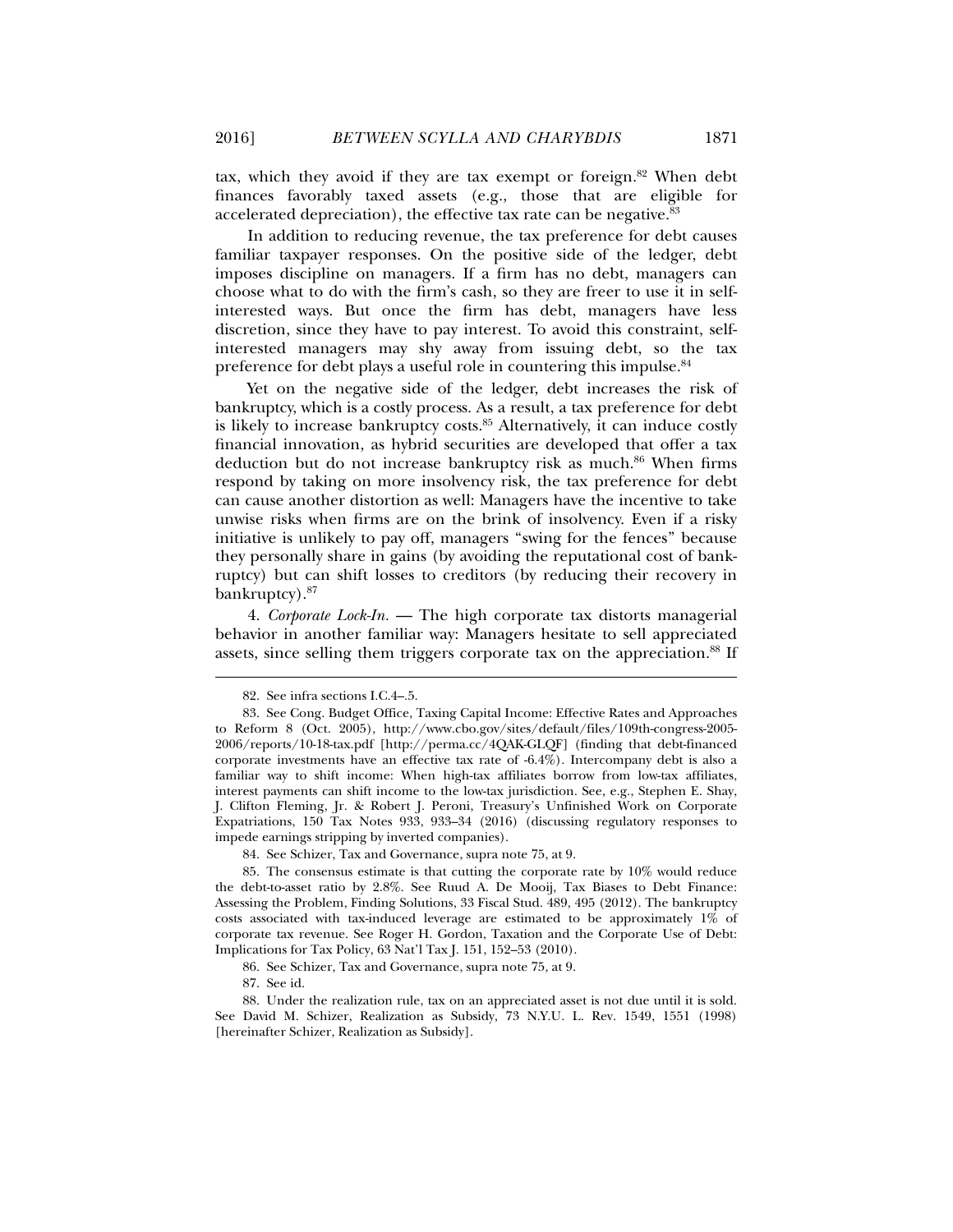tax, which they avoid if they are tax exempt or foreign.[82] When debt finances favorably taxed assets (e.g., those that are eligible for accelerated depreciation), the effective tax rate can be negative.[83]

In addition to reducing revenue, the tax preference for debt causes familiar taxpayer responses. On the positive side of the ledger, debt imposes discipline on managers. If a firm has no debt, managers can choose what to do with the firm's cash, so they are freer to use it in self-interested ways. But once the firm has debt, managers have less discretion, since they have to pay interest. To avoid this constraint, self-interested managers may shy away from issuing debt, so the tax preference for debt plays a useful role in countering this impulse.[84]

Yet on the negative side of the ledger, debt increases the risk of bankruptcy, which is a costly process. As a result, a tax preference for debt is likely to increase bankruptcy costs.[85] Alternatively, it can induce costly financial innovation, as hybrid securities are developed that offer a tax deduction but do not increase bankruptcy risk as much.[86] When firms respond by taking on more insolvency risk, the tax preference for debt can cause another distortion as well: Managers have the incentive to take unwise risks when firms are on the brink of insolvency. Even if a risky initiative is unlikely to pay off, managers "swing for the fences" because they personally share in gains (by avoiding the reputational cost of bankruptcy) but can shift losses to creditors (by reducing their recovery in bankruptcy).[87]

4. *Corporate Lock-In.* — The high corporate tax distorts managerial behavior in another familiar way: Managers hesitate to sell appreciated assets, since selling them triggers corporate tax on the appreciation.[88] If

---

82. See infra sections I.C.4–.5.

83. See Cong. Budget Office, Taxing Capital Income: Effective Rates and Approaches to Reform 8 (Oct. 2005), http://www.cbo.gov/sites/default/files/109th-congress-2005-2006/reports/10-18-tax.pdf [http://perma.cc/4QAK-GLQF] (finding that debt-financed corporate investments have an effective tax rate of -6.4%). Intercompany debt is also a familiar way to shift income: When high-tax affiliates borrow from low-tax affiliates, interest payments can shift income to the low-tax jurisdiction. See, e.g., Stephen E. Shay, J. Clifton Fleming, Jr. & Robert J. Peroni, Treasury's Unfinished Work on Corporate Expatriations, 150 Tax Notes 933, 933–34 (2016) (discussing regulatory responses to impede earnings stripping by inverted companies).

84. See Schizer, Tax and Governance, supra note 75, at 9.

85. The consensus estimate is that cutting the corporate rate by 10% would reduce the debt-to-asset ratio by 2.8%. See Ruud A. De Mooij, Tax Biases to Debt Finance: Assessing the Problem, Finding Solutions, 33 Fiscal Stud. 489, 495 (2012). The bankruptcy costs associated with tax-induced leverage are estimated to be approximately 1% of corporate tax revenue. See Roger H. Gordon, Taxation and the Corporate Use of Debt: Implications for Tax Policy, 63 Nat'l Tax J. 151, 152–53 (2010).

86. See Schizer, Tax and Governance, supra note 75, at 9.

87. See id.

88. Under the realization rule, tax on an appreciated asset is not due until it is sold. See David M. Schizer, Realization as Subsidy, 73 N.Y.U. L. Rev. 1549, 1551 (1998) [hereinafter Schizer, Realization as Subsidy].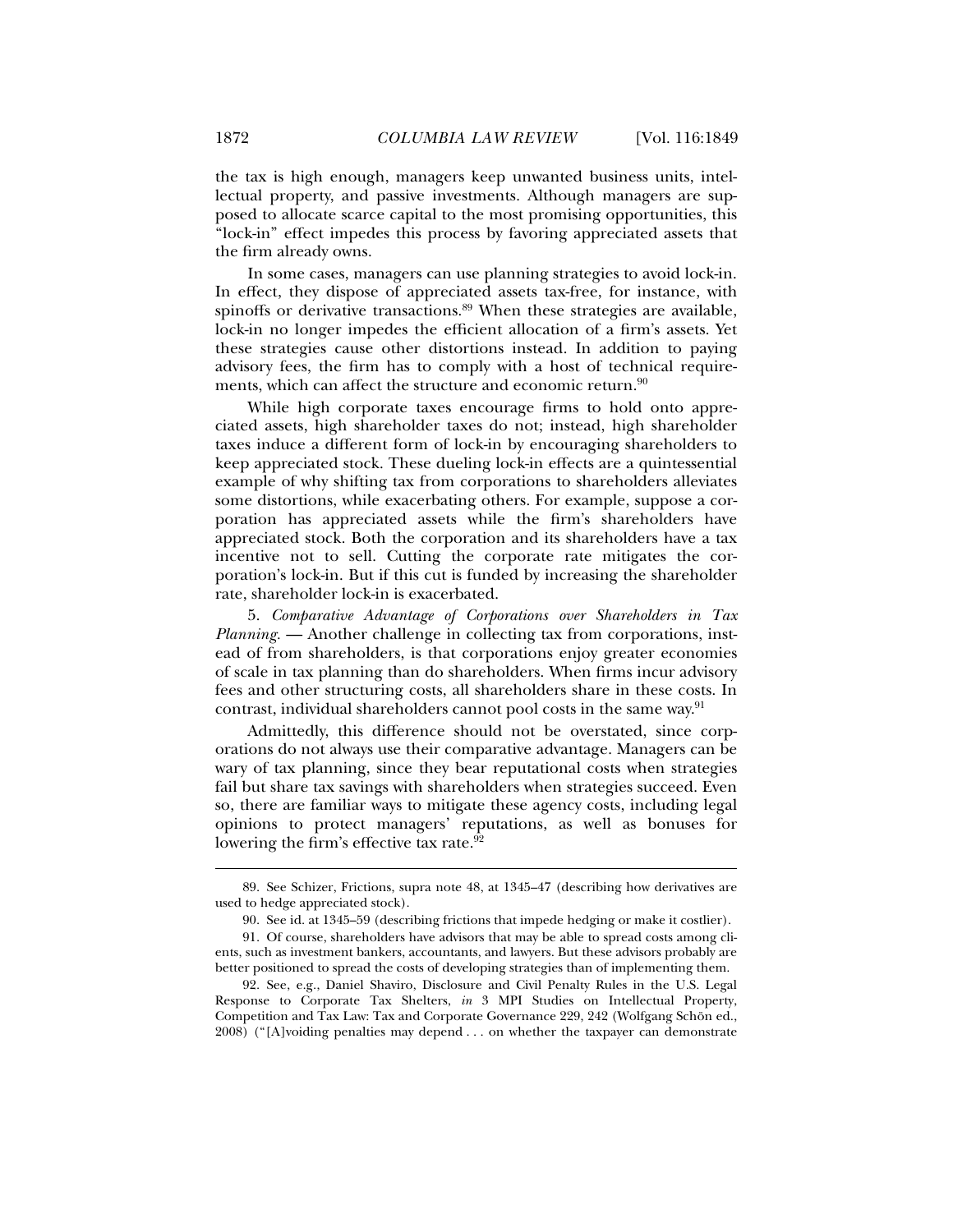the tax is high enough, managers keep unwanted business units, intellectual property, and passive investments. Although managers are supposed to allocate scarce capital to the most promising opportunities, this "lock-in" effect impedes this process by favoring appreciated assets that the firm already owns.

In some cases, managers can use planning strategies to avoid lock-in. In effect, they dispose of appreciated assets tax-free, for instance, with spinoffs or derivative transactions.[89] When these strategies are available, lock-in no longer impedes the efficient allocation of a firm's assets. Yet these strategies cause other distortions instead. In addition to paying advisory fees, the firm has to comply with a host of technical requirements, which can affect the structure and economic return.[90]

While high corporate taxes encourage firms to hold onto appreciated assets, high shareholder taxes do not; instead, high shareholder taxes induce a different form of lock-in by encouraging shareholders to keep appreciated stock. These dueling lock-in effects are a quintessential example of why shifting tax from corporations to shareholders alleviates some distortions, while exacerbating others. For example, suppose a corporation has appreciated assets while the firm's shareholders have appreciated stock. Both the corporation and its shareholders have a tax incentive not to sell. Cutting the corporate rate mitigates the corporation's lock-in. But if this cut is funded by increasing the shareholder rate, shareholder lock-in is exacerbated.

5. *Comparative Advantage of Corporations over Shareholders in Tax Planning*. — Another challenge in collecting tax from corporations, instead of from shareholders, is that corporations enjoy greater economies of scale in tax planning than do shareholders. When firms incur advisory fees and other structuring costs, all shareholders share in these costs. In contrast, individual shareholders cannot pool costs in the same way.[91]

Admittedly, this difference should not be overstated, since corporations do not always use their comparative advantage. Managers can be wary of tax planning, since they bear reputational costs when strategies fail but share tax savings with shareholders when strategies succeed. Even so, there are familiar ways to mitigate these agency costs, including legal opinions to protect managers' reputations, as well as bonuses for lowering the firm's effective tax rate.[92]

---

89. See Schizer, Frictions, supra note 48, at 1345–47 (describing how derivatives are used to hedge appreciated stock).

90. See id. at 1345–59 (describing frictions that impede hedging or make it costlier).

91. Of course, shareholders have advisors that may be able to spread costs among clients, such as investment bankers, accountants, and lawyers. But these advisors probably are better positioned to spread the costs of developing strategies than of implementing them.

92. See, e.g., Daniel Shaviro, Disclosure and Civil Penalty Rules in the U.S. Legal Response to Corporate Tax Shelters, *in* 3 MPI Studies on Intellectual Property, Competition and Tax Law: Tax and Corporate Governance 229, 242 (Wolfgang Schön ed., 2008) ("[A]voiding penalties may depend . . . on whether the taxpayer can demonstrate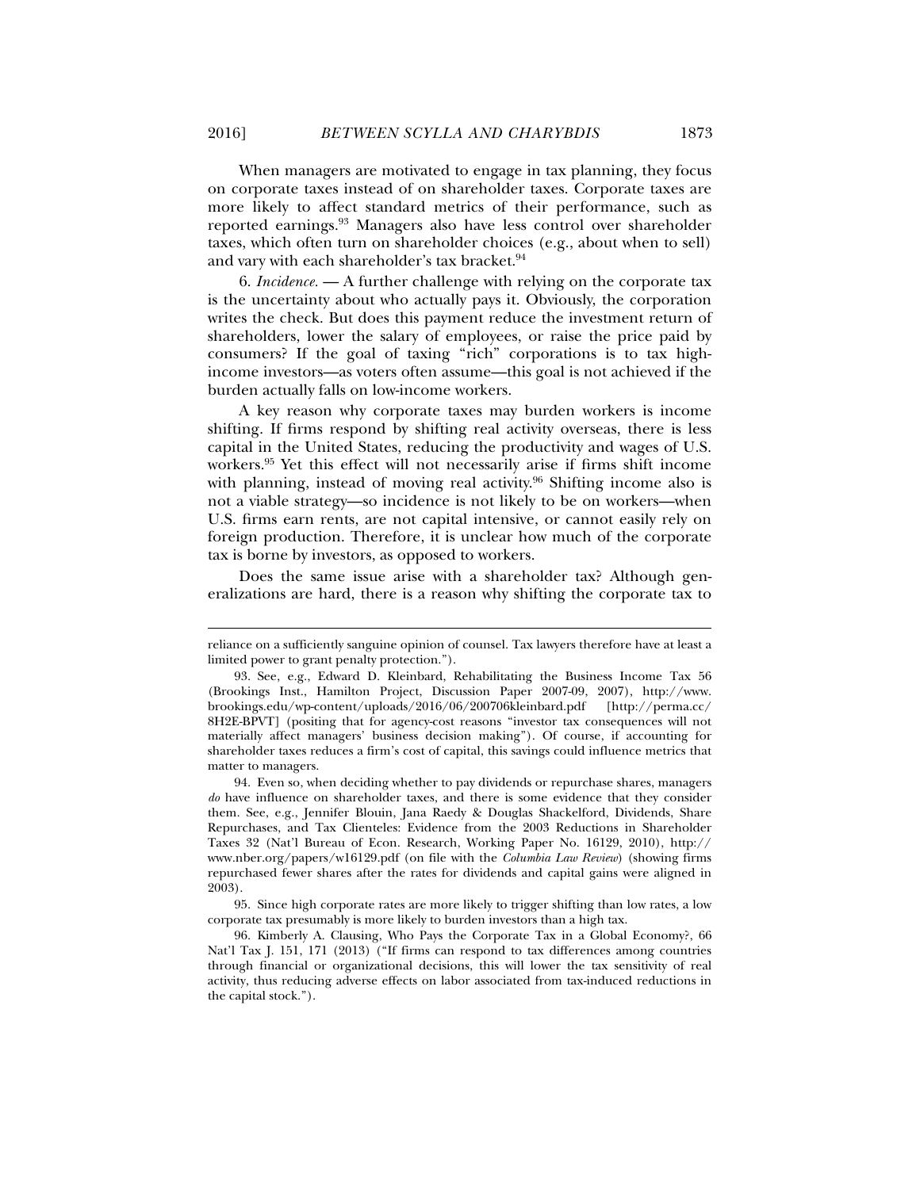When managers are motivated to engage in tax planning, they focus on corporate taxes instead of on shareholder taxes. Corporate taxes are more likely to affect standard metrics of their performance, such as reported earnings.[93] Managers also have less control over shareholder taxes, which often turn on shareholder choices (e.g., about when to sell) and vary with each shareholder's tax bracket.[94]

6. *Incidence.* — A further challenge with relying on the corporate tax is the uncertainty about who actually pays it. Obviously, the corporation writes the check. But does this payment reduce the investment return of shareholders, lower the salary of employees, or raise the price paid by consumers? If the goal of taxing "rich" corporations is to tax high-income investors—as voters often assume—this goal is not achieved if the burden actually falls on low-income workers.

A key reason why corporate taxes may burden workers is income shifting. If firms respond by shifting real activity overseas, there is less capital in the United States, reducing the productivity and wages of U.S. workers.[95] Yet this effect will not necessarily arise if firms shift income with planning, instead of moving real activity.[96] Shifting income also is not a viable strategy—so incidence is not likely to be on workers—when U.S. firms earn rents, are not capital intensive, or cannot easily rely on foreign production. Therefore, it is unclear how much of the corporate tax is borne by investors, as opposed to workers.

Does the same issue arise with a shareholder tax? Although generalizations are hard, there is a reason why shifting the corporate tax to

---

reliance on a sufficiently sanguine opinion of counsel. Tax lawyers therefore have at least a limited power to grant penalty protection.").

93. See, e.g., Edward D. Kleinbard, Rehabilitating the Business Income Tax 56 (Brookings Inst., Hamilton Project, Discussion Paper 2007-09, 2007), http://www.brookings.edu/wp-content/uploads/2016/06/200706kleinbard.pdf [http://perma.cc/8H2E-BPVT] (positing that for agency-cost reasons "investor tax consequences will not materially affect managers' business decision making"). Of course, if accounting for shareholder taxes reduces a firm's cost of capital, this savings could influence metrics that matter to managers.

94. Even so, when deciding whether to pay dividends or repurchase shares, managers *do* have influence on shareholder taxes, and there is some evidence that they consider them. See, e.g., Jennifer Blouin, Jana Raedy & Douglas Shackelford, Dividends, Share Repurchases, and Tax Clienteles: Evidence from the 2003 Reductions in Shareholder Taxes 32 (Nat'l Bureau of Econ. Research, Working Paper No. 16129, 2010), http://www.nber.org/papers/w16129.pdf (on file with the *Columbia Law Review*) (showing firms repurchased fewer shares after the rates for dividends and capital gains were aligned in 2003).

95. Since high corporate rates are more likely to trigger shifting than low rates, a low corporate tax presumably is more likely to burden investors than a high tax.

96. Kimberly A. Clausing, Who Pays the Corporate Tax in a Global Economy?, 66 Nat'l Tax J. 151, 171 (2013) ("If firms can respond to tax differences among countries through financial or organizational decisions, this will lower the tax sensitivity of real activity, thus reducing adverse effects on labor associated from tax-induced reductions in the capital stock.").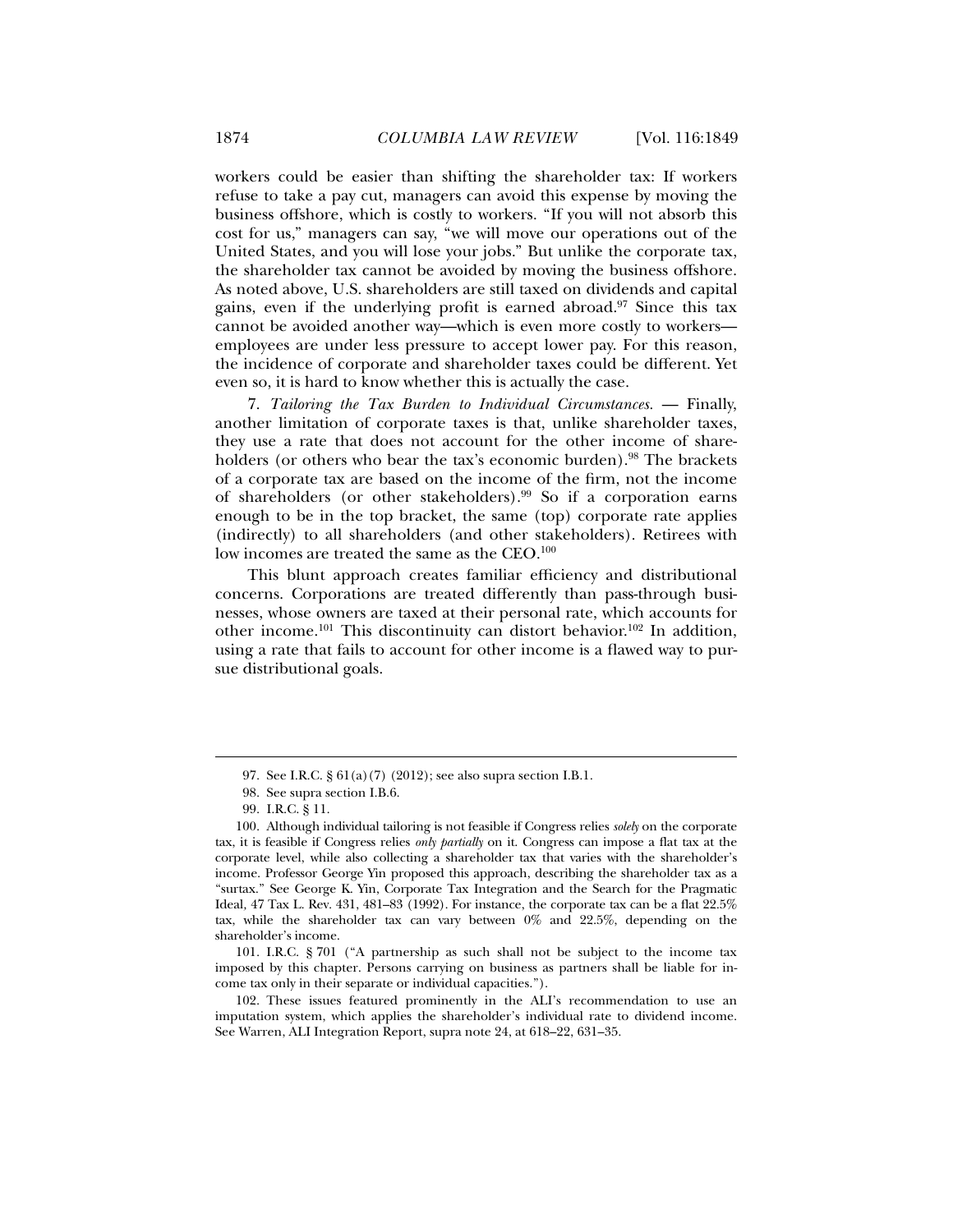workers could be easier than shifting the shareholder tax: If workers refuse to take a pay cut, managers can avoid this expense by moving the business offshore, which is costly to workers. "If you will not absorb this cost for us," managers can say, "we will move our operations out of the United States, and you will lose your jobs." But unlike the corporate tax, the shareholder tax cannot be avoided by moving the business offshore. As noted above, U.S. shareholders are still taxed on dividends and capital gains, even if the underlying profit is earned abroad.[97] Since this tax cannot be avoided another way—which is even more costly to workers—employees are under less pressure to accept lower pay. For this reason, the incidence of corporate and shareholder taxes could be different. Yet even so, it is hard to know whether this is actually the case.

7. *Tailoring the Tax Burden to Individual Circumstances.* — Finally, another limitation of corporate taxes is that, unlike shareholder taxes, they use a rate that does not account for the other income of shareholders (or others who bear the tax's economic burden).[98] The brackets of a corporate tax are based on the income of the firm, not the income of shareholders (or other stakeholders).[99] So if a corporation earns enough to be in the top bracket, the same (top) corporate rate applies (indirectly) to all shareholders (and other stakeholders). Retirees with low incomes are treated the same as the CEO.[100]

This blunt approach creates familiar efficiency and distributional concerns. Corporations are treated differently than pass-through businesses, whose owners are taxed at their personal rate, which accounts for other income.[101] This discontinuity can distort behavior.[102] In addition, using a rate that fails to account for other income is a flawed way to pursue distributional goals.

---

97. See I.R.C. § 61(a)(7) (2012); see also supra section I.B.1.

98. See supra section I.B.6.

99. I.R.C. § 11.

100. Although individual tailoring is not feasible if Congress relies *solely* on the corporate tax, it is feasible if Congress relies *only partially* on it. Congress can impose a flat tax at the corporate level, while also collecting a shareholder tax that varies with the shareholder's income. Professor George Yin proposed this approach, describing the shareholder tax as a "surtax." See George K. Yin, Corporate Tax Integration and the Search for the Pragmatic Ideal, 47 Tax L. Rev. 431, 481–83 (1992). For instance, the corporate tax can be a flat 22.5% tax, while the shareholder tax can vary between 0% and 22.5%, depending on the shareholder's income.

101. I.R.C. § 701 ("A partnership as such shall not be subject to the income tax imposed by this chapter. Persons carrying on business as partners shall be liable for income tax only in their separate or individual capacities.").

102. These issues featured prominently in the ALI's recommendation to use an imputation system, which applies the shareholder's individual rate to dividend income. See Warren, ALI Integration Report, supra note 24, at 618–22, 631–35.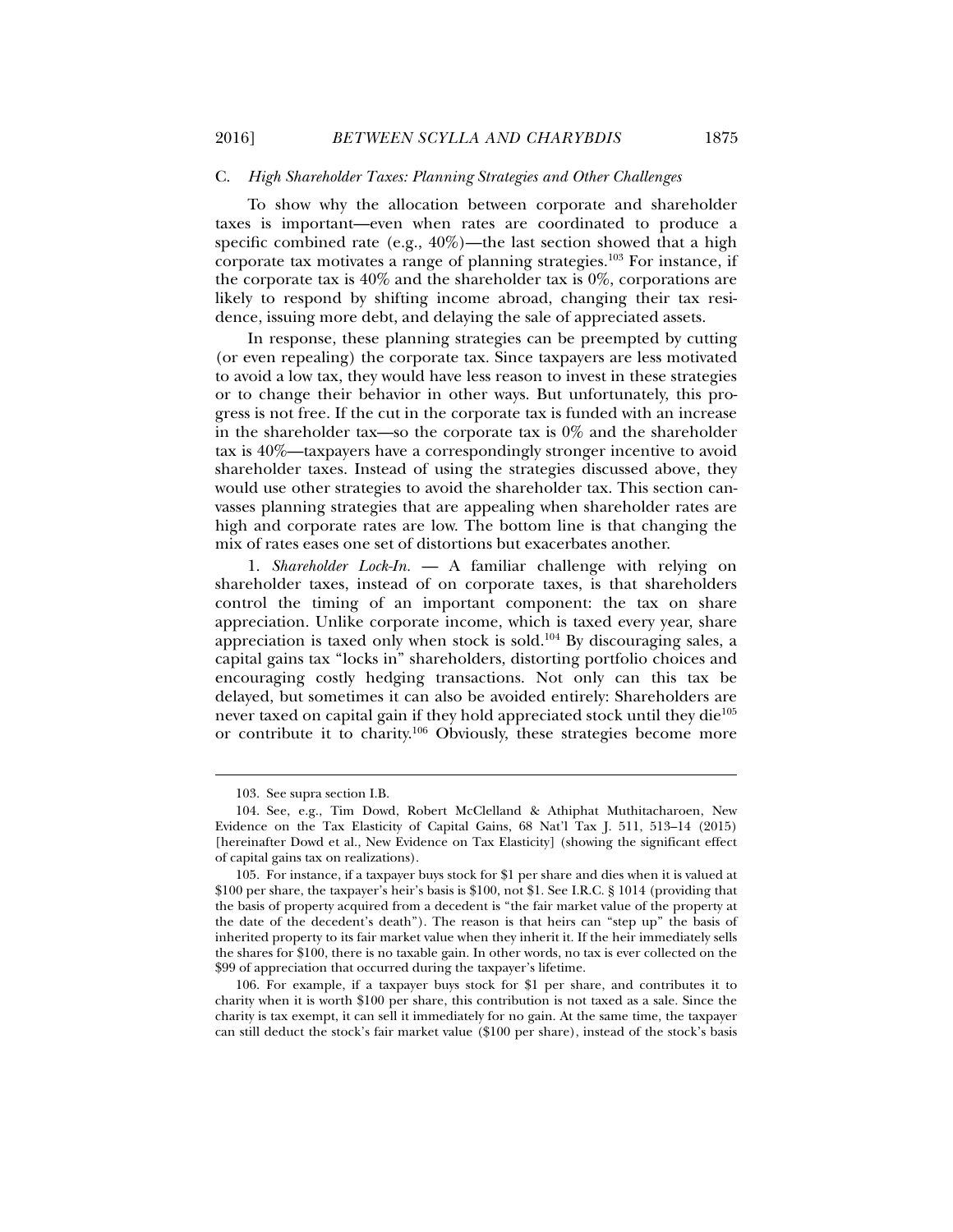### C. *High Shareholder Taxes: Planning Strategies and Other Challenges*

To show why the allocation between corporate and shareholder taxes is important—even when rates are coordinated to produce a specific combined rate (e.g., 40%)—the last section showed that a high corporate tax motivates a range of planning strategies.[103] For instance, if the corporate tax is 40% and the shareholder tax is 0%, corporations are likely to respond by shifting income abroad, changing their tax residence, issuing more debt, and delaying the sale of appreciated assets.

In response, these planning strategies can be preempted by cutting (or even repealing) the corporate tax. Since taxpayers are less motivated to avoid a low tax, they would have less reason to invest in these strategies or to change their behavior in other ways. But unfortunately, this progress is not free. If the cut in the corporate tax is funded with an increase in the shareholder tax—so the corporate tax is 0% and the shareholder tax is 40%—taxpayers have a correspondingly stronger incentive to avoid shareholder taxes. Instead of using the strategies discussed above, they would use other strategies to avoid the shareholder tax. This section canvasses planning strategies that are appealing when shareholder rates are high and corporate rates are low. The bottom line is that changing the mix of rates eases one set of distortions but exacerbates another.

1. *Shareholder Lock-In.* — A familiar challenge with relying on shareholder taxes, instead of on corporate taxes, is that shareholders control the timing of an important component: the tax on share appreciation. Unlike corporate income, which is taxed every year, share appreciation is taxed only when stock is sold.[104] By discouraging sales, a capital gains tax "locks in" shareholders, distorting portfolio choices and encouraging costly hedging transactions. Not only can this tax be delayed, but sometimes it can also be avoided entirely: Shareholders are never taxed on capital gain if they hold appreciated stock until they die[105] or contribute it to charity.[106] Obviously, these strategies become more

---

103. See supra section I.B.

104. See, e.g., Tim Dowd, Robert McClelland & Athiphat Muthitacharoen, New Evidence on the Tax Elasticity of Capital Gains, 68 Nat'l Tax J. 511, 513–14 (2015) [hereinafter Dowd et al., New Evidence on Tax Elasticity] (showing the significant effect of capital gains tax on realizations).

105. For instance, if a taxpayer buys stock for $1 per share and dies when it is valued at $100 per share, the taxpayer's heir's basis is $100, not $1. See I.R.C. § 1014 (providing that the basis of property acquired from a decedent is "the fair market value of the property at the date of the decedent's death"). The reason is that heirs can "step up" the basis of inherited property to its fair market value when they inherit it. If the heir immediately sells the shares for $100, there is no taxable gain. In other words, no tax is ever collected on the $99 of appreciation that occurred during the taxpayer's lifetime.

106. For example, if a taxpayer buys stock for $1 per share, and contributes it to charity when it is worth $100 per share, this contribution is not taxed as a sale. Since the charity is tax exempt, it can sell it immediately for no gain. At the same time, the taxpayer can still deduct the stock's fair market value ($100 per share), instead of the stock's basis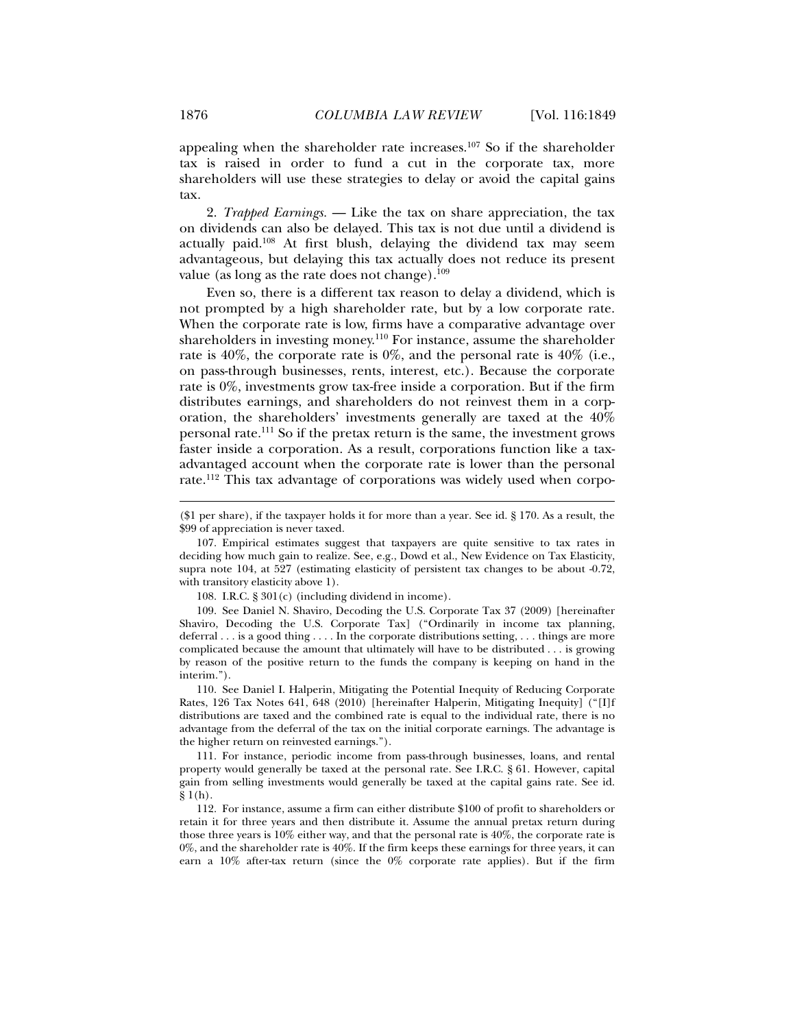appealing when the shareholder rate increases.[107] So if the shareholder tax is raised in order to fund a cut in the corporate tax, more shareholders will use these strategies to delay or avoid the capital gains tax.

2. *Trapped Earnings.* — Like the tax on share appreciation, the tax on dividends can also be delayed. This tax is not due until a dividend is actually paid.[108] At first blush, delaying the dividend tax may seem advantageous, but delaying this tax actually does not reduce its present value (as long as the rate does not change).[109]

Even so, there is a different tax reason to delay a dividend, which is not prompted by a high shareholder rate, but by a low corporate rate. When the corporate rate is low, firms have a comparative advantage over shareholders in investing money.[110] For instance, assume the shareholder rate is 40%, the corporate rate is 0%, and the personal rate is 40% (i.e., on pass-through businesses, rents, interest, etc.). Because the corporate rate is 0%, investments grow tax-free inside a corporation. But if the firm distributes earnings, and shareholders do not reinvest them in a corporation, the shareholders' investments generally are taxed at the 40% personal rate.[111] So if the pretax return is the same, the investment grows faster inside a corporation. As a result, corporations function like a tax-advantaged account when the corporate rate is lower than the personal rate.[112] This tax advantage of corporations was widely used when corpo-

---

($1 per share), if the taxpayer holds it for more than a year. See id. § 170. As a result, the $99 of appreciation is never taxed.

107. Empirical estimates suggest that taxpayers are quite sensitive to tax rates in deciding how much gain to realize. See, e.g., Dowd et al., New Evidence on Tax Elasticity, supra note 104, at 527 (estimating elasticity of persistent tax changes to be about -0.72, with transitory elasticity above 1).

108. I.R.C. § 301(c) (including dividend in income).

109. See Daniel N. Shaviro, Decoding the U.S. Corporate Tax 37 (2009) [hereinafter Shaviro, Decoding the U.S. Corporate Tax] ("Ordinarily in income tax planning, deferral . . . is a good thing . . . . In the corporate distributions setting, . . . things are more complicated because the amount that ultimately will have to be distributed . . . is growing by reason of the positive return to the funds the company is keeping on hand in the interim.").

110. See Daniel I. Halperin, Mitigating the Potential Inequity of Reducing Corporate Rates, 126 Tax Notes 641, 648 (2010) [hereinafter Halperin, Mitigating Inequity] ("[I]f distributions are taxed and the combined rate is equal to the individual rate, there is no advantage from the deferral of the tax on the initial corporate earnings. The advantage is the higher return on reinvested earnings.").

111. For instance, periodic income from pass-through businesses, loans, and rental property would generally be taxed at the personal rate. See I.R.C. § 61. However, capital gain from selling investments would generally be taxed at the capital gains rate. See id. § 1(h).

112. For instance, assume a firm can either distribute $100 of profit to shareholders or retain it for three years and then distribute it. Assume the annual pretax return during those three years is 10% either way, and that the personal rate is 40%, the corporate rate is 0%, and the shareholder rate is 40%. If the firm keeps these earnings for three years, it can earn a 10% after-tax return (since the 0% corporate rate applies). But if the firm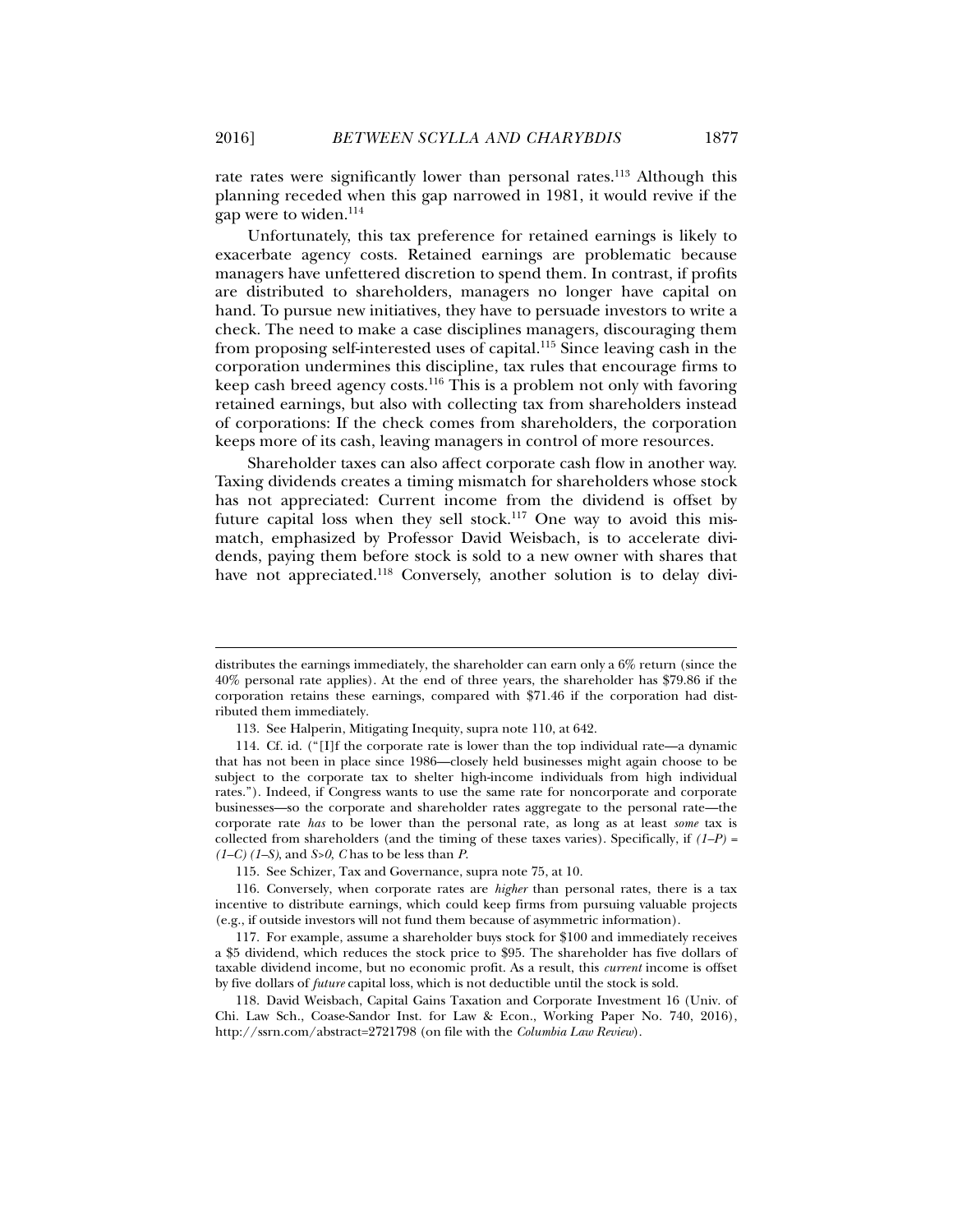rate rates were significantly lower than personal rates.[113] Although this planning receded when this gap narrowed in 1981, it would revive if the gap were to widen.[114]

Unfortunately, this tax preference for retained earnings is likely to exacerbate agency costs. Retained earnings are problematic because managers have unfettered discretion to spend them. In contrast, if profits are distributed to shareholders, managers no longer have capital on hand. To pursue new initiatives, they have to persuade investors to write a check. The need to make a case disciplines managers, discouraging them from proposing self-interested uses of capital.[115] Since leaving cash in the corporation undermines this discipline, tax rules that encourage firms to keep cash breed agency costs.[116] This is a problem not only with favoring retained earnings, but also with collecting tax from shareholders instead of corporations: If the check comes from shareholders, the corporation keeps more of its cash, leaving managers in control of more resources.

Shareholder taxes can also affect corporate cash flow in another way. Taxing dividends creates a timing mismatch for shareholders whose stock has not appreciated: Current income from the dividend is offset by future capital loss when they sell stock.[117] One way to avoid this mismatch, emphasized by Professor David Weisbach, is to accelerate dividends, paying them before stock is sold to a new owner with shares that have not appreciated.[118] Conversely, another solution is to delay divi-

---

distributes the earnings immediately, the shareholder can earn only a 6% return (since the 40% personal rate applies). At the end of three years, the shareholder has $79.86 if the corporation retains these earnings, compared with $71.46 if the corporation had distributed them immediately.

113. See Halperin, Mitigating Inequity, supra note 110, at 642.

114. Cf. id. ("[I]f the corporate rate is lower than the top individual rate—a dynamic that has not been in place since 1986—closely held businesses might again choose to be subject to the corporate tax to shelter high-income individuals from high individual rates."). Indeed, if Congress wants to use the same rate for noncorporate and corporate businesses—so the corporate and shareholder rates aggregate to the personal rate—the corporate rate *has* to be lower than the personal rate, as long as at least *some* tax is collected from shareholders (and the timing of these taxes varies). Specifically, if $(1–P) = (1–C)(1–S)$, and $S>0$, $C$ has to be less than $P$.

115. See Schizer, Tax and Governance, supra note 75, at 10.

116. Conversely, when corporate rates are *higher* than personal rates, there is a tax incentive to distribute earnings, which could keep firms from pursuing valuable projects (e.g., if outside investors will not fund them because of asymmetric information).

117. For example, assume a shareholder buys stock for $100 and immediately receives a $5 dividend, which reduces the stock price to $95. The shareholder has five dollars of taxable dividend income, but no economic profit. As a result, this *current* income is offset by five dollars of *future* capital loss, which is not deductible until the stock is sold.

118. David Weisbach, Capital Gains Taxation and Corporate Investment 16 (Univ. of Chi. Law Sch., Coase-Sandor Inst. for Law & Econ., Working Paper No. 740, 2016), http://ssrn.com/abstract=2721798 (on file with the *Columbia Law Review*).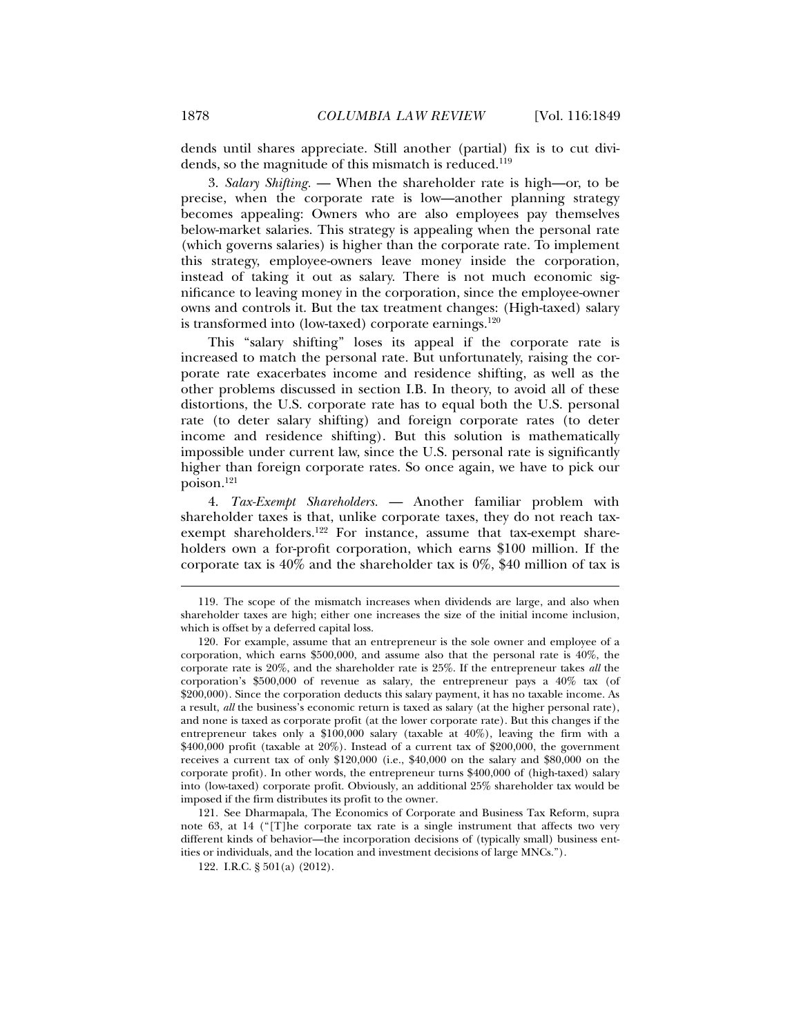dends until shares appreciate. Still another (partial) fix is to cut dividends, so the magnitude of this mismatch is reduced.[119]

3. *Salary Shifting*. — When the shareholder rate is high—or, to be precise, when the corporate rate is low—another planning strategy becomes appealing: Owners who are also employees pay themselves below-market salaries. This strategy is appealing when the personal rate (which governs salaries) is higher than the corporate rate. To implement this strategy, employee-owners leave money inside the corporation, instead of taking it out as salary. There is not much economic significance to leaving money in the corporation, since the employee-owner owns and controls it. But the tax treatment changes: (High-taxed) salary is transformed into (low-taxed) corporate earnings.[120]

This "salary shifting" loses its appeal if the corporate rate is increased to match the personal rate. But unfortunately, raising the corporate rate exacerbates income and residence shifting, as well as the other problems discussed in section I.B. In theory, to avoid all of these distortions, the U.S. corporate rate has to equal both the U.S. personal rate (to deter salary shifting) and foreign corporate rates (to deter income and residence shifting). But this solution is mathematically impossible under current law, since the U.S. personal rate is significantly higher than foreign corporate rates. So once again, we have to pick our poison.[121]

4. *Tax-Exempt Shareholders*. — Another familiar problem with shareholder taxes is that, unlike corporate taxes, they do not reach tax-exempt shareholders.[122] For instance, assume that tax-exempt shareholders own a for-profit corporation, which earns $100 million. If the corporate tax is 40% and the shareholder tax is 0%, $40 million of tax is

---

119. The scope of the mismatch increases when dividends are large, and also when shareholder taxes are high; either one increases the size of the initial income inclusion, which is offset by a deferred capital loss.

120. For example, assume that an entrepreneur is the sole owner and employee of a corporation, which earns $500,000, and assume also that the personal rate is 40%, the corporate rate is 20%, and the shareholder rate is 25%. If the entrepreneur takes *all* the corporation's $500,000 of revenue as salary, the entrepreneur pays a 40% tax (of $200,000). Since the corporation deducts this salary payment, it has no taxable income. As a result, *all* the business's economic return is taxed as salary (at the higher personal rate), and none is taxed as corporate profit (at the lower corporate rate). But this changes if the entrepreneur takes only a $100,000 salary (taxable at 40%), leaving the firm with a $400,000 profit (taxable at 20%). Instead of a current tax of $200,000, the government receives a current tax of only $120,000 (i.e., $40,000 on the salary and $80,000 on the corporate profit). In other words, the entrepreneur turns $400,000 of (high-taxed) salary into (low-taxed) corporate profit. Obviously, an additional 25% shareholder tax would be imposed if the firm distributes its profit to the owner.

121. See Dharmapala, The Economics of Corporate and Business Tax Reform, supra note 63, at 14 ("[T]he corporate tax rate is a single instrument that affects two very different kinds of behavior—the incorporation decisions of (typically small) business entities or individuals, and the location and investment decisions of large MNCs.").

122. I.R.C. § 501(a) (2012).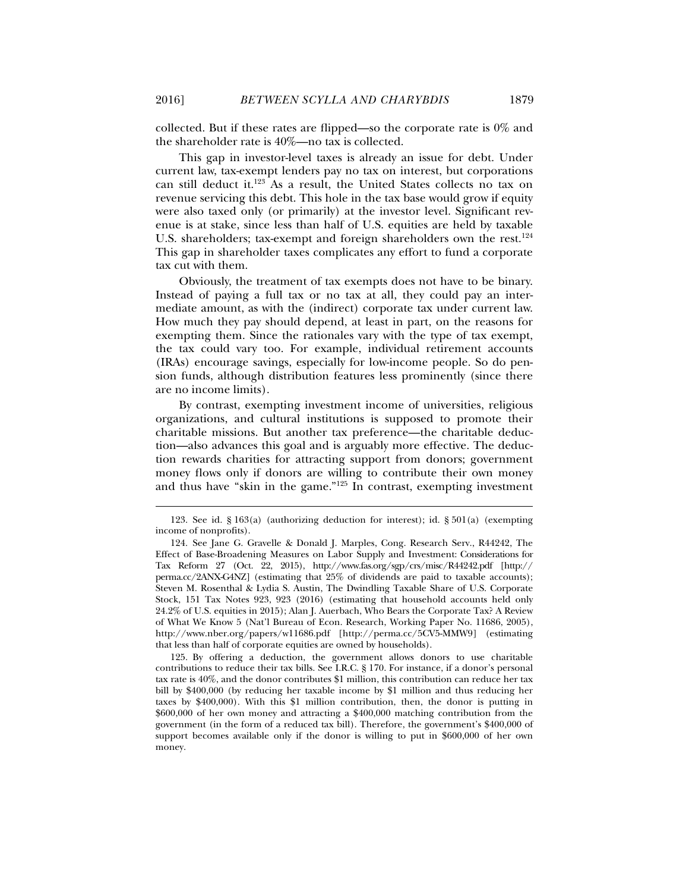collected. But if these rates are flipped—so the corporate rate is 0% and the shareholder rate is 40%—no tax is collected.

This gap in investor-level taxes is already an issue for debt. Under current law, tax-exempt lenders pay no tax on interest, but corporations can still deduct it.[123] As a result, the United States collects no tax on revenue servicing this debt. This hole in the tax base would grow if equity were also taxed only (or primarily) at the investor level. Significant revenue is at stake, since less than half of U.S. equities are held by taxable U.S. shareholders; tax-exempt and foreign shareholders own the rest.[124] This gap in shareholder taxes complicates any effort to fund a corporate tax cut with them.

Obviously, the treatment of tax exempts does not have to be binary. Instead of paying a full tax or no tax at all, they could pay an intermediate amount, as with the (indirect) corporate tax under current law. How much they pay should depend, at least in part, on the reasons for exempting them. Since the rationales vary with the type of tax exempt, the tax could vary too. For example, individual retirement accounts (IRAs) encourage savings, especially for low-income people. So do pension funds, although distribution features less prominently (since there are no income limits).

By contrast, exempting investment income of universities, religious organizations, and cultural institutions is supposed to promote their charitable missions. But another tax preference—the charitable deduction—also advances this goal and is arguably more effective. The deduction rewards charities for attracting support from donors; government money flows only if donors are willing to contribute their own money and thus have "skin in the game."[125] In contrast, exempting investment

---

123. See id. § 163(a) (authorizing deduction for interest); id. § 501(a) (exempting income of nonprofits).

124. See Jane G. Gravelle & Donald J. Marples, Cong. Research Serv., R44242, The Effect of Base-Broadening Measures on Labor Supply and Investment: Considerations for Tax Reform 27 (Oct. 22, 2015), http://www.fas.org/sgp/crs/misc/R44242.pdf [http://perma.cc/2ANX-G4NZ] (estimating that 25% of dividends are paid to taxable accounts); Steven M. Rosenthal & Lydia S. Austin, The Dwindling Taxable Share of U.S. Corporate Stock, 151 Tax Notes 923, 923 (2016) (estimating that household accounts held only 24.2% of U.S. equities in 2015); Alan J. Auerbach, Who Bears the Corporate Tax? A Review of What We Know 5 (Nat'l Bureau of Econ. Research, Working Paper No. 11686, 2005), http://www.nber.org/papers/w11686.pdf [http://perma.cc/5CV5-MMW9] (estimating that less than half of corporate equities are owned by households).

125. By offering a deduction, the government allows donors to use charitable contributions to reduce their tax bills. See I.R.C. § 170. For instance, if a donor's personal tax rate is 40%, and the donor contributes $1 million, this contribution can reduce her tax bill by $400,000 (by reducing her taxable income by $1 million and thus reducing her taxes by $400,000). With this $1 million contribution, then, the donor is putting in $600,000 of her own money and attracting a $400,000 matching contribution from the government (in the form of a reduced tax bill). Therefore, the government's $400,000 of support becomes available only if the donor is willing to put in $600,000 of her own money.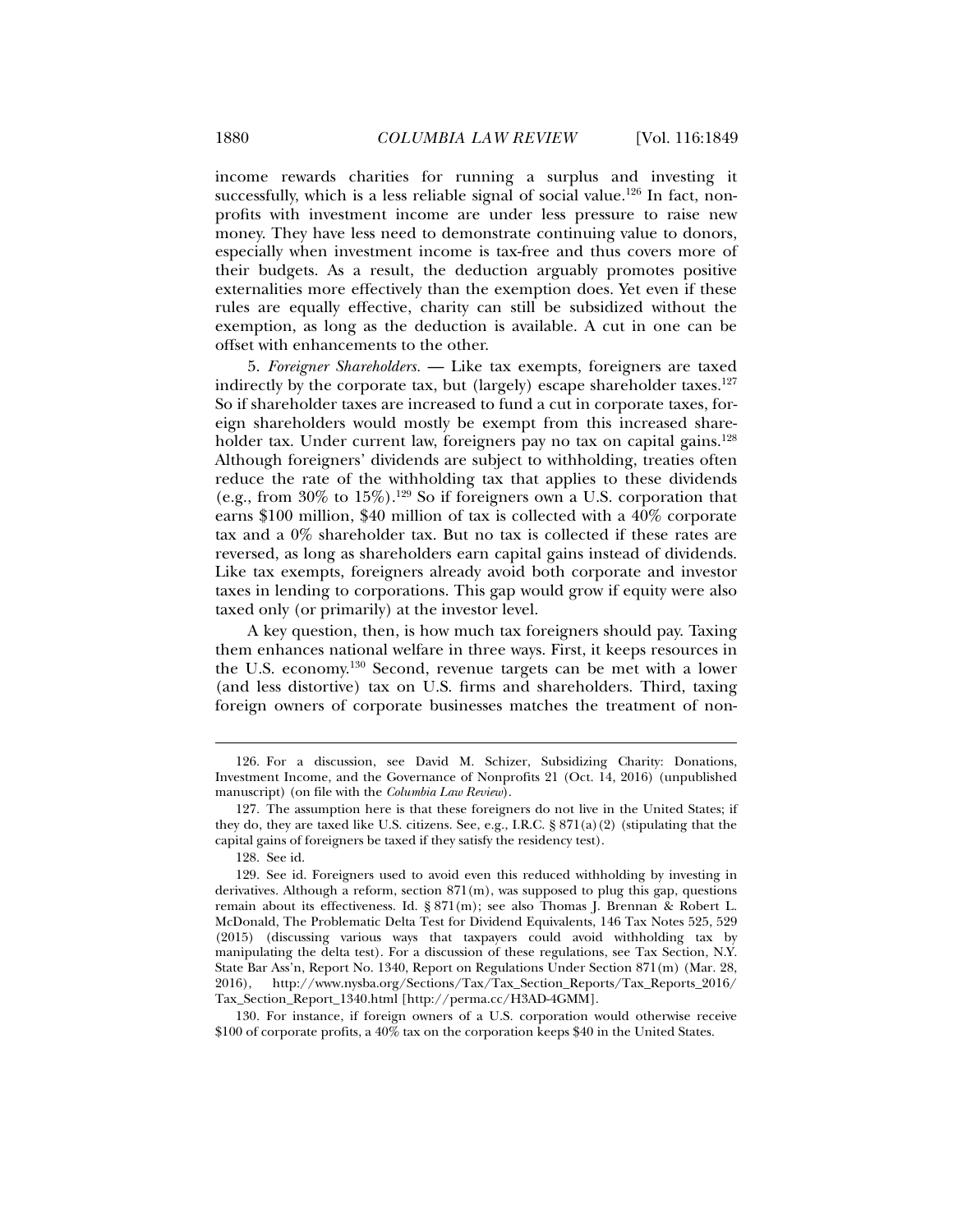income rewards charities for running a surplus and investing it successfully, which is a less reliable signal of social value.[126] In fact, non-profits with investment income are under less pressure to raise new money. They have less need to demonstrate continuing value to donors, especially when investment income is tax-free and thus covers more of their budgets. As a result, the deduction arguably promotes positive externalities more effectively than the exemption does. Yet even if these rules are equally effective, charity can still be subsidized without the exemption, as long as the deduction is available. A cut in one can be offset with enhancements to the other.

5. *Foreigner Shareholders.* — Like tax exempts, foreigners are taxed indirectly by the corporate tax, but (largely) escape shareholder taxes.[127] So if shareholder taxes are increased to fund a cut in corporate taxes, foreign shareholders would mostly be exempt from this increased shareholder tax. Under current law, foreigners pay no tax on capital gains.[128] Although foreigners' dividends are subject to withholding, treaties often reduce the rate of the withholding tax that applies to these dividends (e.g., from 30% to 15%).[129] So if foreigners own a U.S. corporation that earns $100 million, $40 million of tax is collected with a 40% corporate tax and a 0% shareholder tax. But no tax is collected if these rates are reversed, as long as shareholders earn capital gains instead of dividends. Like tax exempts, foreigners already avoid both corporate and investor taxes in lending to corporations. This gap would grow if equity were also taxed only (or primarily) at the investor level.

A key question, then, is how much tax foreigners should pay. Taxing them enhances national welfare in three ways. First, it keeps resources in the U.S. economy.[130] Second, revenue targets can be met with a lower (and less distortive) tax on U.S. firms and shareholders. Third, taxing foreign owners of corporate businesses matches the treatment of non-

---

126. For a discussion, see David M. Schizer, Subsidizing Charity: Donations, Investment Income, and the Governance of Nonprofits 21 (Oct. 14, 2016) (unpublished manuscript) (on file with the *Columbia Law Review*).

127. The assumption here is that these foreigners do not live in the United States; if they do, they are taxed like U.S. citizens. See, e.g., I.R.C. § 871(a)(2) (stipulating that the capital gains of foreigners be taxed if they satisfy the residency test).

128. See id.

129. See id. Foreigners used to avoid even this reduced withholding by investing in derivatives. Although a reform, section 871(m), was supposed to plug this gap, questions remain about its effectiveness. Id. § 871(m); see also Thomas J. Brennan & Robert L. McDonald, The Problematic Delta Test for Dividend Equivalents, 146 Tax Notes 525, 529 (2015) (discussing various ways that taxpayers could avoid withholding tax by manipulating the delta test). For a discussion of these regulations, see Tax Section, N.Y. State Bar Ass'n, Report No. 1340, Report on Regulations Under Section 871(m) (Mar. 28, 2016), http://www.nysba.org/Sections/Tax/Tax_Section_Reports/Tax_Reports_2016/Tax_Section_Report_1340.html [http://perma.cc/H3AD-4GMM].

130. For instance, if foreign owners of a U.S. corporation would otherwise receive $100 of corporate profits, a 40% tax on the corporation keeps $40 in the United States.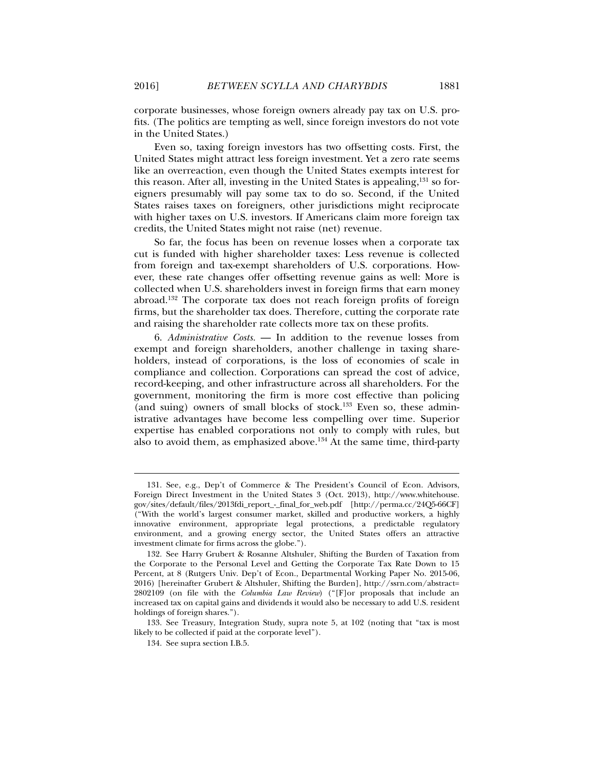corporate businesses, whose foreign owners already pay tax on U.S. profits. (The politics are tempting as well, since foreign investors do not vote in the United States.)

Even so, taxing foreign investors has two offsetting costs. First, the United States might attract less foreign investment. Yet a zero rate seems like an overreaction, even though the United States exempts interest for this reason. After all, investing in the United States is appealing,[131] so foreigners presumably will pay some tax to do so. Second, if the United States raises taxes on foreigners, other jurisdictions might reciprocate with higher taxes on U.S. investors. If Americans claim more foreign tax credits, the United States might not raise (net) revenue.

So far, the focus has been on revenue losses when a corporate tax cut is funded with higher shareholder taxes: Less revenue is collected from foreign and tax-exempt shareholders of U.S. corporations. However, these rate changes offer offsetting revenue gains as well: More is collected when U.S. shareholders invest in foreign firms that earn money abroad.[132] The corporate tax does not reach foreign profits of foreign firms, but the shareholder tax does. Therefore, cutting the corporate rate and raising the shareholder rate collects more tax on these profits.

6. *Administrative Costs.* — In addition to the revenue losses from exempt and foreign shareholders, another challenge in taxing shareholders, instead of corporations, is the loss of economies of scale in compliance and collection. Corporations can spread the cost of advice, record-keeping, and other infrastructure across all shareholders. For the government, monitoring the firm is more cost effective than policing (and suing) owners of small blocks of stock.[133] Even so, these administrative advantages have become less compelling over time. Superior expertise has enabled corporations not only to comply with rules, but also to avoid them, as emphasized above.[134] At the same time, third-party

---

131. See, e.g., Dep't of Commerce & The President's Council of Econ. Advisors, Foreign Direct Investment in the United States 3 (Oct. 2013), http://www.whitehouse.gov/sites/default/files/2013fdi_report_-_final_for_web.pdf [http://perma.cc/24Q5-66CF] ("With the world's largest consumer market, skilled and productive workers, a highly innovative environment, appropriate legal protections, a predictable regulatory environment, and a growing energy sector, the United States offers an attractive investment climate for firms across the globe.").

132. See Harry Grubert & Rosanne Altshuler, Shifting the Burden of Taxation from the Corporate to the Personal Level and Getting the Corporate Tax Rate Down to 15 Percent, at 8 (Rutgers Univ. Dep't of Econ., Departmental Working Paper No. 2015-06, 2016) [hereinafter Grubert & Altshuler, Shifting the Burden], http://ssrn.com/abstract=2802109 (on file with the *Columbia Law Review*) ("[F]or proposals that include an increased tax on capital gains and dividends it would also be necessary to add U.S. resident holdings of foreign shares.").

133. See Treasury, Integration Study, supra note 5, at 102 (noting that "tax is most likely to be collected if paid at the corporate level").

134. See supra section I.B.5.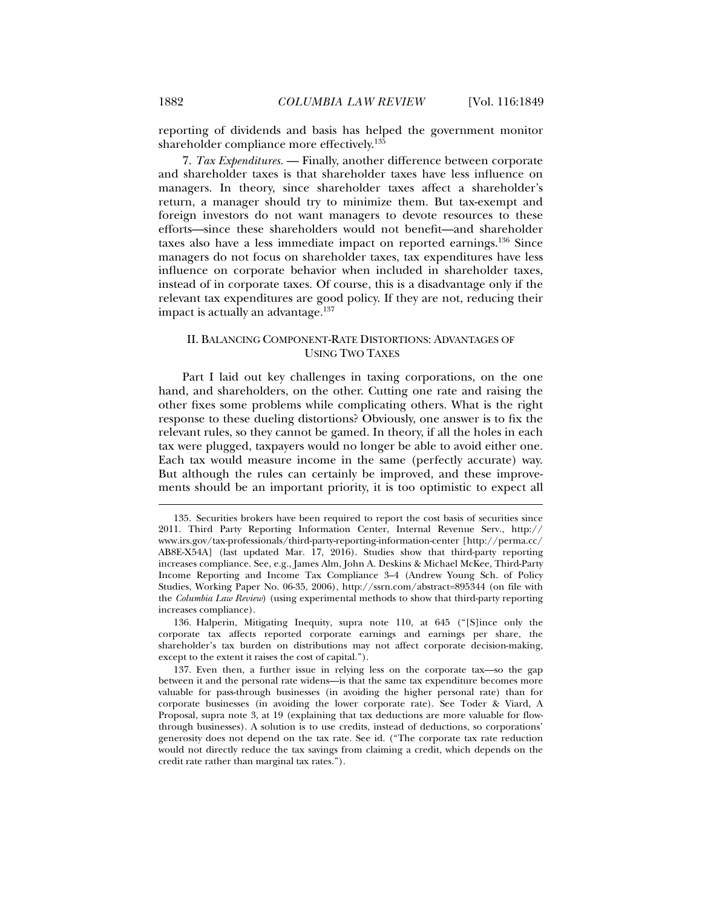reporting of dividends and basis has helped the government monitor shareholder compliance more effectively.[135]

7. *Tax Expenditures.* — Finally, another difference between corporate and shareholder taxes is that shareholder taxes have less influence on managers. In theory, since shareholder taxes affect a shareholder's return, a manager should try to minimize them. But tax-exempt and foreign investors do not want managers to devote resources to these efforts—since these shareholders would not benefit—and shareholder taxes also have a less immediate impact on reported earnings.[136] Since managers do not focus on shareholder taxes, tax expenditures have less influence on corporate behavior when included in shareholder taxes, instead of in corporate taxes. Of course, this is a disadvantage only if the relevant tax expenditures are good policy. If they are not, reducing their impact is actually an advantage.[137]

## II. BALANCING COMPONENT-RATE DISTORTIONS: ADVANTAGES OF USING TWO TAXES

Part I laid out key challenges in taxing corporations, on the one hand, and shareholders, on the other. Cutting one rate and raising the other fixes some problems while complicating others. What is the right response to these dueling distortions? Obviously, one answer is to fix the relevant rules, so they cannot be gamed. In theory, if all the holes in each tax were plugged, taxpayers would no longer be able to avoid either one. Each tax would measure income in the same (perfectly accurate) way. But although the rules can certainly be improved, and these improvements should be an important priority, it is too optimistic to expect all

---

135. Securities brokers have been required to report the cost basis of securities since 2011. Third Party Reporting Information Center, Internal Revenue Serv., http://www.irs.gov/tax-professionals/third-party-reporting-information-center [http://perma.cc/AB8E-X54A] (last updated Mar. 17, 2016). Studies show that third-party reporting increases compliance. See, e.g., James Alm, John A. Deskins & Michael McKee, Third-Party Income Reporting and Income Tax Compliance 3–4 (Andrew Young Sch. of Policy Studies, Working Paper No. 06-35, 2006), http://ssrn.com/abstract=895344 (on file with the *Columbia Law Review*) (using experimental methods to show that third-party reporting increases compliance).

136. Halperin, Mitigating Inequity, supra note 110, at 645 ("[S]ince only the corporate tax affects reported corporate earnings and earnings per share, the shareholder's tax burden on distributions may not affect corporate decision-making, except to the extent it raises the cost of capital.").

137. Even then, a further issue in relying less on the corporate tax—so the gap between it and the personal rate widens—is that the same tax expenditure becomes more valuable for pass-through businesses (in avoiding the higher personal rate) than for corporate businesses (in avoiding the lower corporate rate). See Toder & Viard, A Proposal, supra note 3, at 19 (explaining that tax deductions are more valuable for flow-through businesses). A solution is to use credits, instead of deductions, so corporations' generosity does not depend on the tax rate. See id. ("The corporate tax rate reduction would not directly reduce the tax savings from claiming a credit, which depends on the credit rate rather than marginal tax rates.").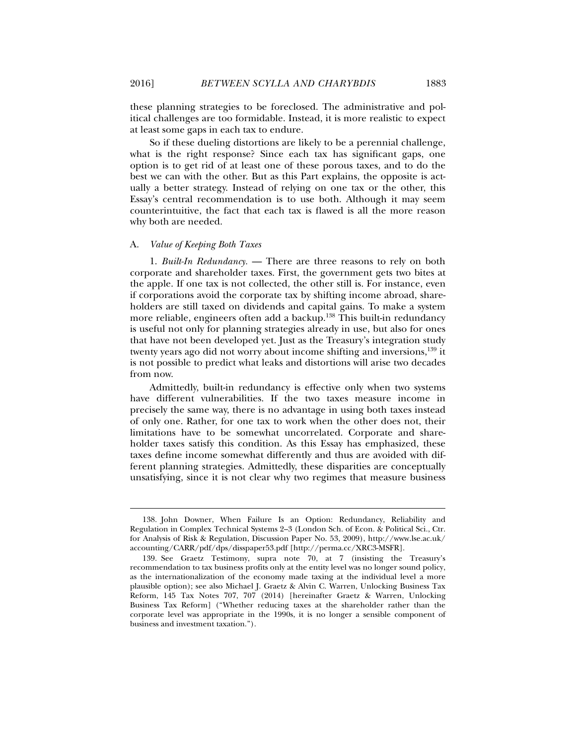these planning strategies to be foreclosed. The administrative and political challenges are too formidable. Instead, it is more realistic to expect at least some gaps in each tax to endure.

So if these dueling distortions are likely to be a perennial challenge, what is the right response? Since each tax has significant gaps, one option is to get rid of at least one of these porous taxes, and to do the best we can with the other. But as this Part explains, the opposite is actually a better strategy. Instead of relying on one tax or the other, this Essay's central recommendation is to use both. Although it may seem counterintuitive, the fact that each tax is flawed is all the more reason why both are needed.

### A. *Value of Keeping Both Taxes*

1. *Built-In Redundancy.* — There are three reasons to rely on both corporate and shareholder taxes. First, the government gets two bites at the apple. If one tax is not collected, the other still is. For instance, even if corporations avoid the corporate tax by shifting income abroad, shareholders are still taxed on dividends and capital gains. To make a system more reliable, engineers often add a backup.[138] This built-in redundancy is useful not only for planning strategies already in use, but also for ones that have not been developed yet. Just as the Treasury's integration study twenty years ago did not worry about income shifting and inversions,[139] it is not possible to predict what leaks and distortions will arise two decades from now.

Admittedly, built-in redundancy is effective only when two systems have different vulnerabilities. If the two taxes measure income in precisely the same way, there is no advantage in using both taxes instead of only one. Rather, for one tax to work when the other does not, their limitations have to be somewhat uncorrelated. Corporate and shareholder taxes satisfy this condition. As this Essay has emphasized, these taxes define income somewhat differently and thus are avoided with different planning strategies. Admittedly, these disparities are conceptually unsatisfying, since it is not clear why two regimes that measure business

---

138. John Downer, When Failure Is an Option: Redundancy, Reliability and Regulation in Complex Technical Systems 2–3 (London Sch. of Econ. & Political Sci., Ctr. for Analysis of Risk & Regulation, Discussion Paper No. 53, 2009), http://www.lse.ac.uk/accounting/CARR/pdf/dps/disspaper53.pdf [http://perma.cc/XRC3-MSFR].

139. See Graetz Testimony, supra note 70, at 7 (insisting the Treasury's recommendation to tax business profits only at the entity level was no longer sound policy, as the internationalization of the economy made taxing at the individual level a more plausible option); see also Michael J. Graetz & Alvin C. Warren, Unlocking Business Tax Reform, 145 Tax Notes 707, 707 (2014) [hereinafter Graetz & Warren, Unlocking Business Tax Reform] ("Whether reducing taxes at the shareholder rather than the corporate level was appropriate in the 1990s, it is no longer a sensible component of business and investment taxation.").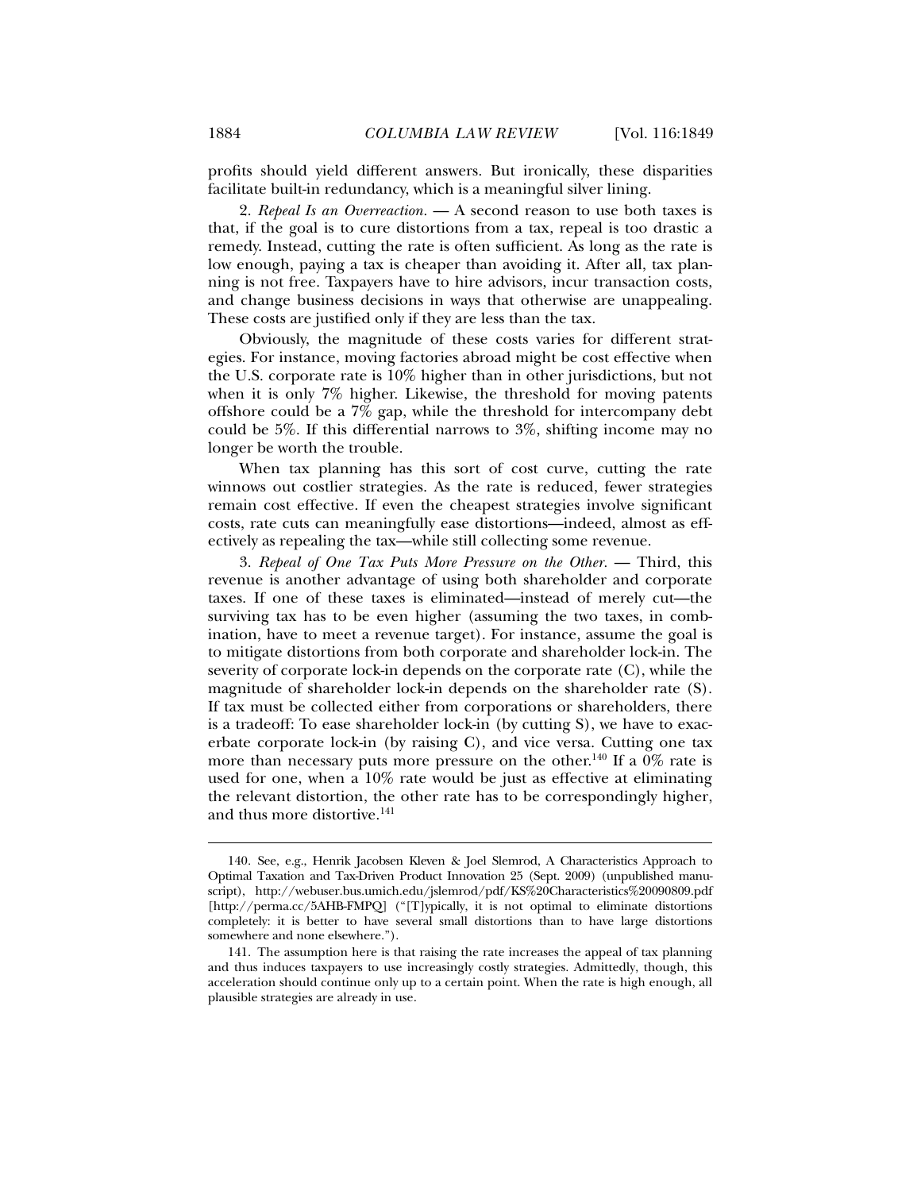profits should yield different answers. But ironically, these disparities facilitate built-in redundancy, which is a meaningful silver lining.

2. *Repeal Is an Overreaction.* — A second reason to use both taxes is that, if the goal is to cure distortions from a tax, repeal is too drastic a remedy. Instead, cutting the rate is often sufficient. As long as the rate is low enough, paying a tax is cheaper than avoiding it. After all, tax planning is not free. Taxpayers have to hire advisors, incur transaction costs, and change business decisions in ways that otherwise are unappealing. These costs are justified only if they are less than the tax.

Obviously, the magnitude of these costs varies for different strategies. For instance, moving factories abroad might be cost effective when the U.S. corporate rate is 10% higher than in other jurisdictions, but not when it is only 7% higher. Likewise, the threshold for moving patents offshore could be a 7% gap, while the threshold for intercompany debt could be 5%. If this differential narrows to 3%, shifting income may no longer be worth the trouble.

When tax planning has this sort of cost curve, cutting the rate winnows out costlier strategies. As the rate is reduced, fewer strategies remain cost effective. If even the cheapest strategies involve significant costs, rate cuts can meaningfully ease distortions—indeed, almost as effectively as repealing the tax—while still collecting some revenue.

3. *Repeal of One Tax Puts More Pressure on the Other.* — Third, this revenue is another advantage of using both shareholder and corporate taxes. If one of these taxes is eliminated—instead of merely cut—the surviving tax has to be even higher (assuming the two taxes, in combination, have to meet a revenue target). For instance, assume the goal is to mitigate distortions from both corporate and shareholder lock-in. The severity of corporate lock-in depends on the corporate rate (C), while the magnitude of shareholder lock-in depends on the shareholder rate (S). If tax must be collected either from corporations or shareholders, there is a tradeoff: To ease shareholder lock-in (by cutting S), we have to exacerbate corporate lock-in (by raising C), and vice versa. Cutting one tax more than necessary puts more pressure on the other.[140] If a 0% rate is used for one, when a 10% rate would be just as effective at eliminating the relevant distortion, the other rate has to be correspondingly higher, and thus more distortive.[141]

---

140. See, e.g., Henrik Jacobsen Kleven & Joel Slemrod, A Characteristics Approach to Optimal Taxation and Tax-Driven Product Innovation 25 (Sept. 2009) (unpublished manuscript), http://webuser.bus.umich.edu/jslemrod/pdf/KS%20Characteristics%20090809.pdf [http://perma.cc/5AHB-FMPQ] ("[T]ypically, it is not optimal to eliminate distortions completely: it is better to have several small distortions than to have large distortions somewhere and none elsewhere.").

141. The assumption here is that raising the rate increases the appeal of tax planning and thus induces taxpayers to use increasingly costly strategies. Admittedly, though, this acceleration should continue only up to a certain point. When the rate is high enough, all plausible strategies are already in use.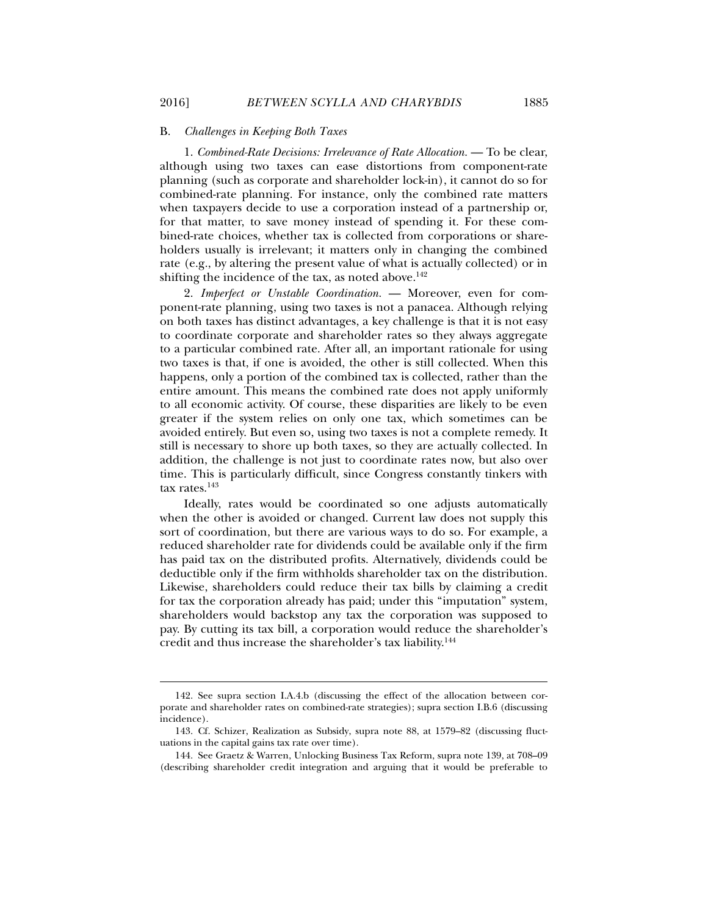### B. *Challenges in Keeping Both Taxes*

1. *Combined-Rate Decisions: Irrelevance of Rate Allocation.* — To be clear, although using two taxes can ease distortions from component-rate planning (such as corporate and shareholder lock-in), it cannot do so for combined-rate planning. For instance, only the combined rate matters when taxpayers decide to use a corporation instead of a partnership or, for that matter, to save money instead of spending it. For these combined-rate choices, whether tax is collected from corporations or shareholders usually is irrelevant; it matters only in changing the combined rate (e.g., by altering the present value of what is actually collected) or in shifting the incidence of the tax, as noted above.[142]

2. *Imperfect or Unstable Coordination.* — Moreover, even for component-rate planning, using two taxes is not a panacea. Although relying on both taxes has distinct advantages, a key challenge is that it is not easy to coordinate corporate and shareholder rates so they always aggregate to a particular combined rate. After all, an important rationale for using two taxes is that, if one is avoided, the other is still collected. When this happens, only a portion of the combined tax is collected, rather than the entire amount. This means the combined rate does not apply uniformly to all economic activity. Of course, these disparities are likely to be even greater if the system relies on only one tax, which sometimes can be avoided entirely. But even so, using two taxes is not a complete remedy. It still is necessary to shore up both taxes, so they are actually collected. In addition, the challenge is not just to coordinate rates now, but also over time. This is particularly difficult, since Congress constantly tinkers with tax rates.[143]

Ideally, rates would be coordinated so one adjusts automatically when the other is avoided or changed. Current law does not supply this sort of coordination, but there are various ways to do so. For example, a reduced shareholder rate for dividends could be available only if the firm has paid tax on the distributed profits. Alternatively, dividends could be deductible only if the firm withholds shareholder tax on the distribution. Likewise, shareholders could reduce their tax bills by claiming a credit for tax the corporation already has paid; under this "imputation" system, shareholders would backstop any tax the corporation was supposed to pay. By cutting its tax bill, a corporation would reduce the shareholder's credit and thus increase the shareholder's tax liability.[144]

---

142. See supra section I.A.4.b (discussing the effect of the allocation between corporate and shareholder rates on combined-rate strategies); supra section I.B.6 (discussing incidence).

143. Cf. Schizer, Realization as Subsidy, supra note 88, at 1579–82 (discussing fluctuations in the capital gains tax rate over time).

144. See Graetz & Warren, Unlocking Business Tax Reform, supra note 139, at 708–09 (describing shareholder credit integration and arguing that it would be preferable to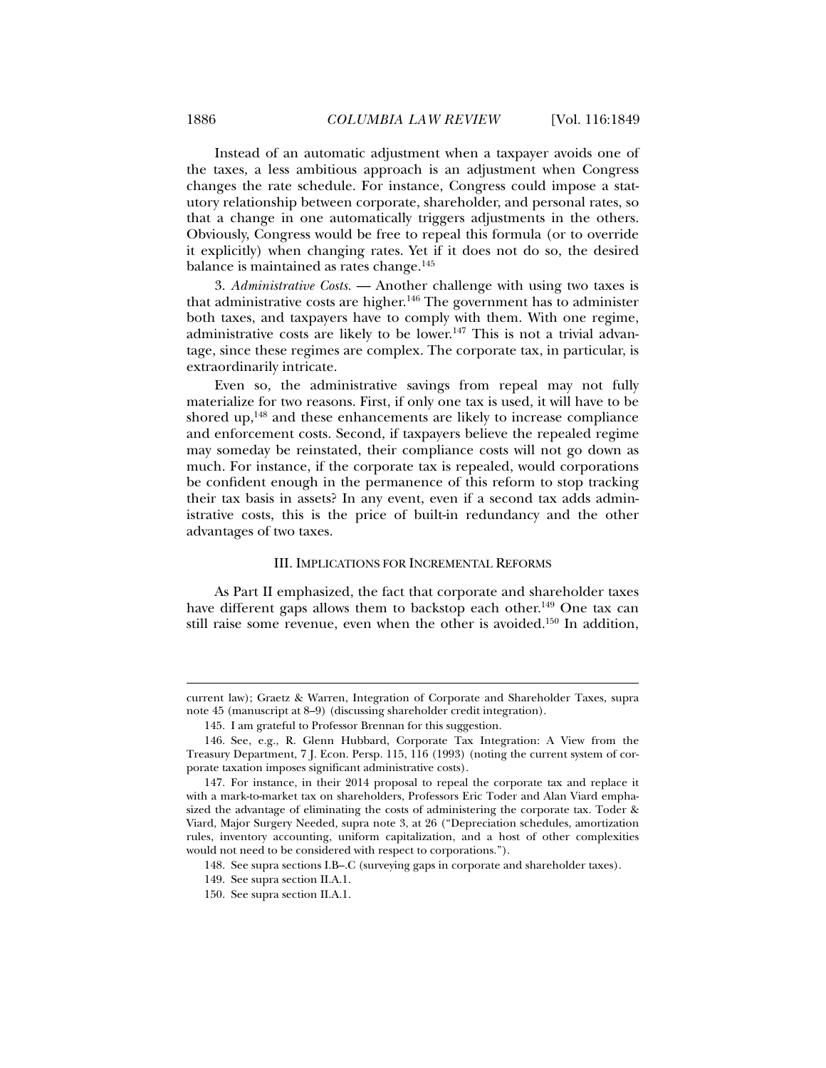Instead of an automatic adjustment when a taxpayer avoids one of the taxes, a less ambitious approach is an adjustment when Congress changes the rate schedule. For instance, Congress could impose a statutory relationship between corporate, shareholder, and personal rates, so that a change in one automatically triggers adjustments in the others. Obviously, Congress would be free to repeal this formula (or to override it explicitly) when changing rates. Yet if it does not do so, the desired balance is maintained as rates change.[145]

3. *Administrative Costs.* — Another challenge with using two taxes is that administrative costs are higher.[146] The government has to administer both taxes, and taxpayers have to comply with them. With one regime, administrative costs are likely to be lower.[147] This is not a trivial advantage, since these regimes are complex. The corporate tax, in particular, is extraordinarily intricate.

Even so, the administrative savings from repeal may not fully materialize for two reasons. First, if only one tax is used, it will have to be shored up,[148] and these enhancements are likely to increase compliance and enforcement costs. Second, if taxpayers believe the repealed regime may someday be reinstated, their compliance costs will not go down as much. For instance, if the corporate tax is repealed, would corporations be confident enough in the permanence of this reform to stop tracking their tax basis in assets? In any event, even if a second tax adds administrative costs, this is the price of built-in redundancy and the other advantages of two taxes.

## III. IMPLICATIONS FOR INCREMENTAL REFORMS

As Part II emphasized, the fact that corporate and shareholder taxes have different gaps allows them to backstop each other.[149] One tax can still raise some revenue, even when the other is avoided.[150] In addition,

---

current law); Graetz & Warren, Integration of Corporate and Shareholder Taxes, supra note 45 (manuscript at 8–9) (discussing shareholder credit integration).

145. I am grateful to Professor Brennan for this suggestion.

146. See, e.g., R. Glenn Hubbard, Corporate Tax Integration: A View from the Treasury Department, 7 J. Econ. Persp. 115, 116 (1993) (noting the current system of corporate taxation imposes significant administrative costs).

147. For instance, in their 2014 proposal to repeal the corporate tax and replace it with a mark-to-market tax on shareholders, Professors Eric Toder and Alan Viard emphasized the advantage of eliminating the costs of administering the corporate tax. Toder & Viard, Major Surgery Needed, supra note 3, at 26 ("Depreciation schedules, amortization rules, inventory accounting, uniform capitalization, and a host of other complexities would not need to be considered with respect to corporations.").

148. See supra sections I.B–.C (surveying gaps in corporate and shareholder taxes).

149. See supra section II.A.1.

150. See supra section II.A.1.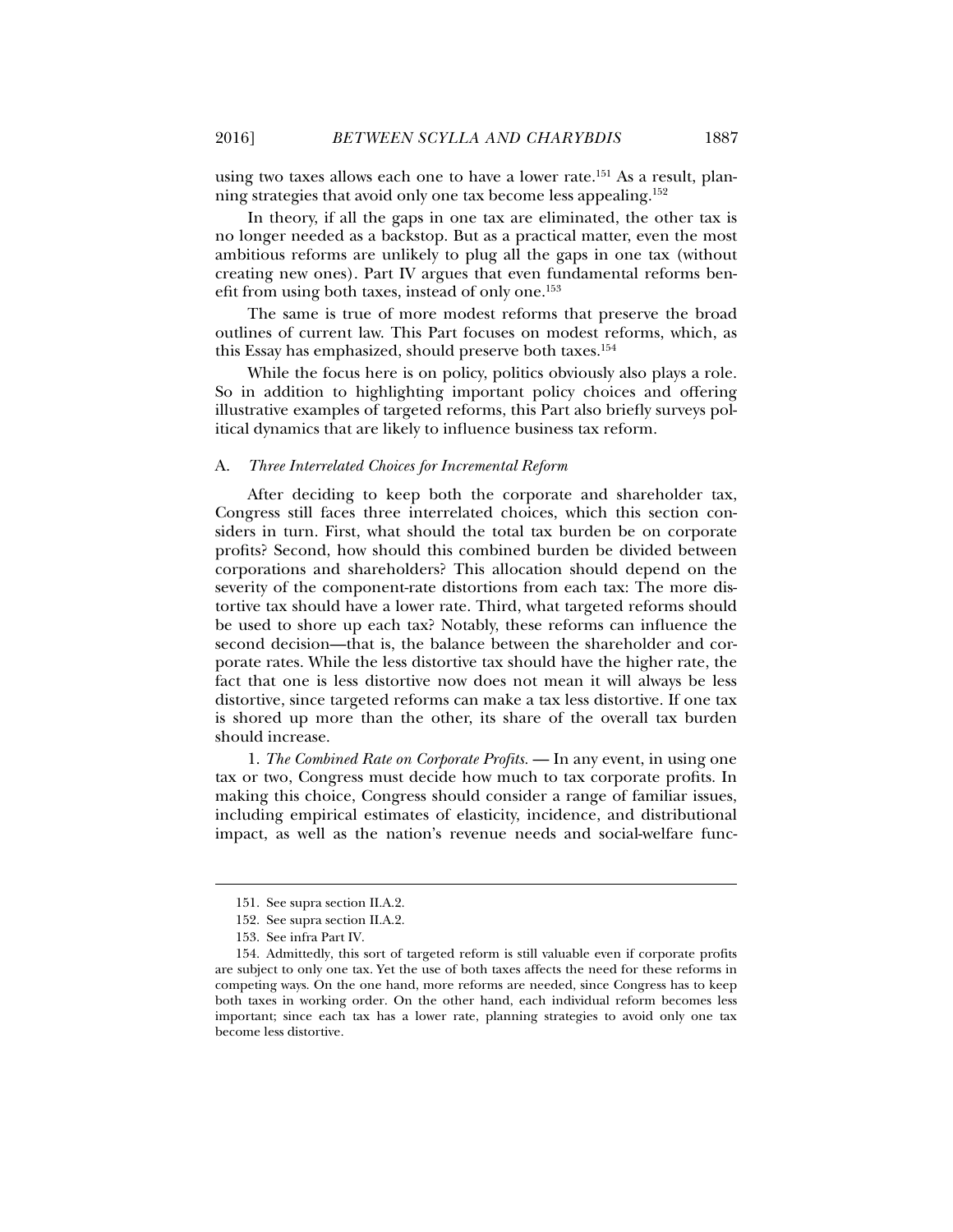using two taxes allows each one to have a lower rate.[151] As a result, planning strategies that avoid only one tax become less appealing.[152]

In theory, if all the gaps in one tax are eliminated, the other tax is no longer needed as a backstop. But as a practical matter, even the most ambitious reforms are unlikely to plug all the gaps in one tax (without creating new ones). Part IV argues that even fundamental reforms benefit from using both taxes, instead of only one.[153]

The same is true of more modest reforms that preserve the broad outlines of current law. This Part focuses on modest reforms, which, as this Essay has emphasized, should preserve both taxes.[154]

While the focus here is on policy, politics obviously also plays a role. So in addition to highlighting important policy choices and offering illustrative examples of targeted reforms, this Part also briefly surveys political dynamics that are likely to influence business tax reform.

### A. *Three Interrelated Choices for Incremental Reform*

After deciding to keep both the corporate and shareholder tax, Congress still faces three interrelated choices, which this section considers in turn. First, what should the total tax burden be on corporate profits? Second, how should this combined burden be divided between corporations and shareholders? This allocation should depend on the severity of the component-rate distortions from each tax: The more distortive tax should have a lower rate. Third, what targeted reforms should be used to shore up each tax? Notably, these reforms can influence the second decision—that is, the balance between the shareholder and corporate rates. While the less distortive tax should have the higher rate, the fact that one is less distortive now does not mean it will always be less distortive, since targeted reforms can make a tax less distortive. If one tax is shored up more than the other, its share of the overall tax burden should increase.

1. *The Combined Rate on Corporate Profits.* — In any event, in using one tax or two, Congress must decide how much to tax corporate profits. In making this choice, Congress should consider a range of familiar issues, including empirical estimates of elasticity, incidence, and distributional impact, as well as the nation's revenue needs and social-welfare func-

---

151. See supra section II.A.2.

152. See supra section II.A.2.

153. See infra Part IV.

154. Admittedly, this sort of targeted reform is still valuable even if corporate profits are subject to only one tax. Yet the use of both taxes affects the need for these reforms in competing ways. On the one hand, more reforms are needed, since Congress has to keep both taxes in working order. On the other hand, each individual reform becomes less important; since each tax has a lower rate, planning strategies to avoid only one tax become less distortive.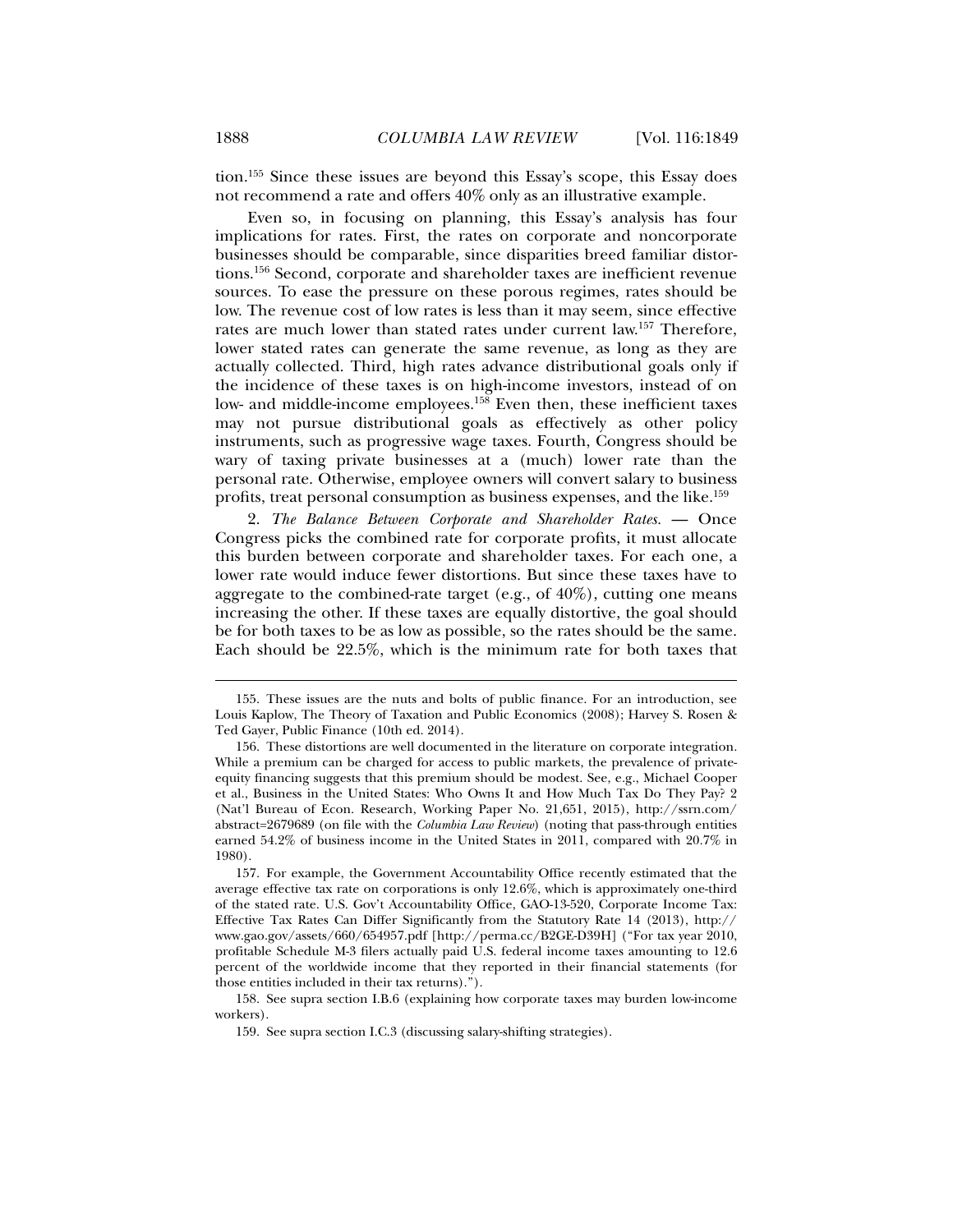tion.[155] Since these issues are beyond this Essay's scope, this Essay does not recommend a rate and offers 40% only as an illustrative example.

Even so, in focusing on planning, this Essay's analysis has four implications for rates. First, the rates on corporate and noncorporate businesses should be comparable, since disparities breed familiar distortions.[156] Second, corporate and shareholder taxes are inefficient revenue sources. To ease the pressure on these porous regimes, rates should be low. The revenue cost of low rates is less than it may seem, since effective rates are much lower than stated rates under current law.[157] Therefore, lower stated rates can generate the same revenue, as long as they are actually collected. Third, high rates advance distributional goals only if the incidence of these taxes is on high-income investors, instead of on low- and middle-income employees.[158] Even then, these inefficient taxes may not pursue distributional goals as effectively as other policy instruments, such as progressive wage taxes. Fourth, Congress should be wary of taxing private businesses at a (much) lower rate than the personal rate. Otherwise, employee owners will convert salary to business profits, treat personal consumption as business expenses, and the like.[159]

2. *The Balance Between Corporate and Shareholder Rates.* — Once Congress picks the combined rate for corporate profits, it must allocate this burden between corporate and shareholder taxes. For each one, a lower rate would induce fewer distortions. But since these taxes have to aggregate to the combined-rate target (e.g., of 40%), cutting one means increasing the other. If these taxes are equally distortive, the goal should be for both taxes to be as low as possible, so the rates should be the same. Each should be 22.5%, which is the minimum rate for both taxes that

---

155. These issues are the nuts and bolts of public finance. For an introduction, see Louis Kaplow, The Theory of Taxation and Public Economics (2008); Harvey S. Rosen & Ted Gayer, Public Finance (10th ed. 2014).

156. These distortions are well documented in the literature on corporate integration. While a premium can be charged for access to public markets, the prevalence of private-equity financing suggests that this premium should be modest. See, e.g., Michael Cooper et al., Business in the United States: Who Owns It and How Much Tax Do They Pay? 2 (Nat'l Bureau of Econ. Research, Working Paper No. 21,651, 2015), http://ssrn.com/abstract=2679689 (on file with the *Columbia Law Review*) (noting that pass-through entities earned 54.2% of business income in the United States in 2011, compared with 20.7% in 1980).

157. For example, the Government Accountability Office recently estimated that the average effective tax rate on corporations is only 12.6%, which is approximately one-third of the stated rate. U.S. Gov't Accountability Office, GAO-13-520, Corporate Income Tax: Effective Tax Rates Can Differ Significantly from the Statutory Rate 14 (2013), http://www.gao.gov/assets/660/654957.pdf [http://perma.cc/B2GE-D39H] ("For tax year 2010, profitable Schedule M-3 filers actually paid U.S. federal income taxes amounting to 12.6 percent of the worldwide income that they reported in their financial statements (for those entities included in their tax returns).").

158. See supra section I.B.6 (explaining how corporate taxes may burden low-income workers).

159. See supra section I.C.3 (discussing salary-shifting strategies).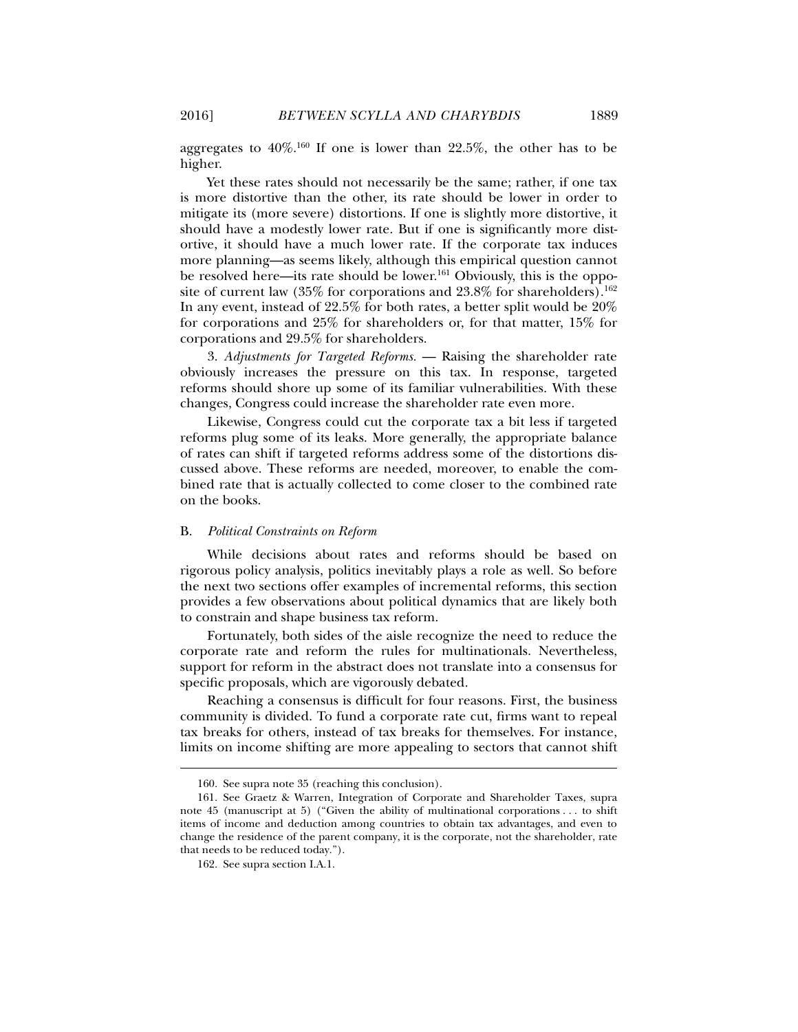aggregates to 40%.[160] If one is lower than 22.5%, the other has to be higher.

Yet these rates should not necessarily be the same; rather, if one tax is more distortive than the other, its rate should be lower in order to mitigate its (more severe) distortions. If one is slightly more distortive, it should have a modestly lower rate. But if one is significantly more distortive, it should have a much lower rate. If the corporate tax induces more planning—as seems likely, although this empirical question cannot be resolved here—its rate should be lower.[161] Obviously, this is the opposite of current law (35% for corporations and 23.8% for shareholders).[162] In any event, instead of 22.5% for both rates, a better split would be 20% for corporations and 25% for shareholders or, for that matter, 15% for corporations and 29.5% for shareholders.

3. *Adjustments for Targeted Reforms.* — Raising the shareholder rate obviously increases the pressure on this tax. In response, targeted reforms should shore up some of its familiar vulnerabilities. With these changes, Congress could increase the shareholder rate even more.

Likewise, Congress could cut the corporate tax a bit less if targeted reforms plug some of its leaks. More generally, the appropriate balance of rates can shift if targeted reforms address some of the distortions discussed above. These reforms are needed, moreover, to enable the combined rate that is actually collected to come closer to the combined rate on the books.

### B. *Political Constraints on Reform*

While decisions about rates and reforms should be based on rigorous policy analysis, politics inevitably plays a role as well. So before the next two sections offer examples of incremental reforms, this section provides a few observations about political dynamics that are likely both to constrain and shape business tax reform.

Fortunately, both sides of the aisle recognize the need to reduce the corporate rate and reform the rules for multinationals. Nevertheless, support for reform in the abstract does not translate into a consensus for specific proposals, which are vigorously debated.

Reaching a consensus is difficult for four reasons. First, the business community is divided. To fund a corporate rate cut, firms want to repeal tax breaks for others, instead of tax breaks for themselves. For instance, limits on income shifting are more appealing to sectors that cannot shift

---

160. See supra note 35 (reaching this conclusion).

161. See Graetz & Warren, Integration of Corporate and Shareholder Taxes, supra note 45 (manuscript at 5) ("Given the ability of multinational corporations . . . to shift items of income and deduction among countries to obtain tax advantages, and even to change the residence of the parent company, it is the corporate, not the shareholder, rate that needs to be reduced today.").

162. See supra section I.A.1.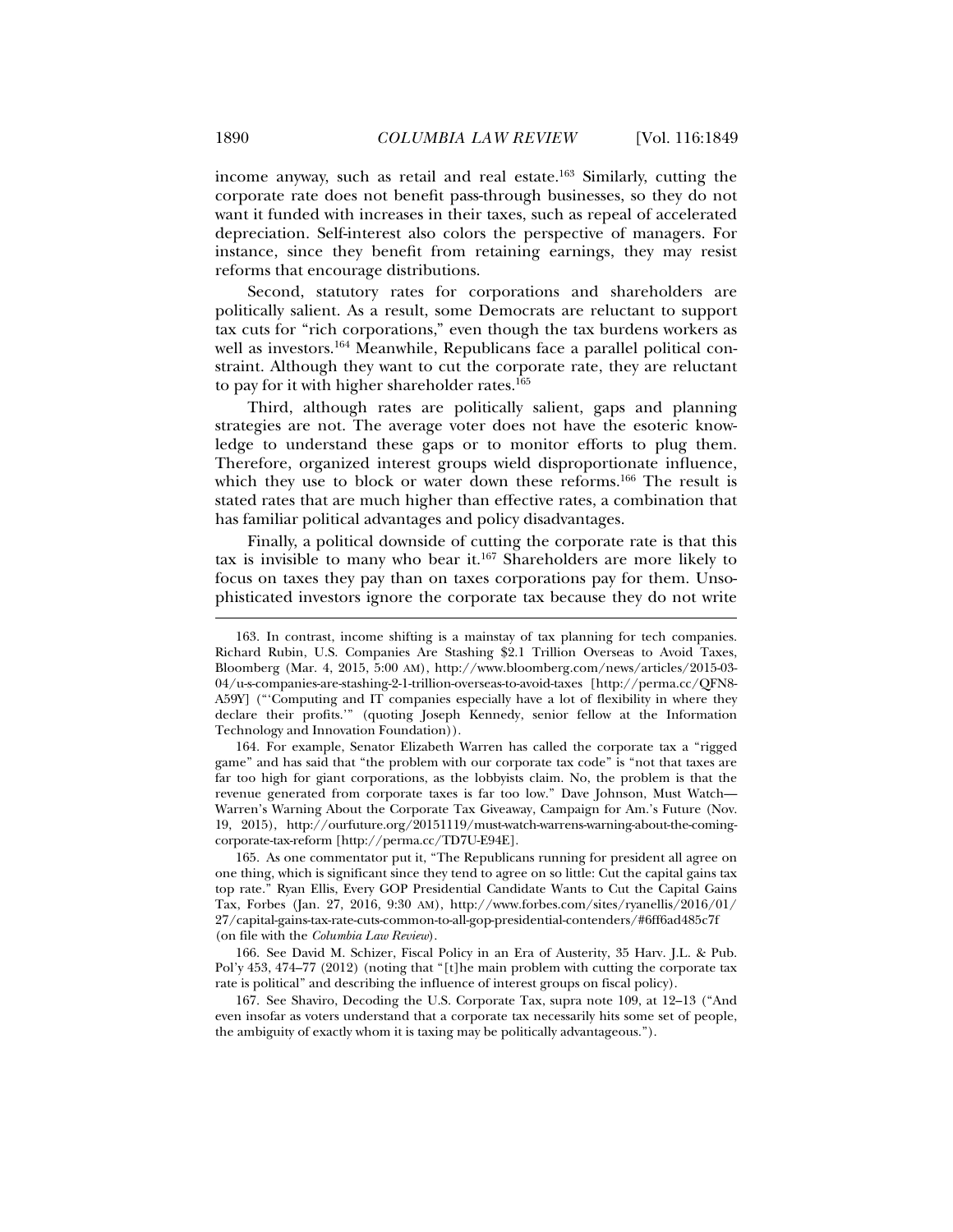income anyway, such as retail and real estate.[163] Similarly, cutting the corporate rate does not benefit pass-through businesses, so they do not want it funded with increases in their taxes, such as repeal of accelerated depreciation. Self-interest also colors the perspective of managers. For instance, since they benefit from retaining earnings, they may resist reforms that encourage distributions.

Second, statutory rates for corporations and shareholders are politically salient. As a result, some Democrats are reluctant to support tax cuts for "rich corporations," even though the tax burdens workers as well as investors.[164] Meanwhile, Republicans face a parallel political constraint. Although they want to cut the corporate rate, they are reluctant to pay for it with higher shareholder rates.[165]

Third, although rates are politically salient, gaps and planning strategies are not. The average voter does not have the esoteric knowledge to understand these gaps or to monitor efforts to plug them. Therefore, organized interest groups wield disproportionate influence, which they use to block or water down these reforms.[166] The result is stated rates that are much higher than effective rates, a combination that has familiar political advantages and policy disadvantages.

Finally, a political downside of cutting the corporate rate is that this tax is invisible to many who bear it.[167] Shareholders are more likely to focus on taxes they pay than on taxes corporations pay for them. Unsophisticated investors ignore the corporate tax because they do not write

---

163. In contrast, income shifting is a mainstay of tax planning for tech companies. Richard Rubin, U.S. Companies Are Stashing $2.1 Trillion Overseas to Avoid Taxes, Bloomberg (Mar. 4, 2015, 5:00 AM), http://www.bloomberg.com/news/articles/2015-03-04/u-s-companies-are-stashing-2-1-trillion-overseas-to-avoid-taxes [http://perma.cc/QFN8-A59Y] ("'Computing and IT companies especially have a lot of flexibility in where they declare their profits.'" (quoting Joseph Kennedy, senior fellow at the Information Technology and Innovation Foundation)).

164. For example, Senator Elizabeth Warren has called the corporate tax a "rigged game" and has said that "the problem with our corporate tax code" is "not that taxes are far too high for giant corporations, as the lobbyists claim. No, the problem is that the revenue generated from corporate taxes is far too low." Dave Johnson, Must Watch—Warren's Warning About the Corporate Tax Giveaway, Campaign for Am.'s Future (Nov. 19, 2015), http://ourfuture.org/20151119/must-watch-warrens-warning-about-the-coming-corporate-tax-reform [http://perma.cc/TD7U-E94E].

165. As one commentator put it, "The Republicans running for president all agree on one thing, which is significant since they tend to agree on so little: Cut the capital gains tax top rate." Ryan Ellis, Every GOP Presidential Candidate Wants to Cut the Capital Gains Tax, Forbes (Jan. 27, 2016, 9:30 AM), http://www.forbes.com/sites/ryanellis/2016/01/27/capital-gains-tax-rate-cuts-common-to-all-gop-presidential-contenders/#6ff6ad485c7f (on file with the *Columbia Law Review*).

166. See David M. Schizer, Fiscal Policy in an Era of Austerity, 35 Harv. J.L. & Pub. Pol'y 453, 474–77 (2012) (noting that "[t]he main problem with cutting the corporate tax rate is political" and describing the influence of interest groups on fiscal policy).

167. See Shaviro, Decoding the U.S. Corporate Tax, supra note 109, at 12–13 ("And even insofar as voters understand that a corporate tax necessarily hits some set of people, the ambiguity of exactly whom it is taxing may be politically advantageous.").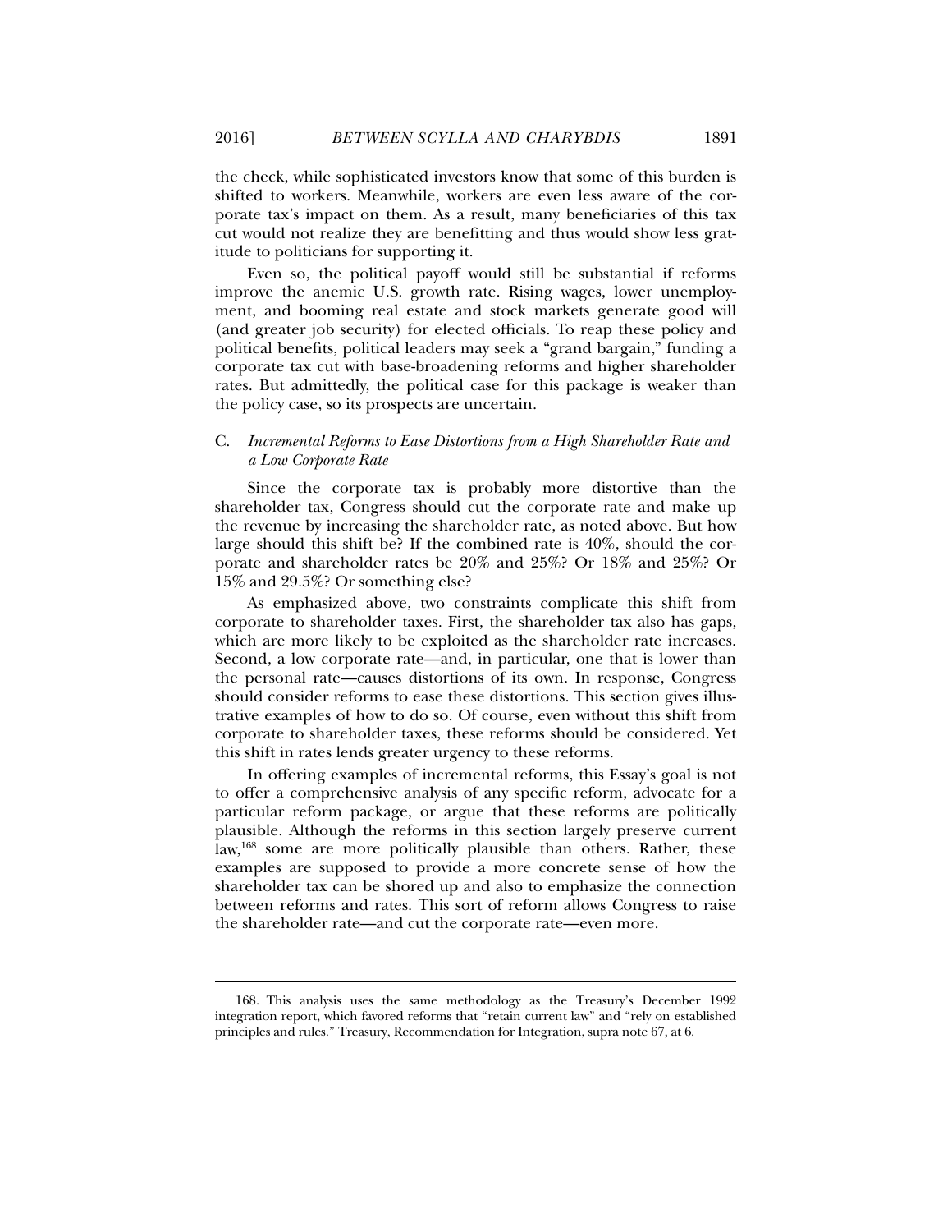the check, while sophisticated investors know that some of this burden is shifted to workers. Meanwhile, workers are even less aware of the corporate tax's impact on them. As a result, many beneficiaries of this tax cut would not realize they are benefitting and thus would show less gratitude to politicians for supporting it.

Even so, the political payoff would still be substantial if reforms improve the anemic U.S. growth rate. Rising wages, lower unemployment, and booming real estate and stock markets generate good will (and greater job security) for elected officials. To reap these policy and political benefits, political leaders may seek a "grand bargain," funding a corporate tax cut with base-broadening reforms and higher shareholder rates. But admittedly, the political case for this package is weaker than the policy case, so its prospects are uncertain.

### C. *Incremental Reforms to Ease Distortions from a High Shareholder Rate and a Low Corporate Rate*

Since the corporate tax is probably more distortive than the shareholder tax, Congress should cut the corporate rate and make up the revenue by increasing the shareholder rate, as noted above. But how large should this shift be? If the combined rate is 40%, should the corporate and shareholder rates be 20% and 25%? Or 18% and 25%? Or 15% and 29.5%? Or something else?

As emphasized above, two constraints complicate this shift from corporate to shareholder taxes. First, the shareholder tax also has gaps, which are more likely to be exploited as the shareholder rate increases. Second, a low corporate rate—and, in particular, one that is lower than the personal rate—causes distortions of its own. In response, Congress should consider reforms to ease these distortions. This section gives illustrative examples of how to do so. Of course, even without this shift from corporate to shareholder taxes, these reforms should be considered. Yet this shift in rates lends greater urgency to these reforms.

In offering examples of incremental reforms, this Essay's goal is not to offer a comprehensive analysis of any specific reform, advocate for a particular reform package, or argue that these reforms are politically plausible. Although the reforms in this section largely preserve current law,[168] some are more politically plausible than others. Rather, these examples are supposed to provide a more concrete sense of how the shareholder tax can be shored up and also to emphasize the connection between reforms and rates. This sort of reform allows Congress to raise the shareholder rate—and cut the corporate rate—even more.

---

168. This analysis uses the same methodology as the Treasury's December 1992 integration report, which favored reforms that "retain current law" and "rely on established principles and rules." Treasury, Recommendation for Integration, supra note 67, at 6.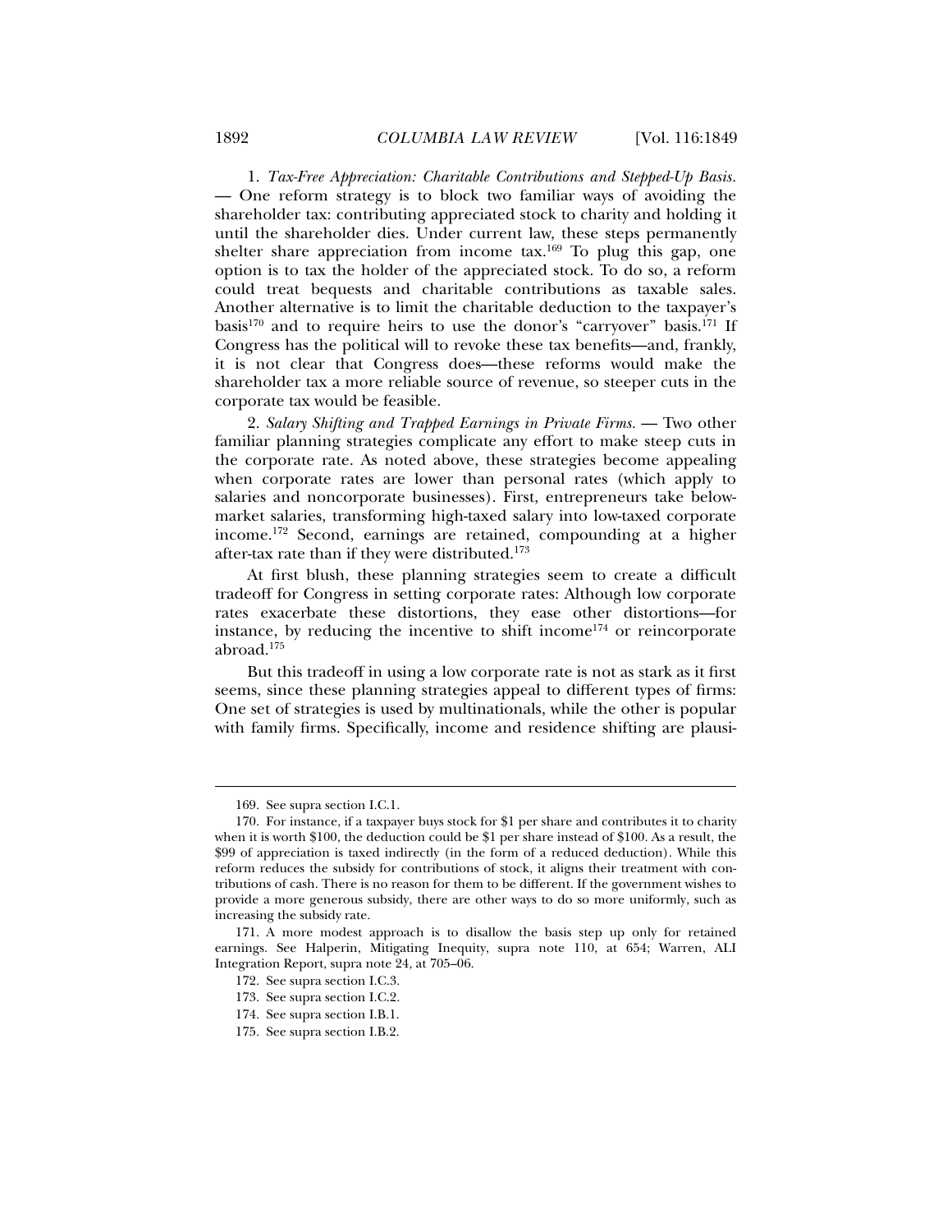1. *Tax-Free Appreciation: Charitable Contributions and Stepped-Up Basis.* — One reform strategy is to block two familiar ways of avoiding the shareholder tax: contributing appreciated stock to charity and holding it until the shareholder dies. Under current law, these steps permanently shelter share appreciation from income tax.[169] To plug this gap, one option is to tax the holder of the appreciated stock. To do so, a reform could treat bequests and charitable contributions as taxable sales. Another alternative is to limit the charitable deduction to the taxpayer's basis[170] and to require heirs to use the donor's "carryover" basis.[171] If Congress has the political will to revoke these tax benefits—and, frankly, it is not clear that Congress does—these reforms would make the shareholder tax a more reliable source of revenue, so steeper cuts in the corporate tax would be feasible.

2. *Salary Shifting and Trapped Earnings in Private Firms.* — Two other familiar planning strategies complicate any effort to make steep cuts in the corporate rate. As noted above, these strategies become appealing when corporate rates are lower than personal rates (which apply to salaries and noncorporate businesses). First, entrepreneurs take below-market salaries, transforming high-taxed salary into low-taxed corporate income.[172] Second, earnings are retained, compounding at a higher after-tax rate than if they were distributed.[173]

At first blush, these planning strategies seem to create a difficult tradeoff for Congress in setting corporate rates: Although low corporate rates exacerbate these distortions, they ease other distortions—for instance, by reducing the incentive to shift income[174] or reincorporate abroad.[175]

But this tradeoff in using a low corporate rate is not as stark as it first seems, since these planning strategies appeal to different types of firms: One set of strategies is used by multinationals, while the other is popular with family firms. Specifically, income and residence shifting are plausi-

---

169. See supra section I.C.1.

170. For instance, if a taxpayer buys stock for $1 per share and contributes it to charity when it is worth $100, the deduction could be $1 per share instead of $100. As a result, the $99 of appreciation is taxed indirectly (in the form of a reduced deduction). While this reform reduces the subsidy for contributions of stock, it aligns their treatment with contributions of cash. There is no reason for them to be different. If the government wishes to provide a more generous subsidy, there are other ways to do so more uniformly, such as increasing the subsidy rate.

171. A more modest approach is to disallow the basis step up only for retained earnings. See Halperin, Mitigating Inequity, supra note 110, at 654; Warren, ALI Integration Report, supra note 24, at 705–06.

172. See supra section I.C.3.

173. See supra section I.C.2.

174. See supra section I.B.1.

175. See supra section I.B.2.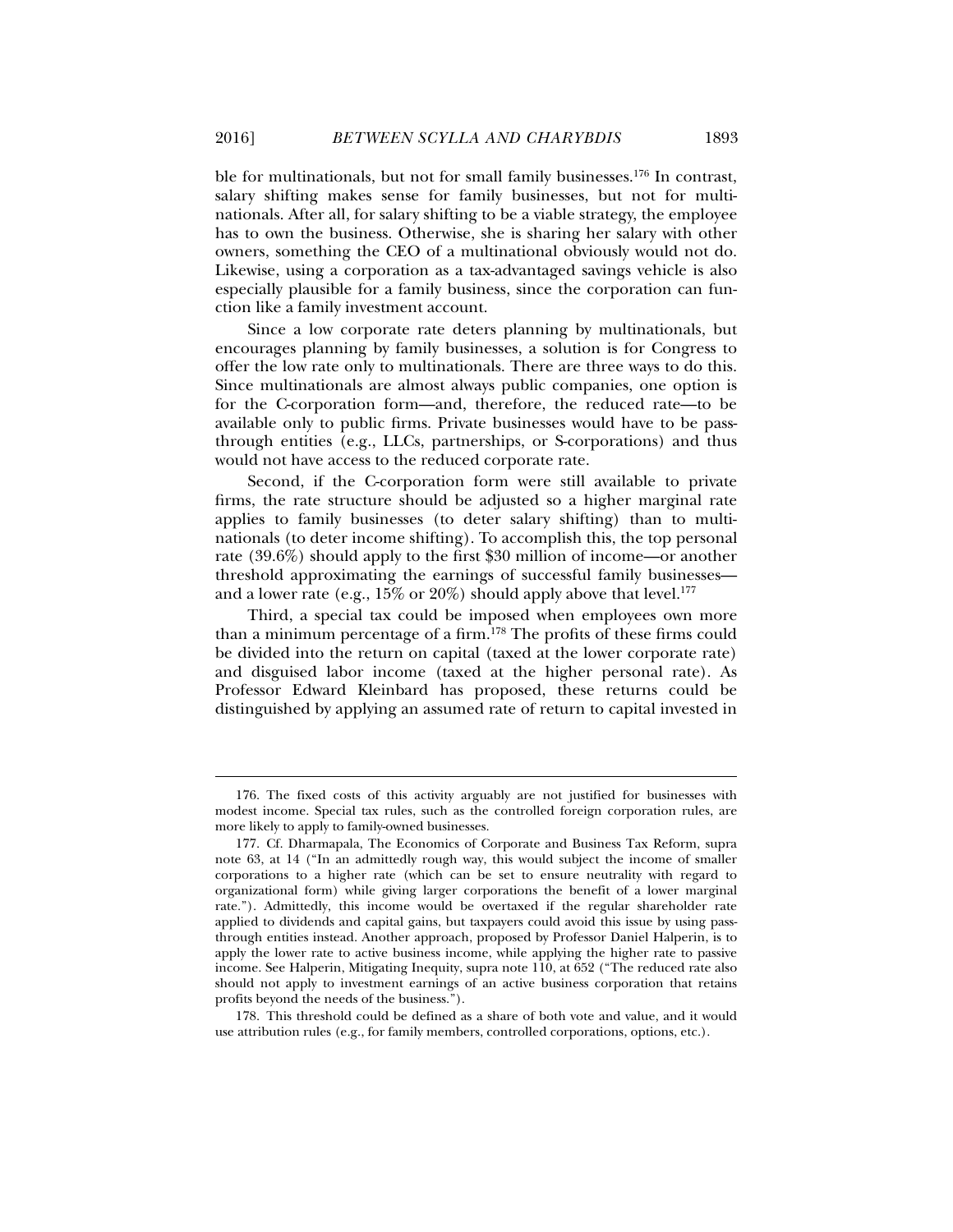ble for multinationals, but not for small family businesses.[176] In contrast, salary shifting makes sense for family businesses, but not for multinationals. After all, for salary shifting to be a viable strategy, the employee has to own the business. Otherwise, she is sharing her salary with other owners, something the CEO of a multinational obviously would not do. Likewise, using a corporation as a tax-advantaged savings vehicle is also especially plausible for a family business, since the corporation can function like a family investment account.

Since a low corporate rate deters planning by multinationals, but encourages planning by family businesses, a solution is for Congress to offer the low rate only to multinationals. There are three ways to do this. Since multinationals are almost always public companies, one option is for the C-corporation form—and, therefore, the reduced rate—to be available only to public firms. Private businesses would have to be pass-through entities (e.g., LLCs, partnerships, or S-corporations) and thus would not have access to the reduced corporate rate.

Second, if the C-corporation form were still available to private firms, the rate structure should be adjusted so a higher marginal rate applies to family businesses (to deter salary shifting) than to multinationals (to deter income shifting). To accomplish this, the top personal rate (39.6%) should apply to the first $30 million of income—or another threshold approximating the earnings of successful family businesses—and a lower rate (e.g., 15% or 20%) should apply above that level.[177]

Third, a special tax could be imposed when employees own more than a minimum percentage of a firm.[178] The profits of these firms could be divided into the return on capital (taxed at the lower corporate rate) and disguised labor income (taxed at the higher personal rate). As Professor Edward Kleinbard has proposed, these returns could be distinguished by applying an assumed rate of return to capital invested in

---

176. The fixed costs of this activity arguably are not justified for businesses with modest income. Special tax rules, such as the controlled foreign corporation rules, are more likely to apply to family-owned businesses.

177. Cf. Dharmapala, The Economics of Corporate and Business Tax Reform, supra note 63, at 14 ("In an admittedly rough way, this would subject the income of smaller corporations to a higher rate (which can be set to ensure neutrality with regard to organizational form) while giving larger corporations the benefit of a lower marginal rate."). Admittedly, this income would be overtaxed if the regular shareholder rate applied to dividends and capital gains, but taxpayers could avoid this issue by using pass-through entities instead. Another approach, proposed by Professor Daniel Halperin, is to apply the lower rate to active business income, while applying the higher rate to passive income. See Halperin, Mitigating Inequity, supra note 110, at 652 ("The reduced rate also should not apply to investment earnings of an active business corporation that retains profits beyond the needs of the business.").

178. This threshold could be defined as a share of both vote and value, and it would use attribution rules (e.g., for family members, controlled corporations, options, etc.).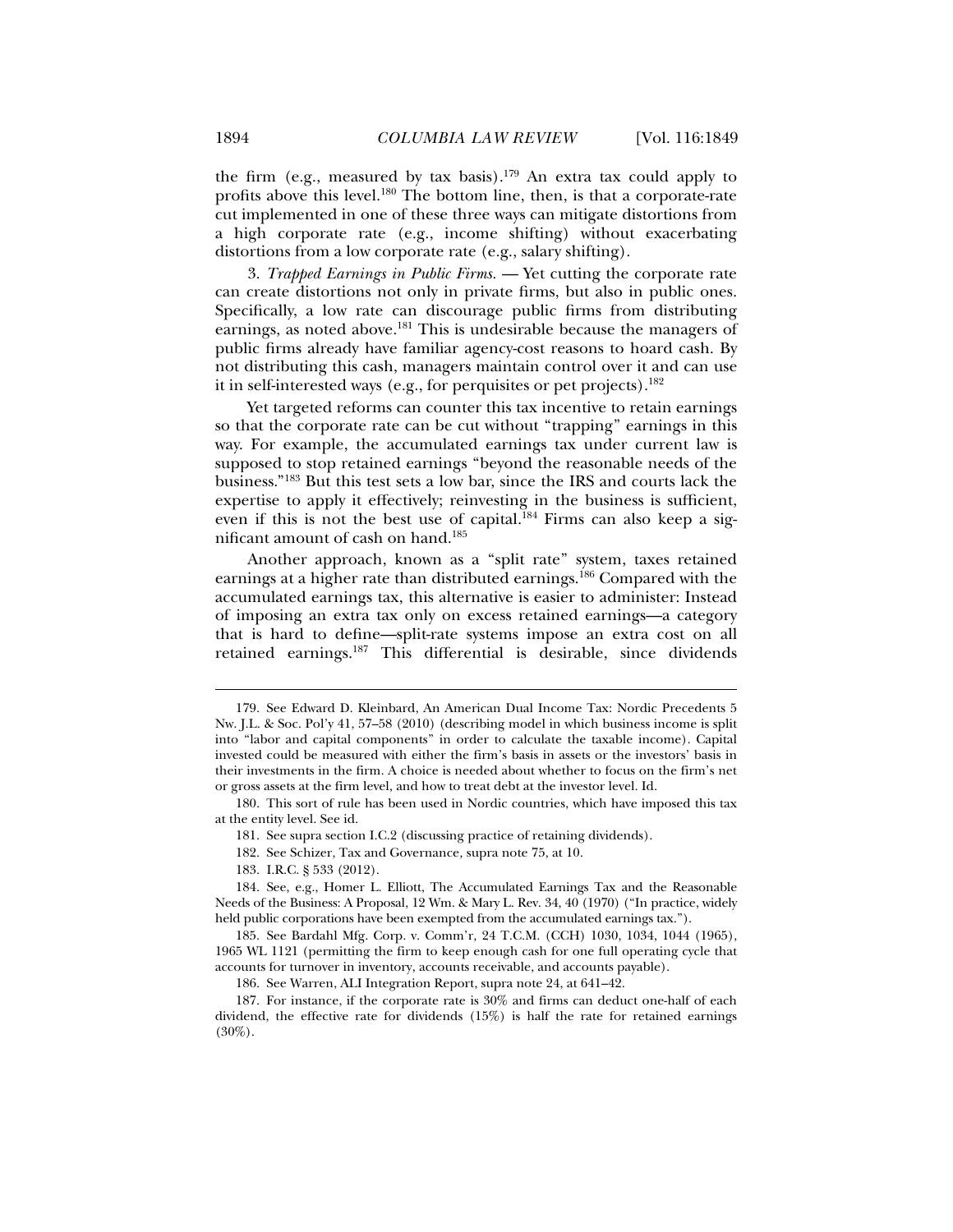the firm (e.g., measured by tax basis).[179] An extra tax could apply to profits above this level.[180] The bottom line, then, is that a corporate-rate cut implemented in one of these three ways can mitigate distortions from a high corporate rate (e.g., income shifting) without exacerbating distortions from a low corporate rate (e.g., salary shifting).

3. *Trapped Earnings in Public Firms.* — Yet cutting the corporate rate can create distortions not only in private firms, but also in public ones. Specifically, a low rate can discourage public firms from distributing earnings, as noted above.[181] This is undesirable because the managers of public firms already have familiar agency-cost reasons to hoard cash. By not distributing this cash, managers maintain control over it and can use it in self-interested ways (e.g., for perquisites or pet projects).[182]

Yet targeted reforms can counter this tax incentive to retain earnings so that the corporate rate can be cut without "trapping" earnings in this way. For example, the accumulated earnings tax under current law is supposed to stop retained earnings "beyond the reasonable needs of the business."[183] But this test sets a low bar, since the IRS and courts lack the expertise to apply it effectively; reinvesting in the business is sufficient, even if this is not the best use of capital.[184] Firms can also keep a significant amount of cash on hand.[185]

Another approach, known as a "split rate" system, taxes retained earnings at a higher rate than distributed earnings.[186] Compared with the accumulated earnings tax, this alternative is easier to administer: Instead of imposing an extra tax only on excess retained earnings—a category that is hard to define—split-rate systems impose an extra cost on all retained earnings.[187] This differential is desirable, since dividends

---

179. See Edward D. Kleinbard, An American Dual Income Tax: Nordic Precedents 5 Nw. J.L. & Soc. Pol'y 41, 57–58 (2010) (describing model in which business income is split into "labor and capital components" in order to calculate the taxable income). Capital invested could be measured with either the firm's basis in assets or the investors' basis in their investments in the firm. A choice is needed about whether to focus on the firm's net or gross assets at the firm level, and how to treat debt at the investor level. Id.

180. This sort of rule has been used in Nordic countries, which have imposed this tax at the entity level. See id.

181. See supra section I.C.2 (discussing practice of retaining dividends).

182. See Schizer, Tax and Governance, supra note 75, at 10.

183. I.R.C. § 533 (2012).

184. See, e.g., Homer L. Elliott, The Accumulated Earnings Tax and the Reasonable Needs of the Business: A Proposal, 12 Wm. & Mary L. Rev. 34, 40 (1970) ("In practice, widely held public corporations have been exempted from the accumulated earnings tax.").

185. See Bardahl Mfg. Corp. v. Comm'r, 24 T.C.M. (CCH) 1030, 1034, 1044 (1965), 1965 WL 1121 (permitting the firm to keep enough cash for one full operating cycle that accounts for turnover in inventory, accounts receivable, and accounts payable).

186. See Warren, ALI Integration Report, supra note 24, at 641–42.

187. For instance, if the corporate rate is 30% and firms can deduct one-half of each dividend, the effective rate for dividends (15%) is half the rate for retained earnings (30%).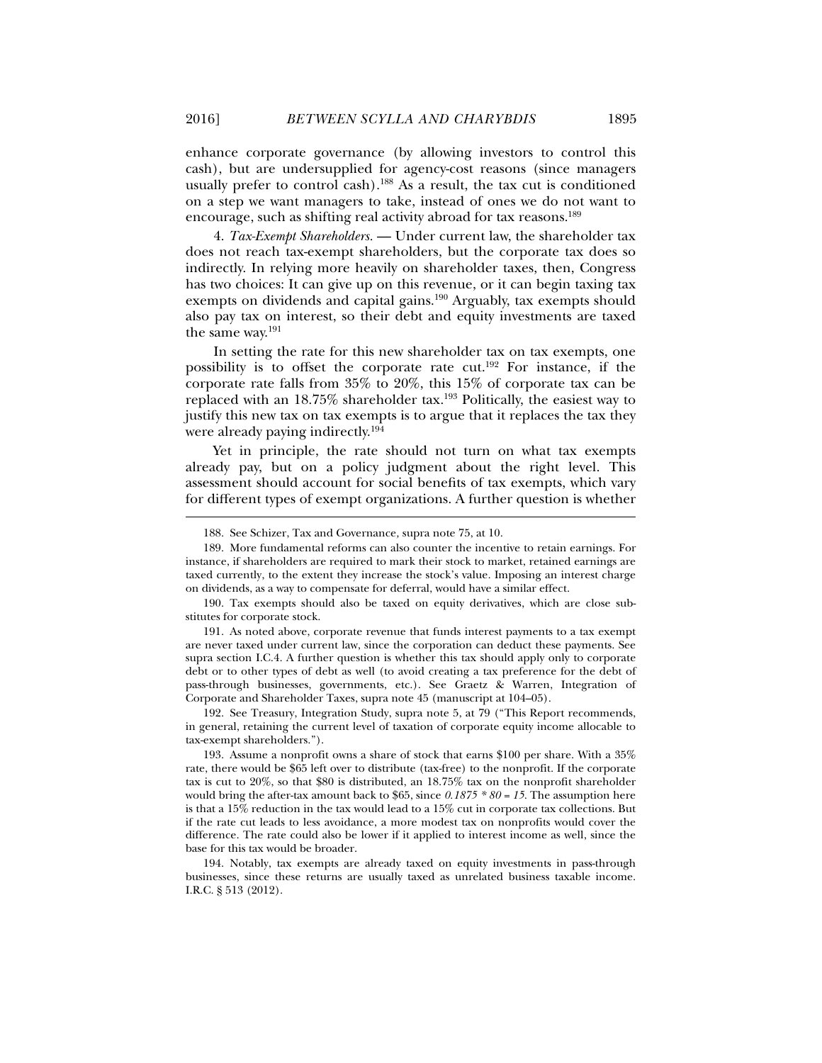enhance corporate governance (by allowing investors to control this cash), but are undersupplied for agency-cost reasons (since managers usually prefer to control cash).[188] As a result, the tax cut is conditioned on a step we want managers to take, instead of ones we do not want to encourage, such as shifting real activity abroad for tax reasons.[189]

4. *Tax-Exempt Shareholders.* — Under current law, the shareholder tax does not reach tax-exempt shareholders, but the corporate tax does so indirectly. In relying more heavily on shareholder taxes, then, Congress has two choices: It can give up on this revenue, or it can begin taxing tax exempts on dividends and capital gains.[190] Arguably, tax exempts should also pay tax on interest, so their debt and equity investments are taxed the same way.[191]

In setting the rate for this new shareholder tax on tax exempts, one possibility is to offset the corporate rate cut.[192] For instance, if the corporate rate falls from 35% to 20%, this 15% of corporate tax can be replaced with an 18.75% shareholder tax.[193] Politically, the easiest way to justify this new tax on tax exempts is to argue that it replaces the tax they were already paying indirectly.[194]

Yet in principle, the rate should not turn on what tax exempts already pay, but on a policy judgment about the right level. This assessment should account for social benefits of tax exempts, which vary for different types of exempt organizations. A further question is whether

---

188. See Schizer, Tax and Governance, supra note 75, at 10.

189. More fundamental reforms can also counter the incentive to retain earnings. For instance, if shareholders are required to mark their stock to market, retained earnings are taxed currently, to the extent they increase the stock's value. Imposing an interest charge on dividends, as a way to compensate for deferral, would have a similar effect.

190. Tax exempts should also be taxed on equity derivatives, which are close substitutes for corporate stock.

191. As noted above, corporate revenue that funds interest payments to a tax exempt are never taxed under current law, since the corporation can deduct these payments. See supra section I.C.4. A further question is whether this tax should apply only to corporate debt or to other types of debt as well (to avoid creating a tax preference for the debt of pass-through businesses, governments, etc.). See Graetz & Warren, Integration of Corporate and Shareholder Taxes, supra note 45 (manuscript at 104–05).

192. See Treasury, Integration Study, supra note 5, at 79 ("This Report recommends, in general, retaining the current level of taxation of corporate equity income allocable to tax-exempt shareholders.").

193. Assume a nonprofit owns a share of stock that earns \$100 per share. With a 35% rate, there would be \$65 left over to distribute (tax-free) to the nonprofit. If the corporate tax is cut to 20%, so that \$80 is distributed, an 18.75% tax on the nonprofit shareholder would bring the after-tax amount back to \$65, since $0.1875 * 80 = 15$. The assumption here is that a 15% reduction in the tax would lead to a 15% cut in corporate tax collections. But if the rate cut leads to less avoidance, a more modest tax on nonprofits would cover the difference. The rate could also be lower if it applied to interest income as well, since the base for this tax would be broader.

194. Notably, tax exempts are already taxed on equity investments in pass-through businesses, since these returns are usually taxed as unrelated business taxable income. I.R.C. § 513 (2012).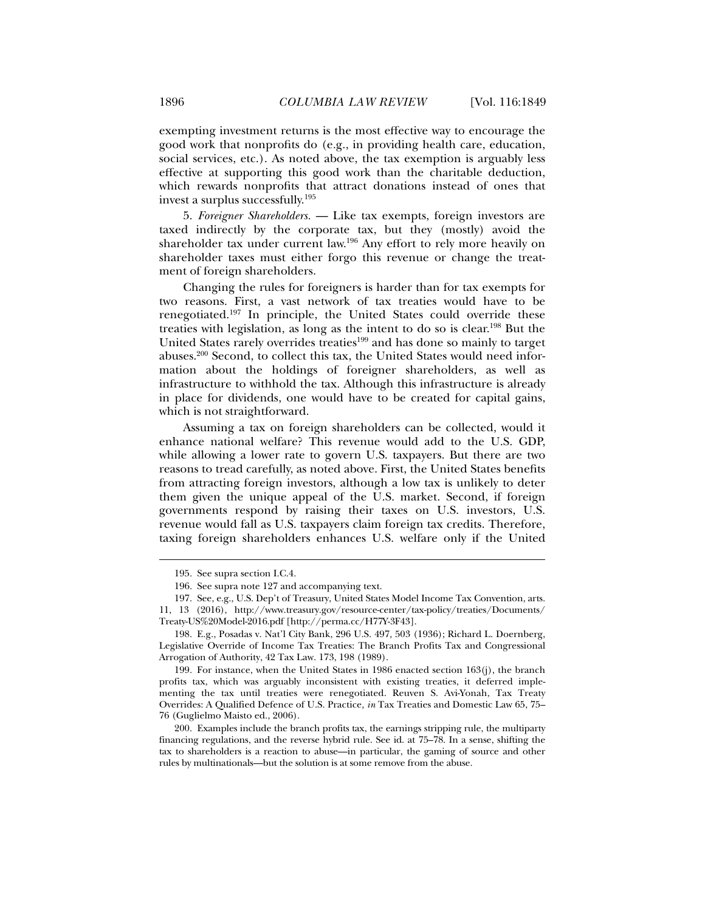exempting investment returns is the most effective way to encourage the good work that nonprofits do (e.g., in providing health care, education, social services, etc.). As noted above, the tax exemption is arguably less effective at supporting this good work than the charitable deduction, which rewards nonprofits that attract donations instead of ones that invest a surplus successfully.[195]

5. *Foreigner Shareholders.* — Like tax exempts, foreign investors are taxed indirectly by the corporate tax, but they (mostly) avoid the shareholder tax under current law.[196] Any effort to rely more heavily on shareholder taxes must either forgo this revenue or change the treatment of foreign shareholders.

Changing the rules for foreigners is harder than for tax exempts for two reasons. First, a vast network of tax treaties would have to be renegotiated.[197] In principle, the United States could override these treaties with legislation, as long as the intent to do so is clear.[198] But the United States rarely overrides treaties[199] and has done so mainly to target abuses.[200] Second, to collect this tax, the United States would need information about the holdings of foreigner shareholders, as well as infrastructure to withhold the tax. Although this infrastructure is already in place for dividends, one would have to be created for capital gains, which is not straightforward.

Assuming a tax on foreign shareholders can be collected, would it enhance national welfare? This revenue would add to the U.S. GDP, while allowing a lower rate to govern U.S. taxpayers. But there are two reasons to tread carefully, as noted above. First, the United States benefits from attracting foreign investors, although a low tax is unlikely to deter them given the unique appeal of the U.S. market. Second, if foreign governments respond by raising their taxes on U.S. investors, U.S. revenue would fall as U.S. taxpayers claim foreign tax credits. Therefore, taxing foreign shareholders enhances U.S. welfare only if the United

---

195. See supra section I.C.4.

196. See supra note 127 and accompanying text.

197. See, e.g., U.S. Dep't of Treasury, United States Model Income Tax Convention, arts. 11, 13 (2016), http://www.treasury.gov/resource-center/tax-policy/treaties/Documents/Treaty-US%20Model-2016.pdf [http://perma.cc/H77Y-3F43].

198. E.g., Posadas v. Nat'l City Bank, 296 U.S. 497, 503 (1936); Richard L. Doernberg, Legislative Override of Income Tax Treaties: The Branch Profits Tax and Congressional Arrogation of Authority, 42 Tax Law. 173, 198 (1989).

199. For instance, when the United States in 1986 enacted section 163(j), the branch profits tax, which was arguably inconsistent with existing treaties, it deferred implementing the tax until treaties were renegotiated. Reuven S. Avi-Yonah, Tax Treaty Overrides: A Qualified Defence of U.S. Practice, *in* Tax Treaties and Domestic Law 65, 75–76 (Guglielmo Maisto ed., 2006).

200. Examples include the branch profits tax, the earnings stripping rule, the multiparty financing regulations, and the reverse hybrid rule. See id. at 75–78. In a sense, shifting the tax to shareholders is a reaction to abuse—in particular, the gaming of source and other rules by multinationals—but the solution is at some remove from the abuse.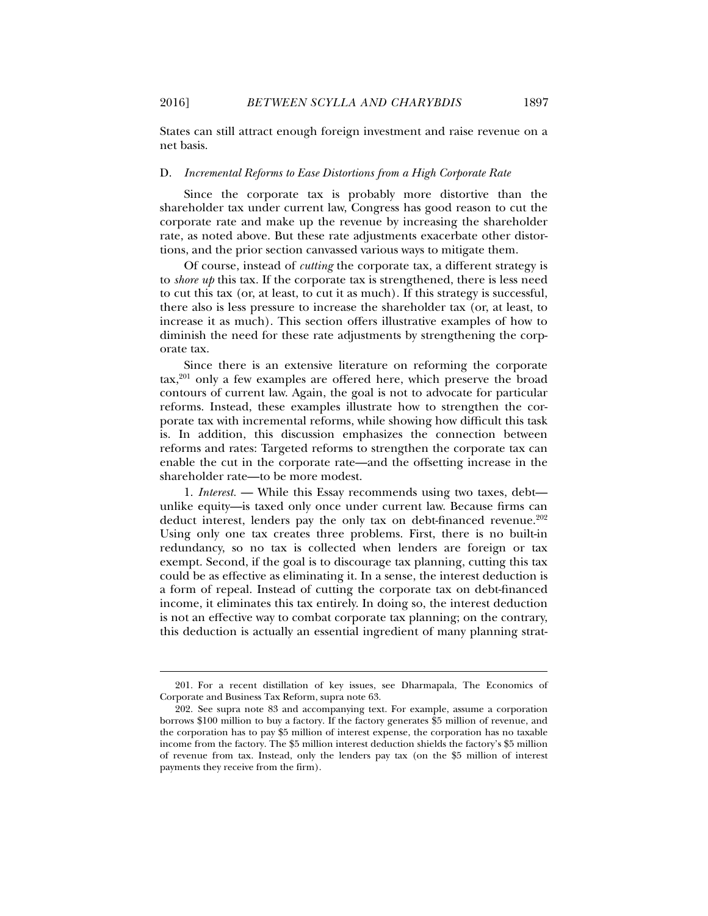States can still attract enough foreign investment and raise revenue on a net basis.

### D. *Incremental Reforms to Ease Distortions from a High Corporate Rate*

Since the corporate tax is probably more distortive than the shareholder tax under current law, Congress has good reason to cut the corporate rate and make up the revenue by increasing the shareholder rate, as noted above. But these rate adjustments exacerbate other distortions, and the prior section canvassed various ways to mitigate them.

Of course, instead of *cutting* the corporate tax, a different strategy is to *shore up* this tax. If the corporate tax is strengthened, there is less need to cut this tax (or, at least, to cut it as much). If this strategy is successful, there also is less pressure to increase the shareholder tax (or, at least, to increase it as much). This section offers illustrative examples of how to diminish the need for these rate adjustments by strengthening the corporate tax.

Since there is an extensive literature on reforming the corporate tax,[201] only a few examples are offered here, which preserve the broad contours of current law. Again, the goal is not to advocate for particular reforms. Instead, these examples illustrate how to strengthen the corporate tax with incremental reforms, while showing how difficult this task is. In addition, this discussion emphasizes the connection between reforms and rates: Targeted reforms to strengthen the corporate tax can enable the cut in the corporate rate—and the offsetting increase in the shareholder rate—to be more modest.

1. *Interest.* — While this Essay recommends using two taxes, debt—unlike equity—is taxed only once under current law. Because firms can deduct interest, lenders pay the only tax on debt-financed revenue.[202] Using only one tax creates three problems. First, there is no built-in redundancy, so no tax is collected when lenders are foreign or tax exempt. Second, if the goal is to discourage tax planning, cutting this tax could be as effective as eliminating it. In a sense, the interest deduction is a form of repeal. Instead of cutting the corporate tax on debt-financed income, it eliminates this tax entirely. In doing so, the interest deduction is not an effective way to combat corporate tax planning; on the contrary, this deduction is actually an essential ingredient of many planning strat-

---

201. For a recent distillation of key issues, see Dharmapala, The Economics of Corporate and Business Tax Reform, supra note 63.

202. See supra note 83 and accompanying text. For example, assume a corporation borrows $100 million to buy a factory. If the factory generates $5 million of revenue, and the corporation has to pay $5 million of interest expense, the corporation has no taxable income from the factory. The $5 million interest deduction shields the factory's $5 million of revenue from tax. Instead, only the lenders pay tax (on the $5 million of interest payments they receive from the firm).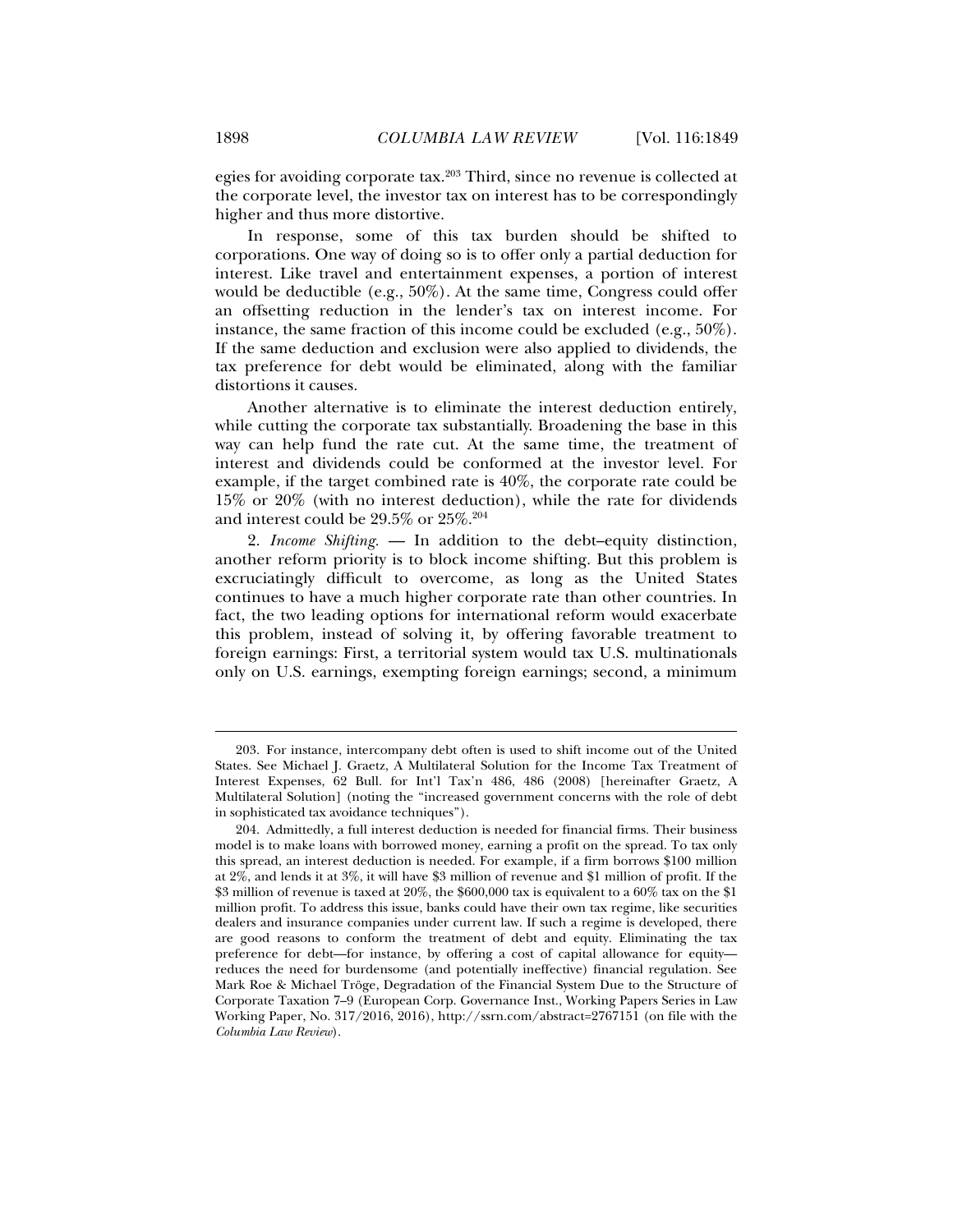egies for avoiding corporate tax.[203] Third, since no revenue is collected at the corporate level, the investor tax on interest has to be correspondingly higher and thus more distortive.

In response, some of this tax burden should be shifted to corporations. One way of doing so is to offer only a partial deduction for interest. Like travel and entertainment expenses, a portion of interest would be deductible (e.g., 50%). At the same time, Congress could offer an offsetting reduction in the lender's tax on interest income. For instance, the same fraction of this income could be excluded (e.g., 50%). If the same deduction and exclusion were also applied to dividends, the tax preference for debt would be eliminated, along with the familiar distortions it causes.

Another alternative is to eliminate the interest deduction entirely, while cutting the corporate tax substantially. Broadening the base in this way can help fund the rate cut. At the same time, the treatment of interest and dividends could be conformed at the investor level. For example, if the target combined rate is 40%, the corporate rate could be 15% or 20% (with no interest deduction), while the rate for dividends and interest could be 29.5% or 25%.[204]

2. *Income Shifting.* — In addition to the debt–equity distinction, another reform priority is to block income shifting. But this problem is excruciatingly difficult to overcome, as long as the United States continues to have a much higher corporate rate than other countries. In fact, the two leading options for international reform would exacerbate this problem, instead of solving it, by offering favorable treatment to foreign earnings: First, a territorial system would tax U.S. multinationals only on U.S. earnings, exempting foreign earnings; second, a minimum

---

203. For instance, intercompany debt often is used to shift income out of the United States. See Michael J. Graetz, A Multilateral Solution for the Income Tax Treatment of Interest Expenses, 62 Bull. for Int'l Tax'n 486, 486 (2008) [hereinafter Graetz, A Multilateral Solution] (noting the "increased government concerns with the role of debt in sophisticated tax avoidance techniques").

204. Admittedly, a full interest deduction is needed for financial firms. Their business model is to make loans with borrowed money, earning a profit on the spread. To tax only this spread, an interest deduction is needed. For example, if a firm borrows $100 million at 2%, and lends it at 3%, it will have $3 million of revenue and $1 million of profit. If the $3 million of revenue is taxed at 20%, the $600,000 tax is equivalent to a 60% tax on the $1 million profit. To address this issue, banks could have their own tax regime, like securities dealers and insurance companies under current law. If such a regime is developed, there are good reasons to conform the treatment of debt and equity. Eliminating the tax preference for debt—for instance, by offering a cost of capital allowance for equity—reduces the need for burdensome (and potentially ineffective) financial regulation. See Mark Roe & Michael Tröge, Degradation of the Financial System Due to the Structure of Corporate Taxation 7–9 (European Corp. Governance Inst., Working Papers Series in Law Working Paper, No. 317/2016, 2016), http://ssrn.com/abstract=2767151 (on file with the *Columbia Law Review*).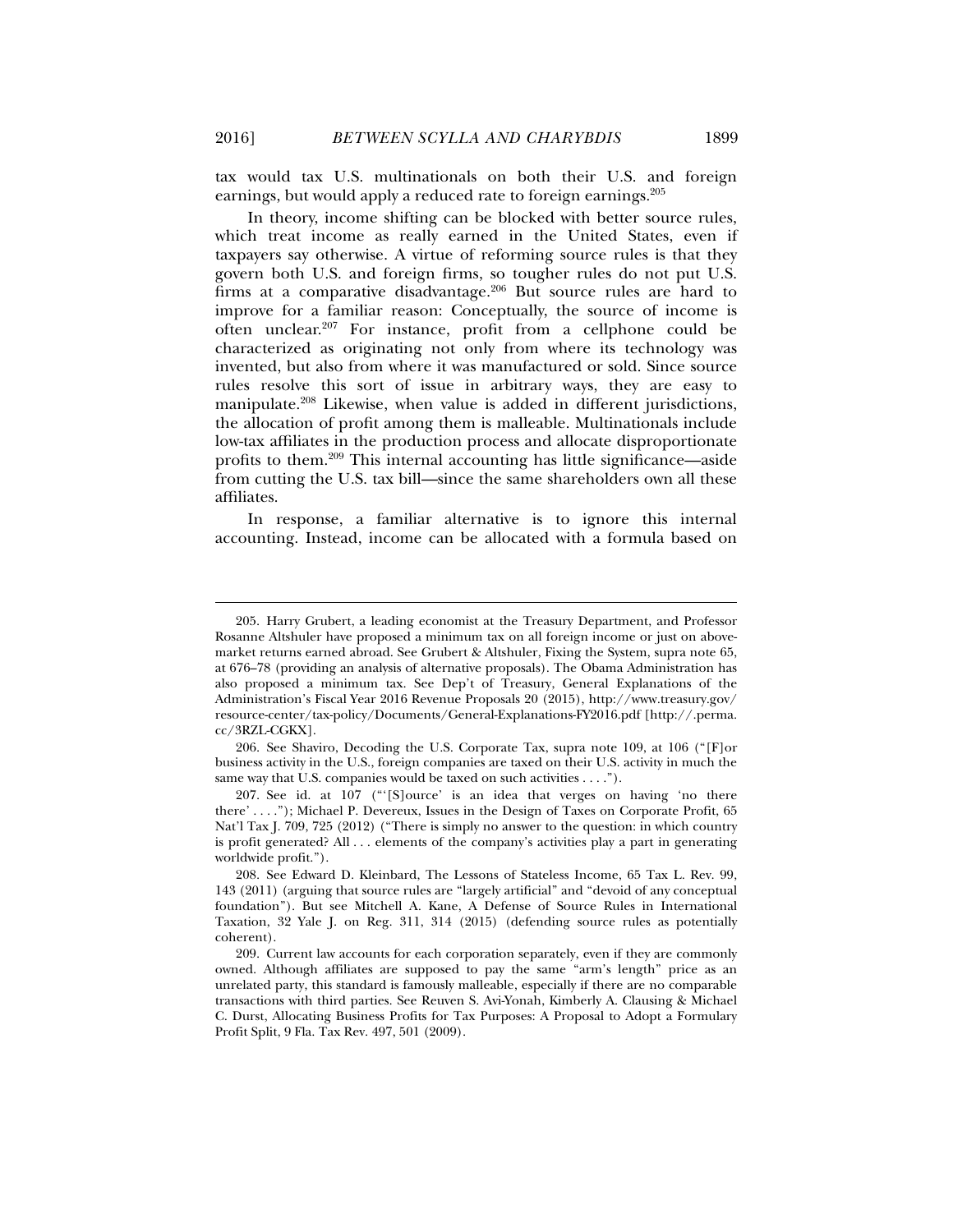tax would tax U.S. multinationals on both their U.S. and foreign earnings, but would apply a reduced rate to foreign earnings.[205]

In theory, income shifting can be blocked with better source rules, which treat income as really earned in the United States, even if taxpayers say otherwise. A virtue of reforming source rules is that they govern both U.S. and foreign firms, so tougher rules do not put U.S. firms at a comparative disadvantage.[206] But source rules are hard to improve for a familiar reason: Conceptually, the source of income is often unclear.[207] For instance, profit from a cellphone could be characterized as originating not only from where its technology was invented, but also from where it was manufactured or sold. Since source rules resolve this sort of issue in arbitrary ways, they are easy to manipulate.[208] Likewise, when value is added in different jurisdictions, the allocation of profit among them is malleable. Multinationals include low-tax affiliates in the production process and allocate disproportionate profits to them.[209] This internal accounting has little significance—aside from cutting the U.S. tax bill—since the same shareholders own all these affiliates.

In response, a familiar alternative is to ignore this internal accounting. Instead, income can be allocated with a formula based on

---

205. Harry Grubert, a leading economist at the Treasury Department, and Professor Rosanne Altshuler have proposed a minimum tax on all foreign income or just on above-market returns earned abroad. See Grubert & Altshuler, Fixing the System, supra note 65, at 676–78 (providing an analysis of alternative proposals). The Obama Administration has also proposed a minimum tax. See Dep't of Treasury, General Explanations of the Administration's Fiscal Year 2016 Revenue Proposals 20 (2015), http://www.treasury.gov/resource-center/tax-policy/Documents/General-Explanations-FY2016.pdf [http://.perma.cc/3RZL-CGKX].

206. See Shaviro, Decoding the U.S. Corporate Tax, supra note 109, at 106 ("[F]or business activity in the U.S., foreign companies are taxed on their U.S. activity in much the same way that U.S. companies would be taxed on such activities . . . .").

207. See id. at 107 ("'[S]ource' is an idea that verges on having 'no there there' . . . ."); Michael P. Devereux, Issues in the Design of Taxes on Corporate Profit, 65 Nat'l Tax J. 709, 725 (2012) ("There is simply no answer to the question: in which country is profit generated? All . . . elements of the company's activities play a part in generating worldwide profit.").

208. See Edward D. Kleinbard, The Lessons of Stateless Income, 65 Tax L. Rev. 99, 143 (2011) (arguing that source rules are "largely artificial" and "devoid of any conceptual foundation"). But see Mitchell A. Kane, A Defense of Source Rules in International Taxation, 32 Yale J. on Reg. 311, 314 (2015) (defending source rules as potentially coherent).

209. Current law accounts for each corporation separately, even if they are commonly owned. Although affiliates are supposed to pay the same "arm's length" price as an unrelated party, this standard is famously malleable, especially if there are no comparable transactions with third parties. See Reuven S. Avi-Yonah, Kimberly A. Clausing & Michael C. Durst, Allocating Business Profits for Tax Purposes: A Proposal to Adopt a Formulary Profit Split, 9 Fla. Tax Rev. 497, 501 (2009).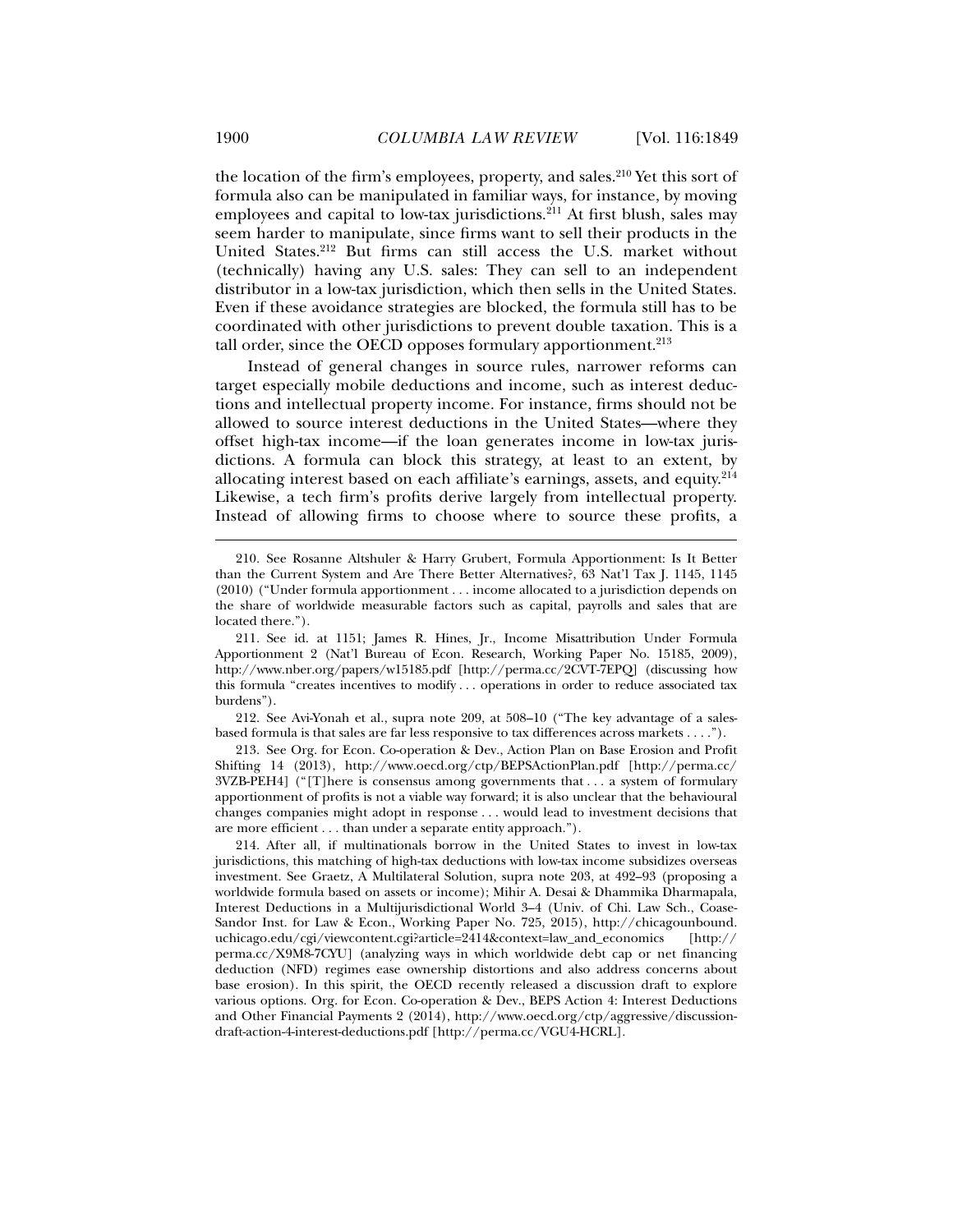the location of the firm's employees, property, and sales.[210] Yet this sort of formula also can be manipulated in familiar ways, for instance, by moving employees and capital to low-tax jurisdictions.[211] At first blush, sales may seem harder to manipulate, since firms want to sell their products in the United States.[212] But firms can still access the U.S. market without (technically) having any U.S. sales: They can sell to an independent distributor in a low-tax jurisdiction, which then sells in the United States. Even if these avoidance strategies are blocked, the formula still has to be coordinated with other jurisdictions to prevent double taxation. This is a tall order, since the OECD opposes formulary apportionment.[213]

Instead of general changes in source rules, narrower reforms can target especially mobile deductions and income, such as interest deductions and intellectual property income. For instance, firms should not be allowed to source interest deductions in the United States—where they offset high-tax income—if the loan generates income in low-tax jurisdictions. A formula can block this strategy, at least to an extent, by allocating interest based on each affiliate's earnings, assets, and equity.[214] Likewise, a tech firm's profits derive largely from intellectual property. Instead of allowing firms to choose where to source these profits, a

---

210. See Rosanne Altshuler & Harry Grubert, Formula Apportionment: Is It Better than the Current System and Are There Better Alternatives?, 63 Nat'l Tax J. 1145, 1145 (2010) ("Under formula apportionment . . . income allocated to a jurisdiction depends on the share of worldwide measurable factors such as capital, payrolls and sales that are located there.").

211. See id. at 1151; James R. Hines, Jr., Income Misattribution Under Formula Apportionment 2 (Nat'l Bureau of Econ. Research, Working Paper No. 15185, 2009), http://www.nber.org/papers/w15185.pdf [http://perma.cc/2CVT-7EPQ] (discussing how this formula "creates incentives to modify . . . operations in order to reduce associated tax burdens").

212. See Avi-Yonah et al., supra note 209, at 508–10 ("The key advantage of a sales-based formula is that sales are far less responsive to tax differences across markets . . . .").

213. See Org. for Econ. Co-operation & Dev., Action Plan on Base Erosion and Profit Shifting 14 (2013), http://www.oecd.org/ctp/BEPSActionPlan.pdf [http://perma.cc/3VZB-PEH4] ("[T]here is consensus among governments that . . . a system of formulary apportionment of profits is not a viable way forward; it is also unclear that the behavioural changes companies might adopt in response . . . would lead to investment decisions that are more efficient . . . than under a separate entity approach.").

214. After all, if multinationals borrow in the United States to invest in low-tax jurisdictions, this matching of high-tax deductions with low-tax income subsidizes overseas investment. See Graetz, A Multilateral Solution, supra note 203, at 492–93 (proposing a worldwide formula based on assets or income); Mihir A. Desai & Dhammika Dharmapala, Interest Deductions in a Multijurisdictional World 3–4 (Univ. of Chi. Law Sch., Coase-Sandor Inst. for Law & Econ., Working Paper No. 725, 2015), http://chicagounbound.uchicago.edu/cgi/viewcontent.cgi?article=2414&context=law_and_economics [http://perma.cc/X9M8-7CYU] (analyzing ways in which worldwide debt cap or net financing deduction (NFD) regimes ease ownership distortions and also address concerns about base erosion). In this spirit, the OECD recently released a discussion draft to explore various options. Org. for Econ. Co-operation & Dev., BEPS Action 4: Interest Deductions and Other Financial Payments 2 (2014), http://www.oecd.org/ctp/aggressive/discussion-draft-action-4-interest-deductions.pdf [http://perma.cc/VGU4-HCRL].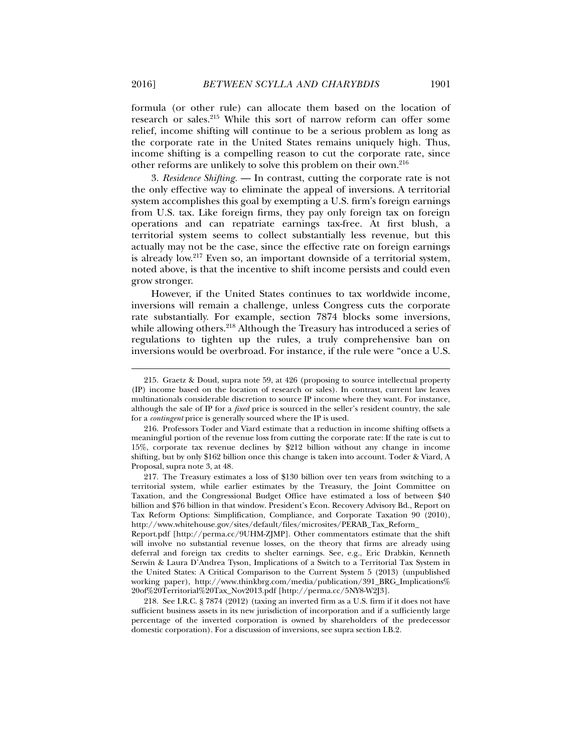formula (or other rule) can allocate them based on the location of research or sales.[215] While this sort of narrow reform can offer some relief, income shifting will continue to be a serious problem as long as the corporate rate in the United States remains uniquely high. Thus, income shifting is a compelling reason to cut the corporate rate, since other reforms are unlikely to solve this problem on their own.[216]

3. *Residence Shifting.* — In contrast, cutting the corporate rate is not the only effective way to eliminate the appeal of inversions. A territorial system accomplishes this goal by exempting a U.S. firm's foreign earnings from U.S. tax. Like foreign firms, they pay only foreign tax on foreign operations and can repatriate earnings tax-free. At first blush, a territorial system seems to collect substantially less revenue, but this actually may not be the case, since the effective rate on foreign earnings is already low.[217] Even so, an important downside of a territorial system, noted above, is that the incentive to shift income persists and could even grow stronger.

However, if the United States continues to tax worldwide income, inversions will remain a challenge, unless Congress cuts the corporate rate substantially. For example, section 7874 blocks some inversions, while allowing others.[218] Although the Treasury has introduced a series of regulations to tighten up the rules, a truly comprehensive ban on inversions would be overbroad. For instance, if the rule were "once a U.S.

---

215. Graetz & Doud, supra note 59, at 426 (proposing to source intellectual property (IP) income based on the location of research or sales). In contrast, current law leaves multinationals considerable discretion to source IP income where they want. For instance, although the sale of IP for a *fixed* price is sourced in the seller's resident country, the sale for a *contingent* price is generally sourced where the IP is used.

216. Professors Toder and Viard estimate that a reduction in income shifting offsets a meaningful portion of the revenue loss from cutting the corporate rate: If the rate is cut to 15%, corporate tax revenue declines by $212 billion without any change in income shifting, but by only $162 billion once this change is taken into account. Toder & Viard, A Proposal, supra note 3, at 48.

217. The Treasury estimates a loss of $130 billion over ten years from switching to a territorial system, while earlier estimates by the Treasury, the Joint Committee on Taxation, and the Congressional Budget Office have estimated a loss of between $40 billion and $76 billion in that window. President's Econ. Recovery Advisory Bd., Report on Tax Reform Options: Simplification, Compliance, and Corporate Taxation 90 (2010), http://www.whitehouse.gov/sites/default/files/microsites/PERAB_Tax_Reform_Report.pdf [http://perma.cc/9UHM-ZJMP]. Other commentators estimate that the shift will involve no substantial revenue losses, on the theory that firms are already using deferral and foreign tax credits to shelter earnings. See, e.g., Eric Drabkin, Kenneth Serwin & Laura D'Andrea Tyson, Implications of a Switch to a Territorial Tax System in the United States: A Critical Comparison to the Current System 5 (2013) (unpublished working paper), http://www.thinkbrg.com/media/publication/391_BRG_Implications%20of%20Territorial%20Tax_Nov2013.pdf [http://perma.cc/5NY8-W2J3].

218. See I.R.C. § 7874 (2012) (taxing an inverted firm as a U.S. firm if it does not have sufficient business assets in its new jurisdiction of incorporation and if a sufficiently large percentage of the inverted corporation is owned by shareholders of the predecessor domestic corporation). For a discussion of inversions, see supra section I.B.2.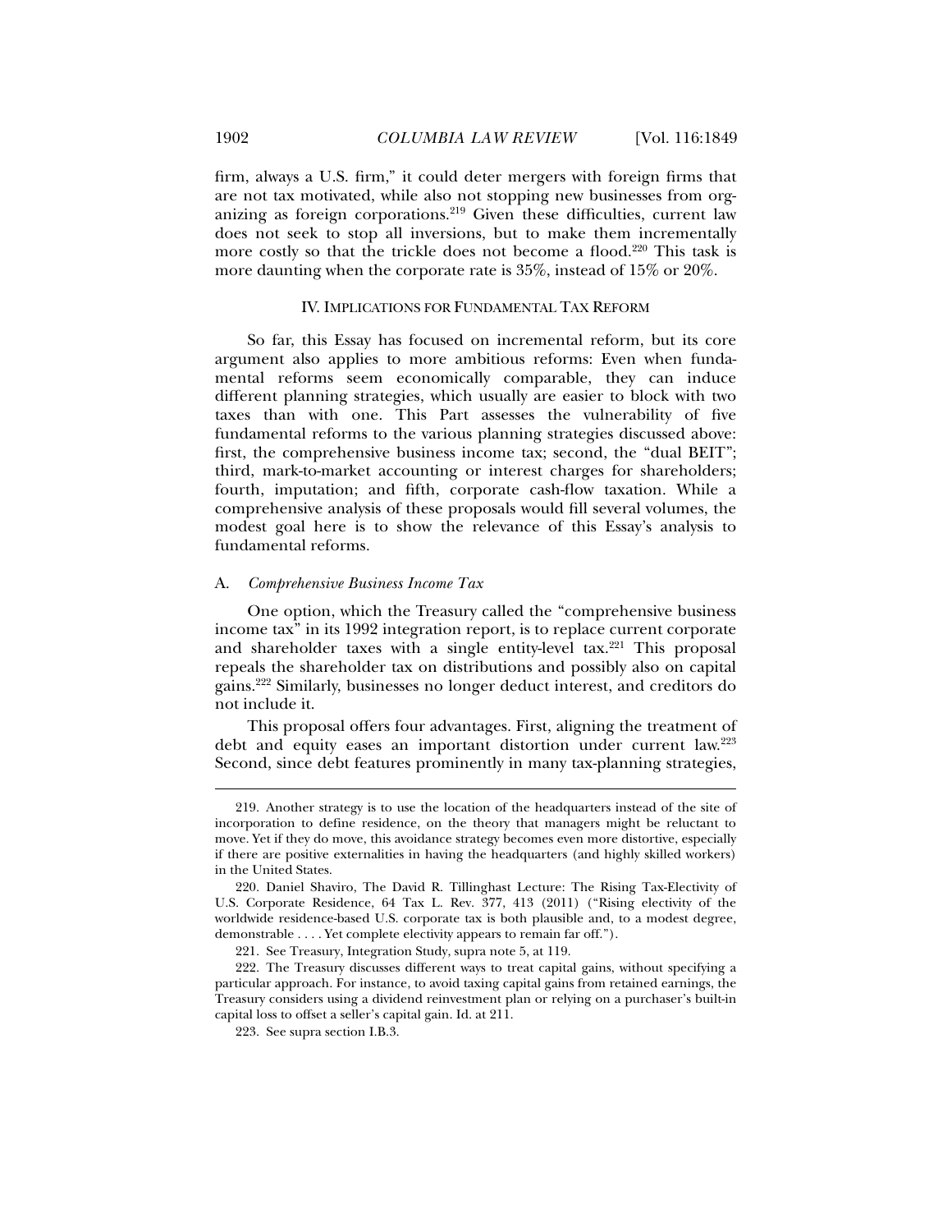firm, always a U.S. firm," it could deter mergers with foreign firms that are not tax motivated, while also not stopping new businesses from organizing as foreign corporations.[219] Given these difficulties, current law does not seek to stop all inversions, but to make them incrementally more costly so that the trickle does not become a flood.[220] This task is more daunting when the corporate rate is 35%, instead of 15% or 20%.

## IV. Implications for Fundamental Tax Reform

So far, this Essay has focused on incremental reform, but its core argument also applies to more ambitious reforms: Even when fundamental reforms seem economically comparable, they can induce different planning strategies, which usually are easier to block with two taxes than with one. This Part assesses the vulnerability of five fundamental reforms to the various planning strategies discussed above: first, the comprehensive business income tax; second, the "dual BEIT"; third, mark-to-market accounting or interest charges for shareholders; fourth, imputation; and fifth, corporate cash-flow taxation. While a comprehensive analysis of these proposals would fill several volumes, the modest goal here is to show the relevance of this Essay's analysis to fundamental reforms.

### A. *Comprehensive Business Income Tax*

One option, which the Treasury called the "comprehensive business income tax" in its 1992 integration report, is to replace current corporate and shareholder taxes with a single entity-level tax.[221] This proposal repeals the shareholder tax on distributions and possibly also on capital gains.[222] Similarly, businesses no longer deduct interest, and creditors do not include it.

This proposal offers four advantages. First, aligning the treatment of debt and equity eases an important distortion under current law.[223] Second, since debt features prominently in many tax-planning strategies,

---

219. Another strategy is to use the location of the headquarters instead of the site of incorporation to define residence, on the theory that managers might be reluctant to move. Yet if they do move, this avoidance strategy becomes even more distortive, especially if there are positive externalities in having the headquarters (and highly skilled workers) in the United States.

220. Daniel Shaviro, The David R. Tillinghast Lecture: The Rising Tax-Electivity of U.S. Corporate Residence, 64 Tax L. Rev. 377, 413 (2011) ("Rising electivity of the worldwide residence-based U.S. corporate tax is both plausible and, to a modest degree, demonstrable . . . . Yet complete electivity appears to remain far off.").

221. See Treasury, Integration Study, supra note 5, at 119.

222. The Treasury discusses different ways to treat capital gains, without specifying a particular approach. For instance, to avoid taxing capital gains from retained earnings, the Treasury considers using a dividend reinvestment plan or relying on a purchaser's built-in capital loss to offset a seller's capital gain. Id. at 211.

223. See supra section I.B.3.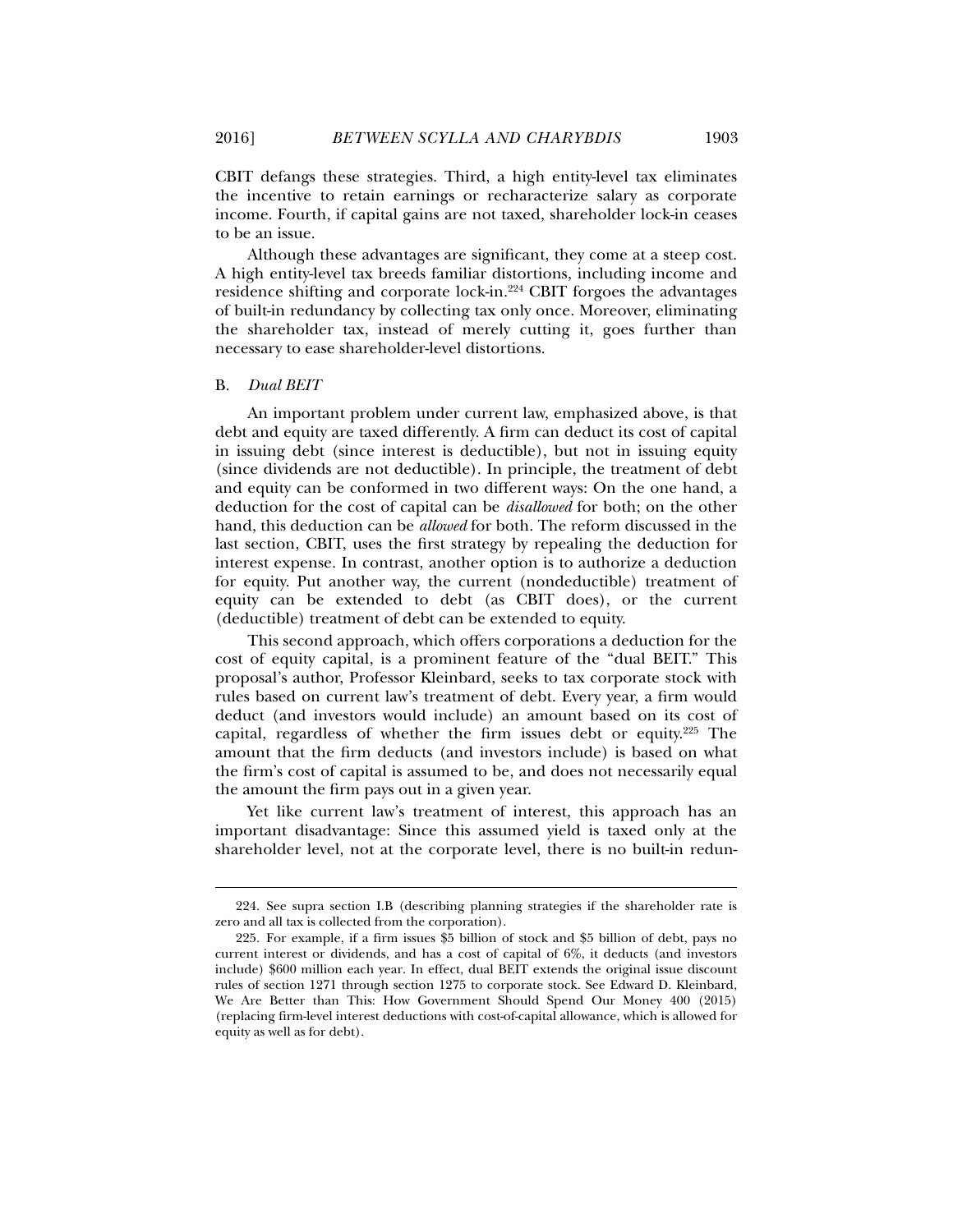CBIT defangs these strategies. Third, a high entity-level tax eliminates the incentive to retain earnings or recharacterize salary as corporate income. Fourth, if capital gains are not taxed, shareholder lock-in ceases to be an issue.

Although these advantages are significant, they come at a steep cost. A high entity-level tax breeds familiar distortions, including income and residence shifting and corporate lock-in.[224] CBIT forgoes the advantages of built-in redundancy by collecting tax only once. Moreover, eliminating the shareholder tax, instead of merely cutting it, goes further than necessary to ease shareholder-level distortions.

### B. *Dual BEIT*

An important problem under current law, emphasized above, is that debt and equity are taxed differently. A firm can deduct its cost of capital in issuing debt (since interest is deductible), but not in issuing equity (since dividends are not deductible). In principle, the treatment of debt and equity can be conformed in two different ways: On the one hand, a deduction for the cost of capital can be *disallowed* for both; on the other hand, this deduction can be *allowed* for both. The reform discussed in the last section, CBIT, uses the first strategy by repealing the deduction for interest expense. In contrast, another option is to authorize a deduction for equity. Put another way, the current (nondeductible) treatment of equity can be extended to debt (as CBIT does), or the current (deductible) treatment of debt can be extended to equity.

This second approach, which offers corporations a deduction for the cost of equity capital, is a prominent feature of the "dual BEIT." This proposal's author, Professor Kleinbard, seeks to tax corporate stock with rules based on current law's treatment of debt. Every year, a firm would deduct (and investors would include) an amount based on its cost of capital, regardless of whether the firm issues debt or equity.[225] The amount that the firm deducts (and investors include) is based on what the firm's cost of capital is assumed to be, and does not necessarily equal the amount the firm pays out in a given year.

Yet like current law's treatment of interest, this approach has an important disadvantage: Since this assumed yield is taxed only at the shareholder level, not at the corporate level, there is no built-in redun-

---

224. See supra section I.B (describing planning strategies if the shareholder rate is zero and all tax is collected from the corporation).

225. For example, if a firm issues $5 billion of stock and $5 billion of debt, pays no current interest or dividends, and has a cost of capital of 6%, it deducts (and investors include) $600 million each year. In effect, dual BEIT extends the original issue discount rules of section 1271 through section 1275 to corporate stock. See Edward D. Kleinbard, We Are Better than This: How Government Should Spend Our Money 400 (2015) (replacing firm-level interest deductions with cost-of-capital allowance, which is allowed for equity as well as for debt).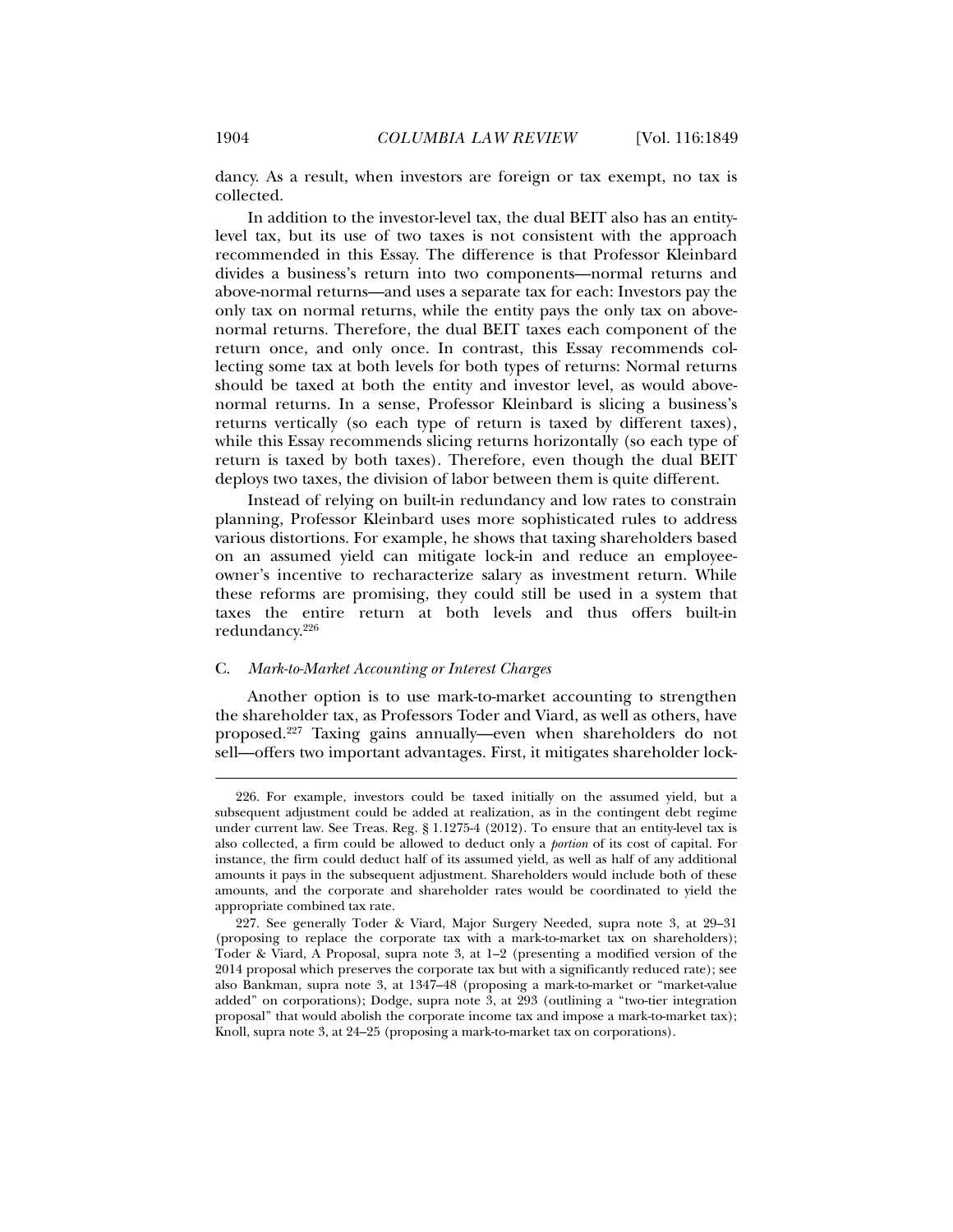dancy. As a result, when investors are foreign or tax exempt, no tax is collected.

In addition to the investor-level tax, the dual BEIT also has an entity-level tax, but its use of two taxes is not consistent with the approach recommended in this Essay. The difference is that Professor Kleinbard divides a business's return into two components—normal returns and above-normal returns—and uses a separate tax for each: Investors pay the only tax on normal returns, while the entity pays the only tax on above-normal returns. Therefore, the dual BEIT taxes each component of the return once, and only once. In contrast, this Essay recommends collecting some tax at both levels for both types of returns: Normal returns should be taxed at both the entity and investor level, as would above-normal returns. In a sense, Professor Kleinbard is slicing a business's returns vertically (so each type of return is taxed by different taxes), while this Essay recommends slicing returns horizontally (so each type of return is taxed by both taxes). Therefore, even though the dual BEIT deploys two taxes, the division of labor between them is quite different.

Instead of relying on built-in redundancy and low rates to constrain planning, Professor Kleinbard uses more sophisticated rules to address various distortions. For example, he shows that taxing shareholders based on an assumed yield can mitigate lock-in and reduce an employee-owner's incentive to recharacterize salary as investment return. While these reforms are promising, they could still be used in a system that taxes the entire return at both levels and thus offers built-in redundancy.[226]

### C. *Mark-to-Market Accounting or Interest Charges*

Another option is to use mark-to-market accounting to strengthen the shareholder tax, as Professors Toder and Viard, as well as others, have proposed.[227] Taxing gains annually—even when shareholders do not sell—offers two important advantages. First, it mitigates shareholder lock-

---

226. For example, investors could be taxed initially on the assumed yield, but a subsequent adjustment could be added at realization, as in the contingent debt regime under current law. See Treas. Reg. § 1.1275-4 (2012). To ensure that an entity-level tax is also collected, a firm could be allowed to deduct only a *portion* of its cost of capital. For instance, the firm could deduct half of its assumed yield, as well as half of any additional amounts it pays in the subsequent adjustment. Shareholders would include both of these amounts, and the corporate and shareholder rates would be coordinated to yield the appropriate combined tax rate.

227. See generally Toder & Viard, Major Surgery Needed, supra note 3, at 29–31 (proposing to replace the corporate tax with a mark-to-market tax on shareholders); Toder & Viard, A Proposal, supra note 3, at 1–2 (presenting a modified version of the 2014 proposal which preserves the corporate tax but with a significantly reduced rate); see also Bankman, supra note 3, at 1347–48 (proposing a mark-to-market or "market-value added" on corporations); Dodge, supra note 3, at 293 (outlining a "two-tier integration proposal" that would abolish the corporate income tax and impose a mark-to-market tax); Knoll, supra note 3, at 24–25 (proposing a mark-to-market tax on corporations).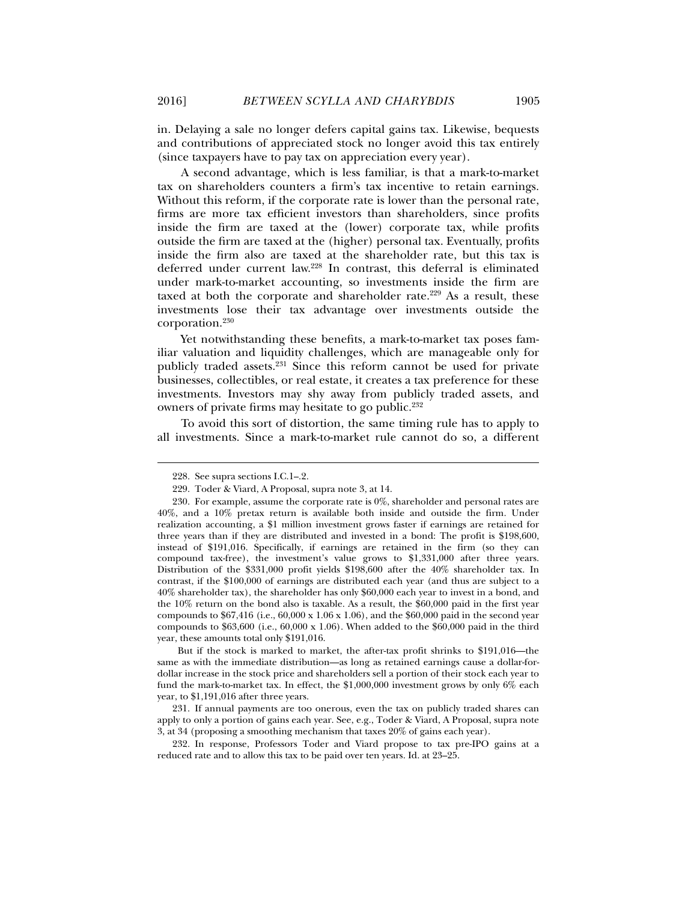in. Delaying a sale no longer defers capital gains tax. Likewise, bequests and contributions of appreciated stock no longer avoid this tax entirely (since taxpayers have to pay tax on appreciation every year).

A second advantage, which is less familiar, is that a mark-to-market tax on shareholders counters a firm's tax incentive to retain earnings. Without this reform, if the corporate rate is lower than the personal rate, firms are more tax efficient investors than shareholders, since profits inside the firm are taxed at the (lower) corporate tax, while profits outside the firm are taxed at the (higher) personal tax. Eventually, profits inside the firm also are taxed at the shareholder rate, but this tax is deferred under current law.[228] In contrast, this deferral is eliminated under mark-to-market accounting, so investments inside the firm are taxed at both the corporate and shareholder rate.[229] As a result, these investments lose their tax advantage over investments outside the corporation.[230]

Yet notwithstanding these benefits, a mark-to-market tax poses familiar valuation and liquidity challenges, which are manageable only for publicly traded assets.[231] Since this reform cannot be used for private businesses, collectibles, or real estate, it creates a tax preference for these investments. Investors may shy away from publicly traded assets, and owners of private firms may hesitate to go public.[232]

To avoid this sort of distortion, the same timing rule has to apply to all investments. Since a mark-to-market rule cannot do so, a different

---

228. See supra sections I.C.1–.2.

229. Toder & Viard, A Proposal, supra note 3, at 14.

230. For example, assume the corporate rate is 0%, shareholder and personal rates are 40%, and a 10% pretax return is available both inside and outside the firm. Under realization accounting, a $1 million investment grows faster if earnings are retained for three years than if they are distributed and invested in a bond: The profit is $198,600, instead of $191,016. Specifically, if earnings are retained in the firm (so they can compound tax-free), the investment's value grows to $1,331,000 after three years. Distribution of the $331,000 profit yields $198,600 after the 40% shareholder tax. In contrast, if the $100,000 of earnings are distributed each year (and thus are subject to a 40% shareholder tax), the shareholder has only $60,000 each year to invest in a bond, and the 10% return on the bond also is taxable. As a result, the $60,000 paid in the first year compounds to $67,416 (i.e., 60,000 x 1.06 x 1.06), and the $60,000 paid in the second year compounds to $63,600 (i.e., 60,000 x 1.06). When added to the $60,000 paid in the third year, these amounts total only $191,016.

But if the stock is marked to market, the after-tax profit shrinks to $191,016—the same as with the immediate distribution—as long as retained earnings cause a dollar-for-dollar increase in the stock price and shareholders sell a portion of their stock each year to fund the mark-to-market tax. In effect, the $1,000,000 investment grows by only 6% each year, to $1,191,016 after three years.

231. If annual payments are too onerous, even the tax on publicly traded shares can apply to only a portion of gains each year. See, e.g., Toder & Viard, A Proposal, supra note 3, at 34 (proposing a smoothing mechanism that taxes 20% of gains each year).

232. In response, Professors Toder and Viard propose to tax pre-IPO gains at a reduced rate and to allow this tax to be paid over ten years. Id. at 23–25.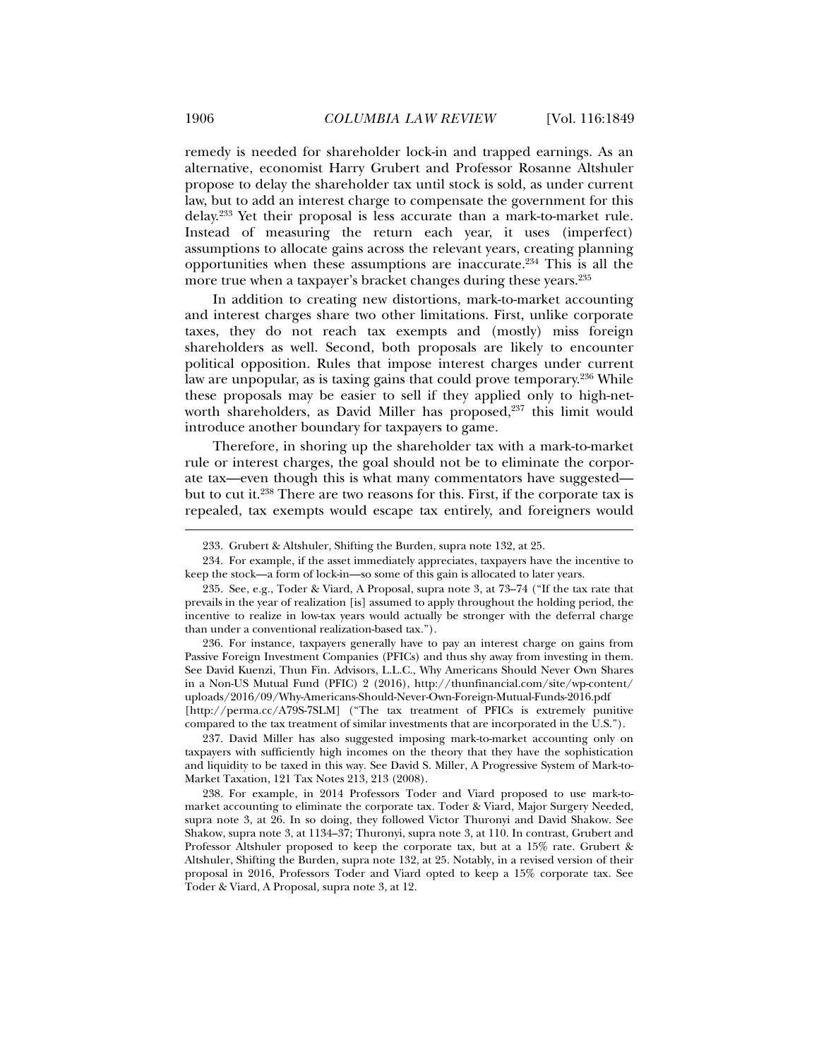remedy is needed for shareholder lock-in and trapped earnings. As an alternative, economist Harry Grubert and Professor Rosanne Altshuler propose to delay the shareholder tax until stock is sold, as under current law, but to add an interest charge to compensate the government for this delay.[233] Yet their proposal is less accurate than a mark-to-market rule. Instead of measuring the return each year, it uses (imperfect) assumptions to allocate gains across the relevant years, creating planning opportunities when these assumptions are inaccurate.[234] This is all the more true when a taxpayer's bracket changes during these years.[235]

In addition to creating new distortions, mark-to-market accounting and interest charges share two other limitations. First, unlike corporate taxes, they do not reach tax exempts and (mostly) miss foreign shareholders as well. Second, both proposals are likely to encounter political opposition. Rules that impose interest charges under current law are unpopular, as is taxing gains that could prove temporary.[236] While these proposals may be easier to sell if they applied only to high-net-worth shareholders, as David Miller has proposed,[237] this limit would introduce another boundary for taxpayers to game.

Therefore, in shoring up the shareholder tax with a mark-to-market rule or interest charges, the goal should not be to eliminate the corporate tax—even though this is what many commentators have suggested—but to cut it.[238] There are two reasons for this. First, if the corporate tax is repealed, tax exempts would escape tax entirely, and foreigners would

---

233. Grubert & Altshuler, Shifting the Burden, supra note 132, at 25.

234. For example, if the asset immediately appreciates, taxpayers have the incentive to keep the stock—a form of lock-in—so some of this gain is allocated to later years.

235. See, e.g., Toder & Viard, A Proposal, supra note 3, at 73–74 ("If the tax rate that prevails in the year of realization [is] assumed to apply throughout the holding period, the incentive to realize in low-tax years would actually be stronger with the deferral charge than under a conventional realization-based tax.").

236. For instance, taxpayers generally have to pay an interest charge on gains from Passive Foreign Investment Companies (PFICs) and thus shy away from investing in them. See David Kuenzi, Thun Fin. Advisors, L.L.C., Why Americans Should Never Own Shares in a Non-US Mutual Fund (PFIC) 2 (2016), http://thunfinancial.com/site/wp-content/uploads/2016/09/Why-Americans-Should-Never-Own-Foreign-Mutual-Funds-2016.pdf [http://perma.cc/A79S-7SLM] ("The tax treatment of PFICs is extremely punitive compared to the tax treatment of similar investments that are incorporated in the U.S.").

237. David Miller has also suggested imposing mark-to-market accounting only on taxpayers with sufficiently high incomes on the theory that they have the sophistication and liquidity to be taxed in this way. See David S. Miller, A Progressive System of Mark-to-Market Taxation, 121 Tax Notes 213, 213 (2008).

238. For example, in 2014 Professors Toder and Viard proposed to use mark-to-market accounting to eliminate the corporate tax. Toder & Viard, Major Surgery Needed, supra note 3, at 26. In so doing, they followed Victor Thuronyi and David Shakow. See Shakow, supra note 3, at 1134–37; Thuronyi, supra note 3, at 110. In contrast, Grubert and Professor Altshuler proposed to keep the corporate tax, but at a 15% rate. Grubert & Altshuler, Shifting the Burden, supra note 132, at 25. Notably, in a revised version of their proposal in 2016, Professors Toder and Viard opted to keep a 15% corporate tax. See Toder & Viard, A Proposal, supra note 3, at 12.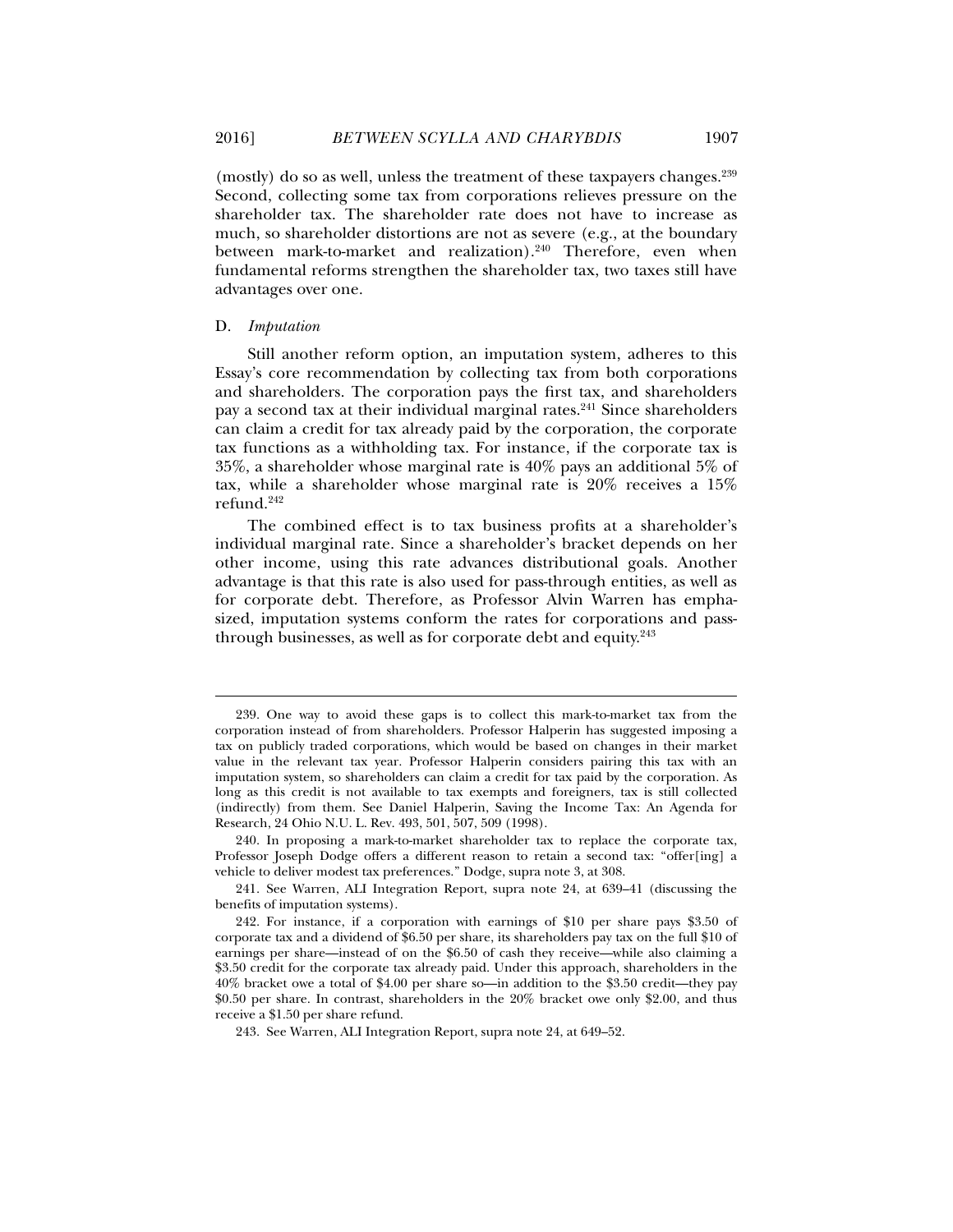(mostly) do so as well, unless the treatment of these taxpayers changes.[239] Second, collecting some tax from corporations relieves pressure on the shareholder tax. The shareholder rate does not have to increase as much, so shareholder distortions are not as severe (e.g., at the boundary between mark-to-market and realization).[240] Therefore, even when fundamental reforms strengthen the shareholder tax, two taxes still have advantages over one.

### D. *Imputation*

Still another reform option, an imputation system, adheres to this Essay's core recommendation by collecting tax from both corporations and shareholders. The corporation pays the first tax, and shareholders pay a second tax at their individual marginal rates.[241] Since shareholders can claim a credit for tax already paid by the corporation, the corporate tax functions as a withholding tax. For instance, if the corporate tax is 35%, a shareholder whose marginal rate is 40% pays an additional 5% of tax, while a shareholder whose marginal rate is 20% receives a 15% refund.[242]

The combined effect is to tax business profits at a shareholder's individual marginal rate. Since a shareholder's bracket depends on her other income, using this rate advances distributional goals. Another advantage is that this rate is also used for pass-through entities, as well as for corporate debt. Therefore, as Professor Alvin Warren has emphasized, imputation systems conform the rates for corporations and pass-through businesses, as well as for corporate debt and equity.[243]

---

239. One way to avoid these gaps is to collect this mark-to-market tax from the corporation instead of from shareholders. Professor Halperin has suggested imposing a tax on publicly traded corporations, which would be based on changes in their market value in the relevant tax year. Professor Halperin considers pairing this tax with an imputation system, so shareholders can claim a credit for tax paid by the corporation. As long as this credit is not available to tax exempts and foreigners, tax is still collected (indirectly) from them. See Daniel Halperin, Saving the Income Tax: An Agenda for Research, 24 Ohio N.U. L. Rev. 493, 501, 507, 509 (1998).

240. In proposing a mark-to-market shareholder tax to replace the corporate tax, Professor Joseph Dodge offers a different reason to retain a second tax: "offer[ing] a vehicle to deliver modest tax preferences." Dodge, supra note 3, at 308.

241. See Warren, ALI Integration Report, supra note 24, at 639–41 (discussing the benefits of imputation systems).

242. For instance, if a corporation with earnings of $10 per share pays $3.50 of corporate tax and a dividend of $6.50 per share, its shareholders pay tax on the full $10 of earnings per share—instead of on the $6.50 of cash they receive—while also claiming a $3.50 credit for the corporate tax already paid. Under this approach, shareholders in the 40% bracket owe a total of $4.00 per share so—in addition to the $3.50 credit—they pay $0.50 per share. In contrast, shareholders in the 20% bracket owe only $2.00, and thus receive a $1.50 per share refund.

243. See Warren, ALI Integration Report, supra note 24, at 649–52.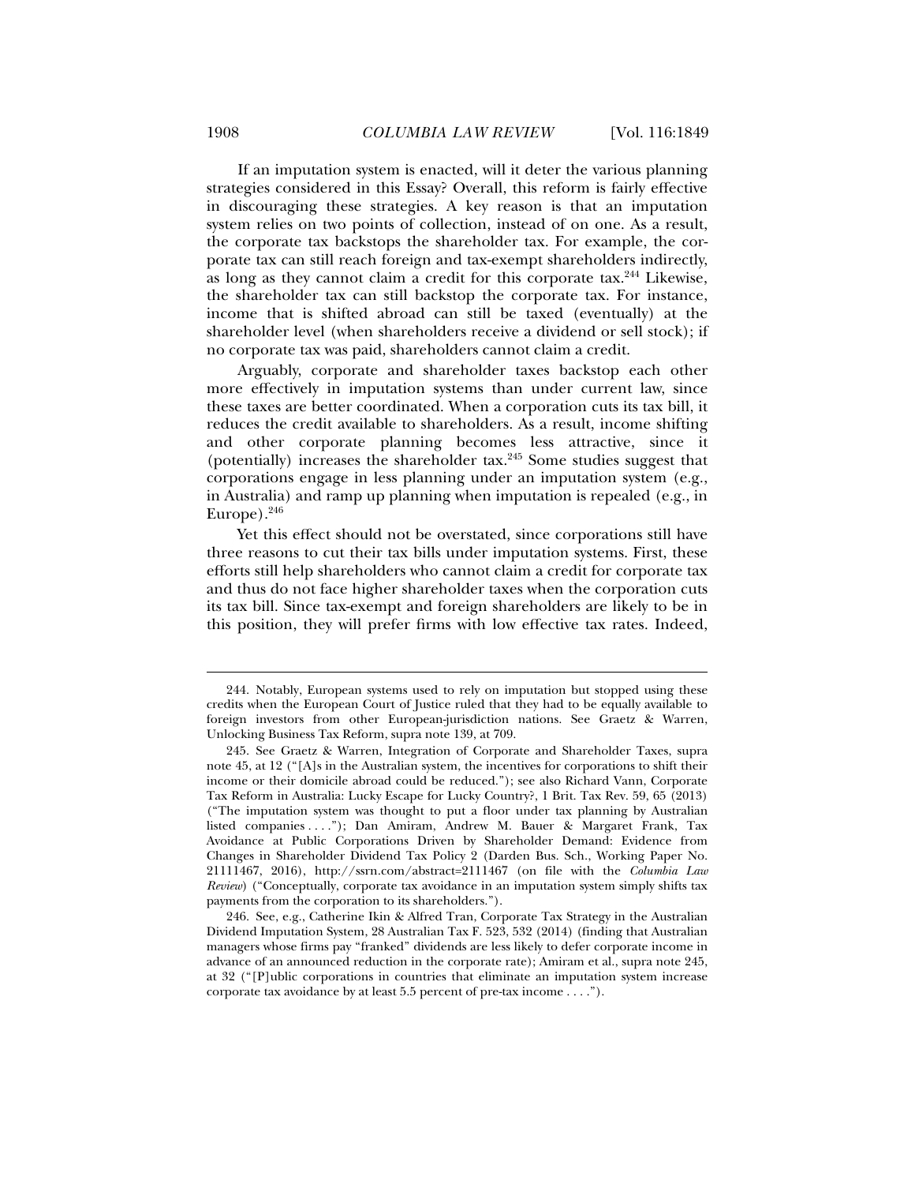If an imputation system is enacted, will it deter the various planning strategies considered in this Essay? Overall, this reform is fairly effective in discouraging these strategies. A key reason is that an imputation system relies on two points of collection, instead of on one. As a result, the corporate tax backstops the shareholder tax. For example, the corporate tax can still reach foreign and tax-exempt shareholders indirectly, as long as they cannot claim a credit for this corporate tax.[244] Likewise, the shareholder tax can still backstop the corporate tax. For instance, income that is shifted abroad can still be taxed (eventually) at the shareholder level (when shareholders receive a dividend or sell stock); if no corporate tax was paid, shareholders cannot claim a credit.

Arguably, corporate and shareholder taxes backstop each other more effectively in imputation systems than under current law, since these taxes are better coordinated. When a corporation cuts its tax bill, it reduces the credit available to shareholders. As a result, income shifting and other corporate planning becomes less attractive, since it (potentially) increases the shareholder tax.[245] Some studies suggest that corporations engage in less planning under an imputation system (e.g., in Australia) and ramp up planning when imputation is repealed (e.g., in Europe).[246]

Yet this effect should not be overstated, since corporations still have three reasons to cut their tax bills under imputation systems. First, these efforts still help shareholders who cannot claim a credit for corporate tax and thus do not face higher shareholder taxes when the corporation cuts its tax bill. Since tax-exempt and foreign shareholders are likely to be in this position, they will prefer firms with low effective tax rates. Indeed,

---

244. Notably, European systems used to rely on imputation but stopped using these credits when the European Court of Justice ruled that they had to be equally available to foreign investors from other European-jurisdiction nations. See Graetz & Warren, Unlocking Business Tax Reform, supra note 139, at 709.

245. See Graetz & Warren, Integration of Corporate and Shareholder Taxes, supra note 45, at 12 ("[A]s in the Australian system, the incentives for corporations to shift their income or their domicile abroad could be reduced."); see also Richard Vann, Corporate Tax Reform in Australia: Lucky Escape for Lucky Country?, 1 Brit. Tax Rev. 59, 65 (2013) ("The imputation system was thought to put a floor under tax planning by Australian listed companies . . . ."); Dan Amiram, Andrew M. Bauer & Margaret Frank, Tax Avoidance at Public Corporations Driven by Shareholder Demand: Evidence from Changes in Shareholder Dividend Tax Policy 2 (Darden Bus. Sch., Working Paper No. 21111467, 2016), http://ssrn.com/abstract=2111467 (on file with the *Columbia Law Review*) ("Conceptually, corporate tax avoidance in an imputation system simply shifts tax payments from the corporation to its shareholders.").

246. See, e.g., Catherine Ikin & Alfred Tran, Corporate Tax Strategy in the Australian Dividend Imputation System, 28 Australian Tax F. 523, 532 (2014) (finding that Australian managers whose firms pay "franked" dividends are less likely to defer corporate income in advance of an announced reduction in the corporate rate); Amiram et al., supra note 245, at 32 ("[P]ublic corporations in countries that eliminate an imputation system increase corporate tax avoidance by at least 5.5 percent of pre-tax income . . . .").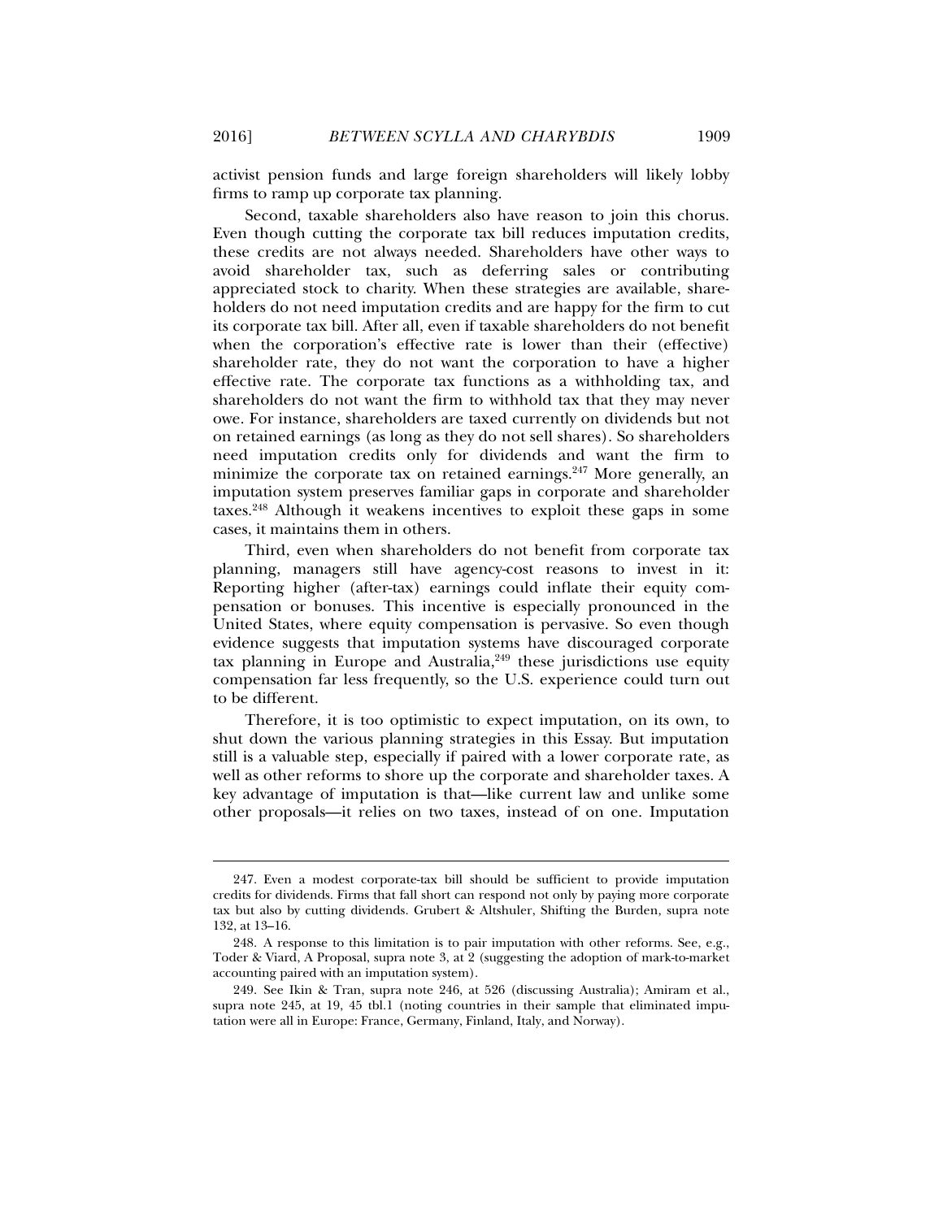activist pension funds and large foreign shareholders will likely lobby firms to ramp up corporate tax planning.

Second, taxable shareholders also have reason to join this chorus. Even though cutting the corporate tax bill reduces imputation credits, these credits are not always needed. Shareholders have other ways to avoid shareholder tax, such as deferring sales or contributing appreciated stock to charity. When these strategies are available, shareholders do not need imputation credits and are happy for the firm to cut its corporate tax bill. After all, even if taxable shareholders do not benefit when the corporation's effective rate is lower than their (effective) shareholder rate, they do not want the corporation to have a higher effective rate. The corporate tax functions as a withholding tax, and shareholders do not want the firm to withhold tax that they may never owe. For instance, shareholders are taxed currently on dividends but not on retained earnings (as long as they do not sell shares). So shareholders need imputation credits only for dividends and want the firm to minimize the corporate tax on retained earnings.[247] More generally, an imputation system preserves familiar gaps in corporate and shareholder taxes.[248] Although it weakens incentives to exploit these gaps in some cases, it maintains them in others.

Third, even when shareholders do not benefit from corporate tax planning, managers still have agency-cost reasons to invest in it: Reporting higher (after-tax) earnings could inflate their equity compensation or bonuses. This incentive is especially pronounced in the United States, where equity compensation is pervasive. So even though evidence suggests that imputation systems have discouraged corporate tax planning in Europe and Australia,[249] these jurisdictions use equity compensation far less frequently, so the U.S. experience could turn out to be different.

Therefore, it is too optimistic to expect imputation, on its own, to shut down the various planning strategies in this Essay. But imputation still is a valuable step, especially if paired with a lower corporate rate, as well as other reforms to shore up the corporate and shareholder taxes. A key advantage of imputation is that—like current law and unlike some other proposals—it relies on two taxes, instead of on one. Imputation

---

247. Even a modest corporate-tax bill should be sufficient to provide imputation credits for dividends. Firms that fall short can respond not only by paying more corporate tax but also by cutting dividends. Grubert & Altshuler, Shifting the Burden, supra note 132, at 13–16.

248. A response to this limitation is to pair imputation with other reforms. See, e.g., Toder & Viard, A Proposal, supra note 3, at 2 (suggesting the adoption of mark-to-market accounting paired with an imputation system).

249. See Ikin & Tran, supra note 246, at 526 (discussing Australia); Amiram et al., supra note 245, at 19, 45 tbl.1 (noting countries in their sample that eliminated imputation were all in Europe: France, Germany, Finland, Italy, and Norway).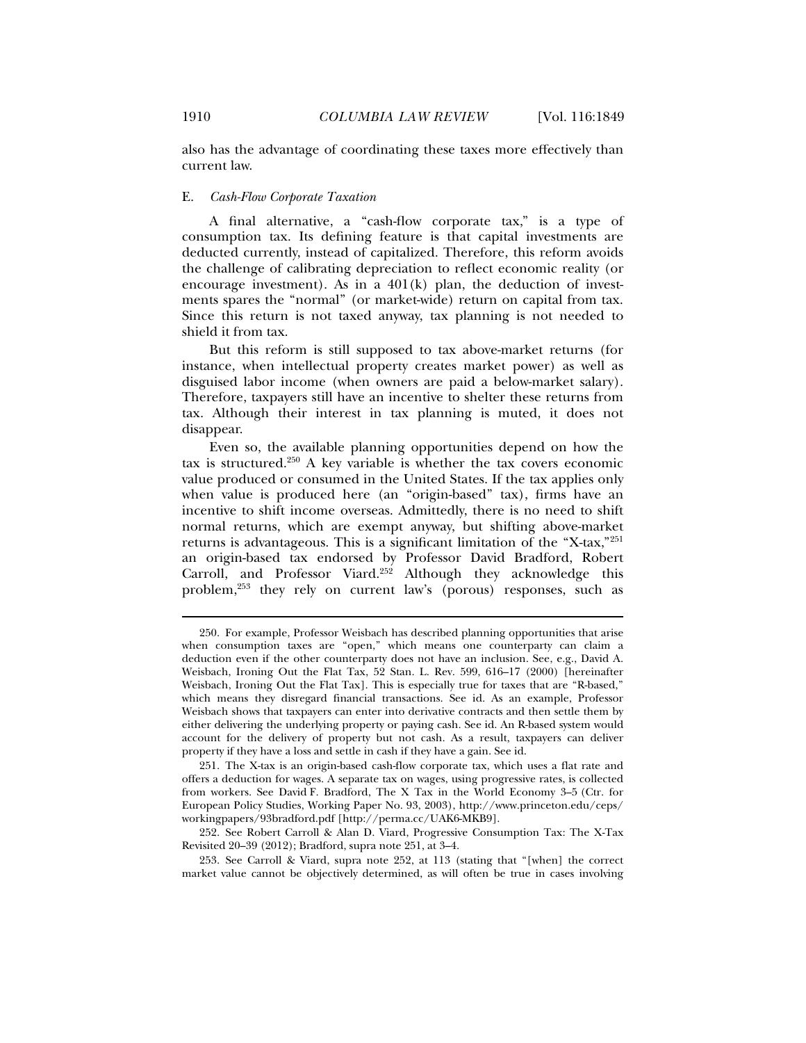also has the advantage of coordinating these taxes more effectively than current law.

### E. *Cash-Flow Corporate Taxation*

A final alternative, a "cash-flow corporate tax," is a type of consumption tax. Its defining feature is that capital investments are deducted currently, instead of capitalized. Therefore, this reform avoids the challenge of calibrating depreciation to reflect economic reality (or encourage investment). As in a 401(k) plan, the deduction of investments spares the "normal" (or market-wide) return on capital from tax. Since this return is not taxed anyway, tax planning is not needed to shield it from tax.

But this reform is still supposed to tax above-market returns (for instance, when intellectual property creates market power) as well as disguised labor income (when owners are paid a below-market salary). Therefore, taxpayers still have an incentive to shelter these returns from tax. Although their interest in tax planning is muted, it does not disappear.

Even so, the available planning opportunities depend on how the tax is structured.[250] A key variable is whether the tax covers economic value produced or consumed in the United States. If the tax applies only when value is produced here (an "origin-based" tax), firms have an incentive to shift income overseas. Admittedly, there is no need to shift normal returns, which are exempt anyway, but shifting above-market returns is advantageous. This is a significant limitation of the "X-tax,"[251] an origin-based tax endorsed by Professor David Bradford, Robert Carroll, and Professor Viard.[252] Although they acknowledge this problem,[253] they rely on current law's (porous) responses, such as

---

250. For example, Professor Weisbach has described planning opportunities that arise when consumption taxes are "open," which means one counterparty can claim a deduction even if the other counterparty does not have an inclusion. See, e.g., David A. Weisbach, Ironing Out the Flat Tax, 52 Stan. L. Rev. 599, 616–17 (2000) [hereinafter Weisbach, Ironing Out the Flat Tax]. This is especially true for taxes that are "R-based," which means they disregard financial transactions. See id. As an example, Professor Weisbach shows that taxpayers can enter into derivative contracts and then settle them by either delivering the underlying property or paying cash. See id. An R-based system would account for the delivery of property but not cash. As a result, taxpayers can deliver property if they have a loss and settle in cash if they have a gain. See id.

251. The X-tax is an origin-based cash-flow corporate tax, which uses a flat rate and offers a deduction for wages. A separate tax on wages, using progressive rates, is collected from workers. See David F. Bradford, The X Tax in the World Economy 3–5 (Ctr. for European Policy Studies, Working Paper No. 93, 2003), http://www.princeton.edu/ceps/workingpapers/93bradford.pdf [http://perma.cc/UAK6-MKB9].

252. See Robert Carroll & Alan D. Viard, Progressive Consumption Tax: The X-Tax Revisited 20–39 (2012); Bradford, supra note 251, at 3–4.

253. See Carroll & Viard, supra note 252, at 113 (stating that "[when] the correct market value cannot be objectively determined, as will often be true in cases involving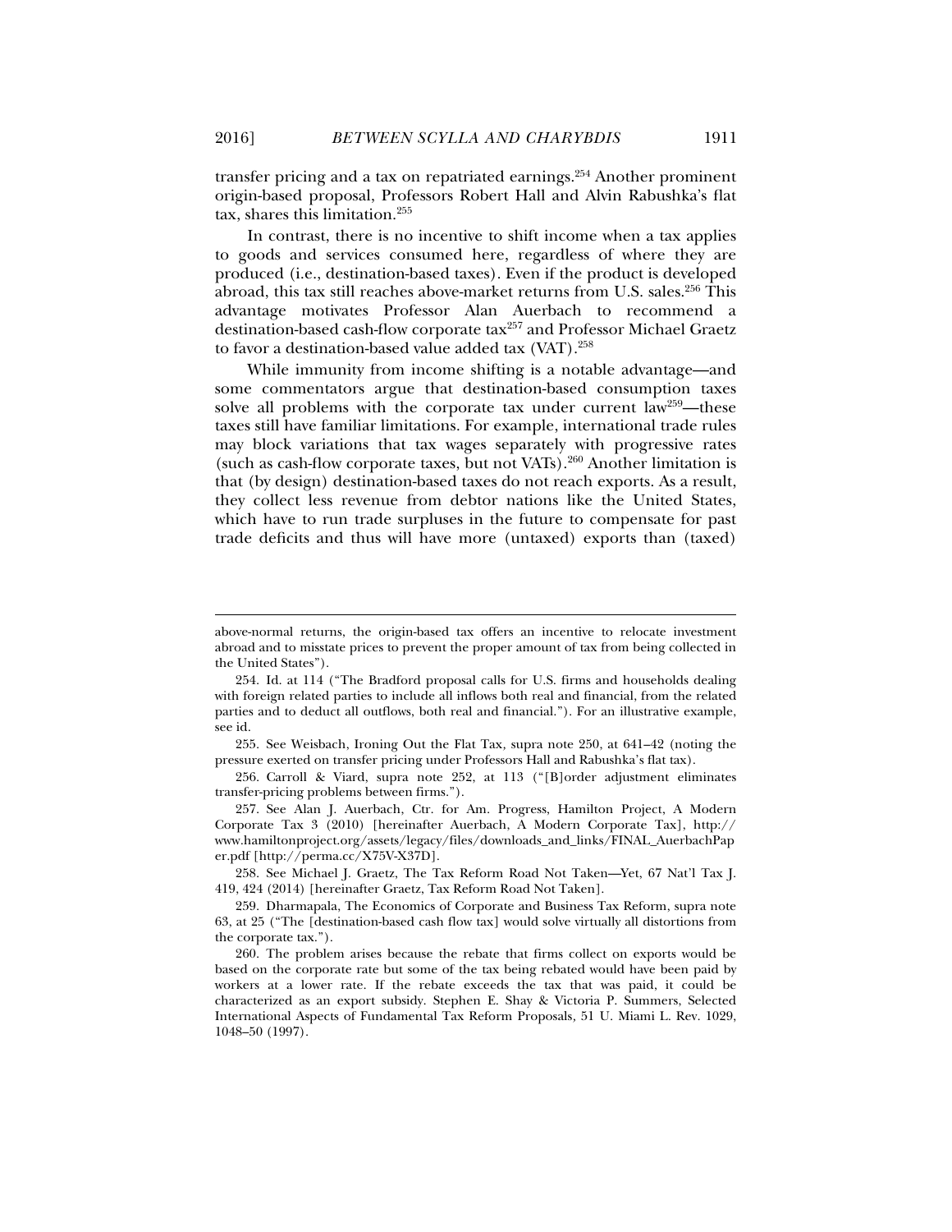transfer pricing and a tax on repatriated earnings.[254] Another prominent origin-based proposal, Professors Robert Hall and Alvin Rabushka's flat tax, shares this limitation.[255]

In contrast, there is no incentive to shift income when a tax applies to goods and services consumed here, regardless of where they are produced (i.e., destination-based taxes). Even if the product is developed abroad, this tax still reaches above-market returns from U.S. sales.[256] This advantage motivates Professor Alan Auerbach to recommend a destination-based cash-flow corporate tax[257] and Professor Michael Graetz to favor a destination-based value added tax (VAT).[258]

While immunity from income shifting is a notable advantage—and some commentators argue that destination-based consumption taxes solve all problems with the corporate tax under current law[259]—these taxes still have familiar limitations. For example, international trade rules may block variations that tax wages separately with progressive rates (such as cash-flow corporate taxes, but not VATs).[260] Another limitation is that (by design) destination-based taxes do not reach exports. As a result, they collect less revenue from debtor nations like the United States, which have to run trade surpluses in the future to compensate for past trade deficits and thus will have more (untaxed) exports than (taxed)

---

above-normal returns, the origin-based tax offers an incentive to relocate investment abroad and to misstate prices to prevent the proper amount of tax from being collected in the United States").

254. Id. at 114 ("The Bradford proposal calls for U.S. firms and households dealing with foreign related parties to include all inflows both real and financial, from the related parties and to deduct all outflows, both real and financial."). For an illustrative example, see id.

255. See Weisbach, Ironing Out the Flat Tax, supra note 250, at 641–42 (noting the pressure exerted on transfer pricing under Professors Hall and Rabushka's flat tax).

256. Carroll & Viard, supra note 252, at 113 ("[B]order adjustment eliminates transfer-pricing problems between firms.").

257. See Alan J. Auerbach, Ctr. for Am. Progress, Hamilton Project, A Modern Corporate Tax 3 (2010) [hereinafter Auerbach, A Modern Corporate Tax], http://www.hamiltonproject.org/assets/legacy/files/downloads_and_links/FINAL_AuerbachPaper.pdf [http://perma.cc/X75V-X37D].

258. See Michael J. Graetz, The Tax Reform Road Not Taken—Yet, 67 Nat'l Tax J. 419, 424 (2014) [hereinafter Graetz, Tax Reform Road Not Taken].

259. Dharmapala, The Economics of Corporate and Business Tax Reform, supra note 63, at 25 ("The [destination-based cash flow tax] would solve virtually all distortions from the corporate tax.").

260. The problem arises because the rebate that firms collect on exports would be based on the corporate rate but some of the tax being rebated would have been paid by workers at a lower rate. If the rebate exceeds the tax that was paid, it could be characterized as an export subsidy. Stephen E. Shay & Victoria P. Summers, Selected International Aspects of Fundamental Tax Reform Proposals, 51 U. Miami L. Rev. 1029, 1048–50 (1997).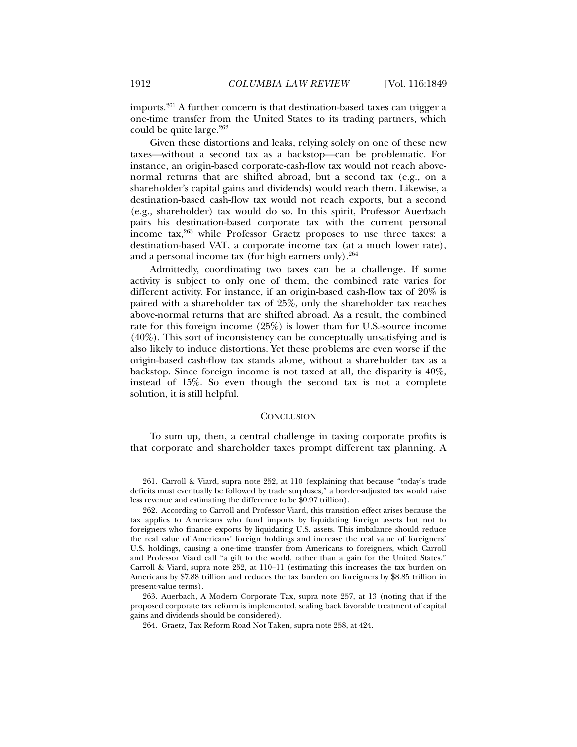imports.[261] A further concern is that destination-based taxes can trigger a one-time transfer from the United States to its trading partners, which could be quite large.[262]

Given these distortions and leaks, relying solely on one of these new taxes—without a second tax as a backstop—can be problematic. For instance, an origin-based corporate-cash-flow tax would not reach above-normal returns that are shifted abroad, but a second tax (e.g., on a shareholder's capital gains and dividends) would reach them. Likewise, a destination-based cash-flow tax would not reach exports, but a second (e.g., shareholder) tax would do so. In this spirit, Professor Auerbach pairs his destination-based corporate tax with the current personal income tax,[263] while Professor Graetz proposes to use three taxes: a destination-based VAT, a corporate income tax (at a much lower rate), and a personal income tax (for high earners only).[264]

Admittedly, coordinating two taxes can be a challenge. If some activity is subject to only one of them, the combined rate varies for different activity. For instance, if an origin-based cash-flow tax of 20% is paired with a shareholder tax of 25%, only the shareholder tax reaches above-normal returns that are shifted abroad. As a result, the combined rate for this foreign income (25%) is lower than for U.S.-source income (40%). This sort of inconsistency can be conceptually unsatisfying and is also likely to induce distortions. Yet these problems are even worse if the origin-based cash-flow tax stands alone, without a shareholder tax as a backstop. Since foreign income is not taxed at all, the disparity is 40%, instead of 15%. So even though the second tax is not a complete solution, it is still helpful.

## CONCLUSION

To sum up, then, a central challenge in taxing corporate profits is that corporate and shareholder taxes prompt different tax planning. A

---

261. Carroll & Viard, supra note 252, at 110 (explaining that because "today's trade deficits must eventually be followed by trade surpluses," a border-adjusted tax would raise less revenue and estimating the difference to be $0.97 trillion).

262. According to Carroll and Professor Viard, this transition effect arises because the tax applies to Americans who fund imports by liquidating foreign assets but not to foreigners who finance exports by liquidating U.S. assets. This imbalance should reduce the real value of Americans' foreign holdings and increase the real value of foreigners' U.S. holdings, causing a one-time transfer from Americans to foreigners, which Carroll and Professor Viard call "a gift to the world, rather than a gain for the United States." Carroll & Viard, supra note 252, at 110–11 (estimating this increases the tax burden on Americans by $7.88 trillion and reduces the tax burden on foreigners by $8.85 trillion in present-value terms).

263. Auerbach, A Modern Corporate Tax, supra note 257, at 13 (noting that if the proposed corporate tax reform is implemented, scaling back favorable treatment of capital gains and dividends should be considered).

264. Graetz, Tax Reform Road Not Taken, supra note 258, at 424.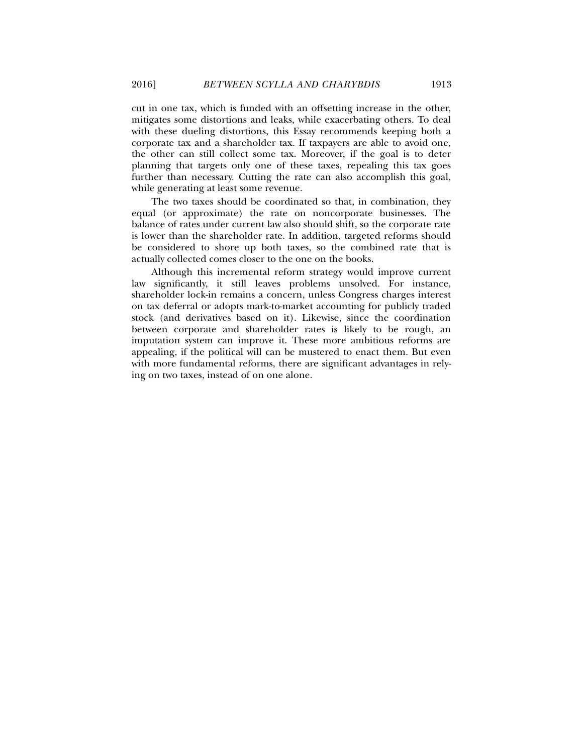cut in one tax, which is funded with an offsetting increase in the other, mitigates some distortions and leaks, while exacerbating others. To deal with these dueling distortions, this Essay recommends keeping both a corporate tax and a shareholder tax. If taxpayers are able to avoid one, the other can still collect some tax. Moreover, if the goal is to deter planning that targets only one of these taxes, repealing this tax goes further than necessary. Cutting the rate can also accomplish this goal, while generating at least some revenue.

The two taxes should be coordinated so that, in combination, they equal (or approximate) the rate on noncorporate businesses. The balance of rates under current law also should shift, so the corporate rate is lower than the shareholder rate. In addition, targeted reforms should be considered to shore up both taxes, so the combined rate that is actually collected comes closer to the one on the books.

Although this incremental reform strategy would improve current law significantly, it still leaves problems unsolved. For instance, shareholder lock-in remains a concern, unless Congress charges interest on tax deferral or adopts mark-to-market accounting for publicly traded stock (and derivatives based on it). Likewise, since the coordination between corporate and shareholder rates is likely to be rough, an imputation system can improve it. These more ambitious reforms are appealing, if the political will can be mustered to enact them. But even with more fundamental reforms, there are significant advantages in relying on two taxes, instead of on one alone.